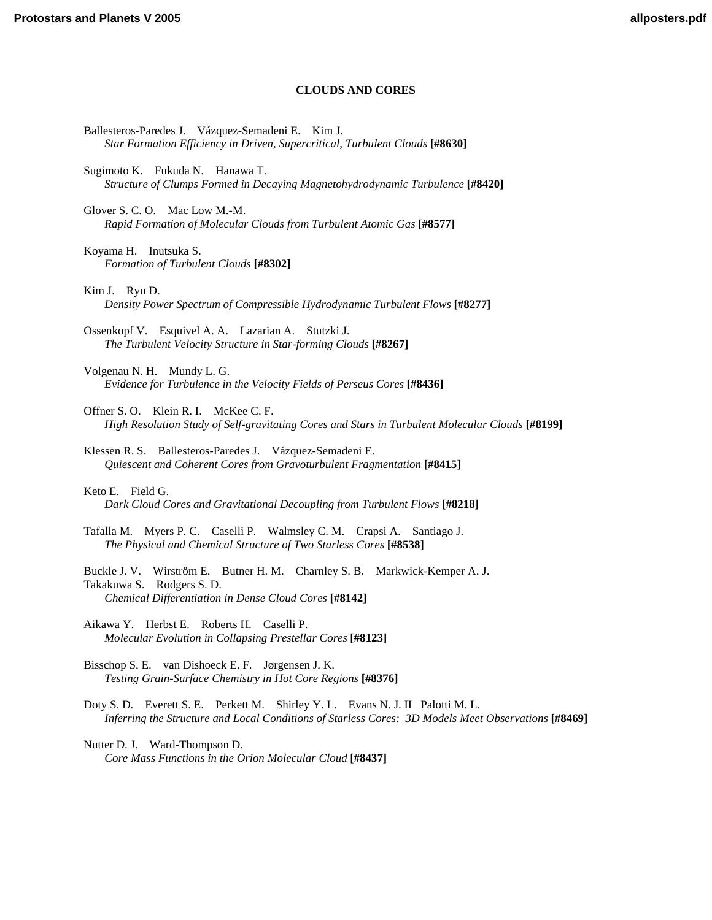# CLOUDS AND CORES

Ballesteros-Paredes J. Vázquez-Semadeni E. Kim J.
*Star Formation Efficiency in Driven, Supercritical, Turbulent Clouds* **[#8630]**

Sugimoto K. Fukuda N. Hanawa T.
*Structure of Clumps Formed in Decaying Magnetohydrodynamic Turbulence* **[#8420]**

Glover S. C. O. Mac Low M.-M.
*Rapid Formation of Molecular Clouds from Turbulent Atomic Gas* **[#8577]**

Koyama H. Inutsuka S.
*Formation of Turbulent Clouds* **[#8302]**

Kim J. Ryu D.
*Density Power Spectrum of Compressible Hydrodynamic Turbulent Flows* **[#8277]**

Ossenkopf V. Esquivel A. A. Lazarian A. Stutzki J.
*The Turbulent Velocity Structure in Star-forming Clouds* **[#8267]**

Volgenau N. H. Mundy L. G.
*Evidence for Turbulence in the Velocity Fields of Perseus Cores* **[#8436]**

Offner S. O. Klein R. I. McKee C. F.
*High Resolution Study of Self-gravitating Cores and Stars in Turbulent Molecular Clouds* **[#8199]**

Klessen R. S. Ballesteros-Paredes J. Vázquez-Semadeni E.
*Quiescent and Coherent Cores from Gravoturbulent Fragmentation* **[#8415]**

Keto E. Field G.
*Dark Cloud Cores and Gravitational Decoupling from Turbulent Flows* **[#8218]**

Tafalla M. Myers P. C. Caselli P. Walmsley C. M. Crapsi A. Santiago J.
*The Physical and Chemical Structure of Two Starless Cores* **[#8538]**

Buckle J. V. Wirström E. Butner H. M. Charnley S. B. Markwick-Kemper A. J. Takakuwa S. Rodgers S. D.
*Chemical Differentiation in Dense Cloud Cores* **[#8142]**

Aikawa Y. Herbst E. Roberts H. Caselli P.
*Molecular Evolution in Collapsing Prestellar Cores* **[#8123]**

Bisschop S. E. van Dishoeck E. F. Jørgensen J. K.
*Testing Grain-Surface Chemistry in Hot Core Regions* **[#8376]**

Doty S. D. Everett S. E. Perkett M. Shirley Y. L. Evans N. J. II Palotti M. L.
*Inferring the Structure and Local Conditions of Starless Cores: 3D Models Meet Observations* **[#8469]**

Nutter D. J. Ward-Thompson D.
*Core Mass Functions in the Orion Molecular Cloud* **[#8437]**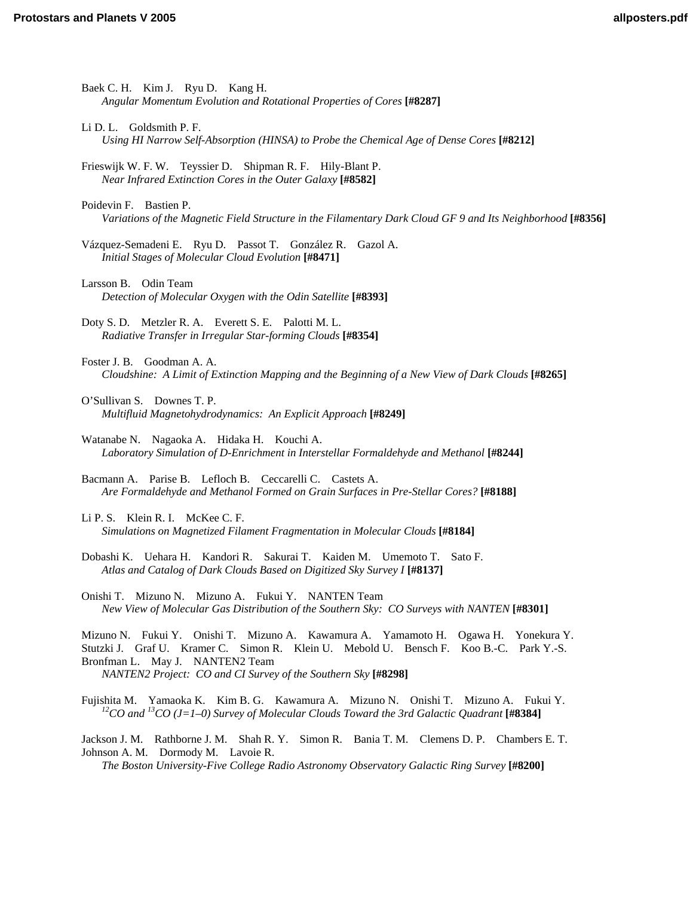Baek C. H.    Kim J.    Ryu D.    Kang H.
*Angular Momentum Evolution and Rotational Properties of Cores* **[#8287]**

Li D. L.    Goldsmith P. F.
*Using HI Narrow Self-Absorption (HINSA) to Probe the Chemical Age of Dense Cores* **[#8212]**

Frieswijk W. F. W.    Teyssier D.    Shipman R. F.    Hily-Blant P.
*Near Infrared Extinction Cores in the Outer Galaxy* **[#8582]**

Poidevin F.    Bastien P.
*Variations of the Magnetic Field Structure in the Filamentary Dark Cloud GF 9 and Its Neighborhood* **[#8356]**

Vázquez-Semadeni E.    Ryu D.    Passot T.    González R.    Gazol A.
*Initial Stages of Molecular Cloud Evolution* **[#8471]**

Larsson B.    Odin Team
*Detection of Molecular Oxygen with the Odin Satellite* **[#8393]**

Doty S. D.    Metzler R. A.    Everett S. E.    Palotti M. L.
*Radiative Transfer in Irregular Star-forming Clouds* **[#8354]**

Foster J. B.    Goodman A. A.
*Cloudshine:  A Limit of Extinction Mapping and the Beginning of a New View of Dark Clouds* **[#8265]**

O'Sullivan S.    Downes T. P.
*Multifluid Magnetohydrodynamics:  An Explicit Approach* **[#8249]**

Watanabe N.    Nagaoka A.    Hidaka H.    Kouchi A.
*Laboratory Simulation of D-Enrichment in Interstellar Formaldehyde and Methanol* **[#8244]**

Bacmann A.    Parise B.    Lefloch B.    Ceccarelli C.    Castets A.
*Are Formaldehyde and Methanol Formed on Grain Surfaces in Pre-Stellar Cores?* **[#8188]**

Li P. S.    Klein R. I.    McKee C. F.
*Simulations on Magnetized Filament Fragmentation in Molecular Clouds* **[#8184]**

Dobashi K.    Uehara H.    Kandori R.    Sakurai T.    Kaiden M.    Umemoto T.    Sato F.
*Atlas and Catalog of Dark Clouds Based on Digitized Sky Survey I* **[#8137]**

Onishi T.    Mizuno N.    Mizuno A.    Fukui Y.    NANTEN Team
*New View of Molecular Gas Distribution of the Southern Sky:  CO Surveys with NANTEN* **[#8301]**

Mizuno N.    Fukui Y.    Onishi T.    Mizuno A.    Kawamura A.    Yamamoto H.    Ogawa H.    Yonekura Y.
Stutzki J.    Graf U.    Kramer C.    Simon R.    Klein U.    Mebold U.    Bensch F.    Koo B.-C.    Park Y.-S.
Bronfman L.    May J.    NANTEN2 Team
*NANTEN2 Project:  CO and CI Survey of the Southern Sky* **[#8298]**

Fujishita M.    Yamaoka K.    Kim B. G.    Kawamura A.    Mizuno N.    Onishi T.    Mizuno A.    Fukui Y.
*$^{12}$CO and $^{13}$CO (J=1–0) Survey of Molecular Clouds Toward the 3rd Galactic Quadrant* **[#8384]**

Jackson J. M.    Rathborne J. M.    Shah R. Y.    Simon R.    Bania T. M.    Clemens D. P.    Chambers E. T.
Johnson A. M.    Dormody M.    Lavoie R.
*The Boston University-Five College Radio Astronomy Observatory Galactic Ring Survey* **[#8200]**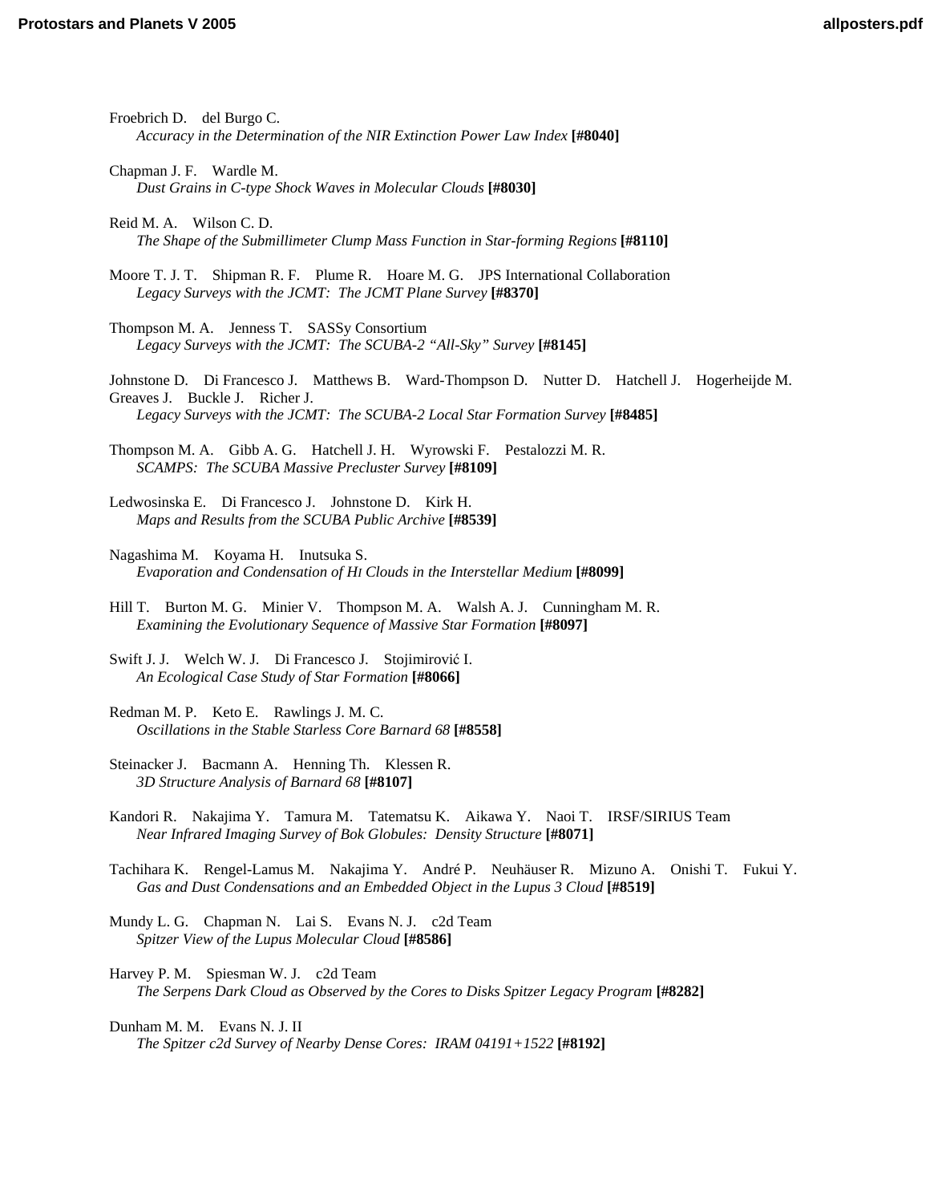Froebrich D. del Burgo C.
*Accuracy in the Determination of the NIR Extinction Power Law Index* **[#8040]**

Chapman J. F. Wardle M.
*Dust Grains in C-type Shock Waves in Molecular Clouds* **[#8030]**

Reid M. A. Wilson C. D.
*The Shape of the Submillimeter Clump Mass Function in Star-forming Regions* **[#8110]**

Moore T. J. T. Shipman R. F. Plume R. Hoare M. G. JPS International Collaboration
*Legacy Surveys with the JCMT: The JCMT Plane Survey* **[#8370]**

Thompson M. A. Jenness T. SASSy Consortium
*Legacy Surveys with the JCMT: The SCUBA-2 "All-Sky" Survey* **[#8145]**

Johnstone D. Di Francesco J. Matthews B. Ward-Thompson D. Nutter D. Hatchell J. Hogerheijde M. Greaves J. Buckle J. Richer J.
*Legacy Surveys with the JCMT: The SCUBA-2 Local Star Formation Survey* **[#8485]**

Thompson M. A. Gibb A. G. Hatchell J. H. Wyrowski F. Pestalozzi M. R.
*SCAMPS: The SCUBA Massive Precluster Survey* **[#8109]**

Ledwosinska E. Di Francesco J. Johnstone D. Kirk H.
*Maps and Results from the SCUBA Public Archive* **[#8539]**

Nagashima M. Koyama H. Inutsuka S.
*Evaporation and Condensation of HI Clouds in the Interstellar Medium* **[#8099]**

Hill T. Burton M. G. Minier V. Thompson M. A. Walsh A. J. Cunningham M. R.
*Examining the Evolutionary Sequence of Massive Star Formation* **[#8097]**

Swift J. J. Welch W. J. Di Francesco J. Stojimirović I.
*An Ecological Case Study of Star Formation* **[#8066]**

Redman M. P. Keto E. Rawlings J. M. C.
*Oscillations in the Stable Starless Core Barnard 68* **[#8558]**

Steinacker J. Bacmann A. Henning Th. Klessen R.
*3D Structure Analysis of Barnard 68* **[#8107]**

Kandori R. Nakajima Y. Tamura M. Tatematsu K. Aikawa Y. Naoi T. IRSF/SIRIUS Team
*Near Infrared Imaging Survey of Bok Globules: Density Structure* **[#8071]**

Tachihara K. Rengel-Lamus M. Nakajima Y. André P. Neuhäuser R. Mizuno A. Onishi T. Fukui Y.
*Gas and Dust Condensations and an Embedded Object in the Lupus 3 Cloud* **[#8519]**

Mundy L. G. Chapman N. Lai S. Evans N. J. c2d Team
*Spitzer View of the Lupus Molecular Cloud* **[#8586]**

Harvey P. M. Spiesman W. J. c2d Team
*The Serpens Dark Cloud as Observed by the Cores to Disks Spitzer Legacy Program* **[#8282]**

Dunham M. M. Evans N. J. II
*The Spitzer c2d Survey of Nearby Dense Cores: IRAM 04191+1522* **[#8192]**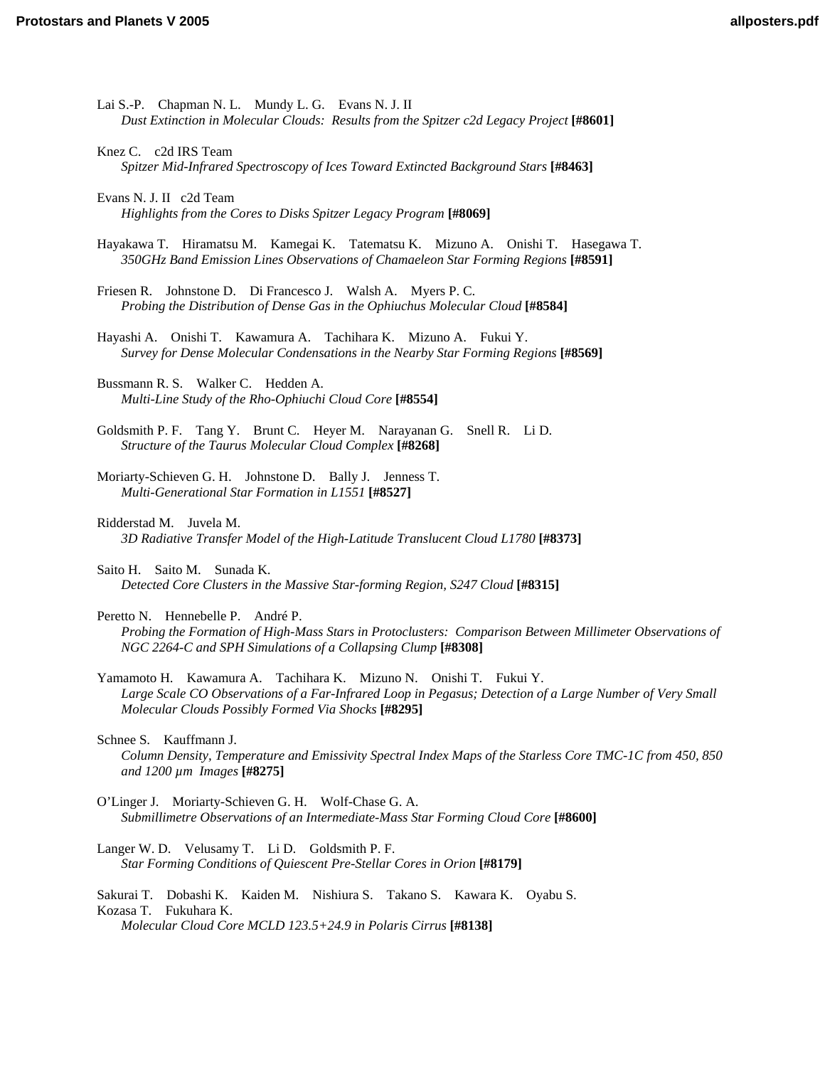Lai S.-P. Chapman N. L. Mundy L. G. Evans N. J. II
*Dust Extinction in Molecular Clouds: Results from the Spitzer c2d Legacy Project* **[#8601]**

Knez C. c2d IRS Team
*Spitzer Mid-Infrared Spectroscopy of Ices Toward Extincted Background Stars* **[#8463]**

Evans N. J. II c2d Team
*Highlights from the Cores to Disks Spitzer Legacy Program* **[#8069]**

Hayakawa T. Hiramatsu M. Kamegai K. Tatematsu K. Mizuno A. Onishi T. Hasegawa T.
*350GHz Band Emission Lines Observations of Chamaeleon Star Forming Regions* **[#8591]**

Friesen R. Johnstone D. Di Francesco J. Walsh A. Myers P. C.
*Probing the Distribution of Dense Gas in the Ophiuchus Molecular Cloud* **[#8584]**

Hayashi A. Onishi T. Kawamura A. Tachihara K. Mizuno A. Fukui Y.
*Survey for Dense Molecular Condensations in the Nearby Star Forming Regions* **[#8569]**

Bussmann R. S. Walker C. Hedden A.
*Multi-Line Study of the Rho-Ophiuchi Cloud Core* **[#8554]**

Goldsmith P. F. Tang Y. Brunt C. Heyer M. Narayanan G. Snell R. Li D.
*Structure of the Taurus Molecular Cloud Complex* **[#8268]**

Moriarty-Schieven G. H. Johnstone D. Bally J. Jenness T.
*Multi-Generational Star Formation in L1551* **[#8527]**

Ridderstad M. Juvela M.
*3D Radiative Transfer Model of the High-Latitude Translucent Cloud L1780* **[#8373]**

Saito H. Saito M. Sunada K.
*Detected Core Clusters in the Massive Star-forming Region, S247 Cloud* **[#8315]**

Peretto N. Hennebelle P. André P.
*Probing the Formation of High-Mass Stars in Protoclusters: Comparison Between Millimeter Observations of NGC 2264-C and SPH Simulations of a Collapsing Clump* **[#8308]**

Yamamoto H. Kawamura A. Tachihara K. Mizuno N. Onishi T. Fukui Y.
*Large Scale CO Observations of a Far-Infrared Loop in Pegasus; Detection of a Large Number of Very Small Molecular Clouds Possibly Formed Via Shocks* **[#8295]**

Schnee S. Kauffmann J.
*Column Density, Temperature and Emissivity Spectral Index Maps of the Starless Core TMC-1C from 450, 850 and 1200 µm Images* **[#8275]**

O'Linger J. Moriarty-Schieven G. H. Wolf-Chase G. A.
*Submillimetre Observations of an Intermediate-Mass Star Forming Cloud Core* **[#8600]**

Langer W. D. Velusamy T. Li D. Goldsmith P. F.
*Star Forming Conditions of Quiescent Pre-Stellar Cores in Orion* **[#8179]**

Sakurai T. Dobashi K. Kaiden M. Nishiura S. Takano S. Kawara K. Oyabu S. Kozasa T. Fukuhara K.
*Molecular Cloud Core MCLD 123.5+24.9 in Polaris Cirrus* **[#8138]**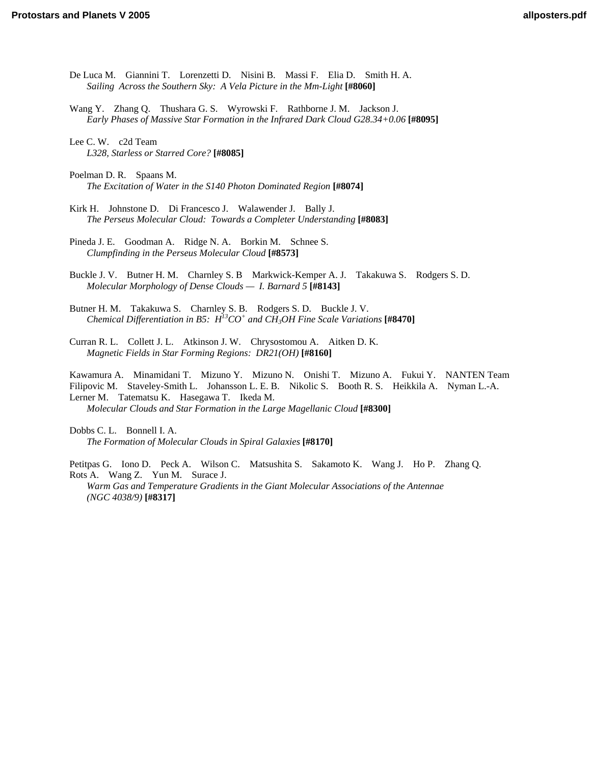De Luca M. Giannini T. Lorenzetti D. Nisini B. Massi F. Elia D. Smith H. A.
*Sailing Across the Southern Sky: A Vela Picture in the Mm-Light* **[#8060]**

Wang Y. Zhang Q. Thushara G. S. Wyrowski F. Rathborne J. M. Jackson J.
*Early Phases of Massive Star Formation in the Infrared Dark Cloud G28.34+0.06* **[#8095]**

Lee C. W. c2d Team
*L328, Starless or Starred Core?* **[#8085]**

Poelman D. R. Spaans M.
*The Excitation of Water in the S140 Photon Dominated Region* **[#8074]**

Kirk H. Johnstone D. Di Francesco J. Walawender J. Bally J.
*The Perseus Molecular Cloud: Towards a Completer Understanding* **[#8083]**

Pineda J. E. Goodman A. Ridge N. A. Borkin M. Schnee S.
*Clumpfinding in the Perseus Molecular Cloud* **[#8573]**

Buckle J. V. Butner H. M. Charnley S. B Markwick-Kemper A. J. Takakuwa S. Rodgers S. D.
*Molecular Morphology of Dense Clouds — I. Barnard 5* **[#8143]**

Butner H. M. Takakuwa S. Charnley S. B. Rodgers S. D. Buckle J. V.
*Chemical Differentiation in B5: $H^{13}CO^{+}$ and $CH_3OH$ Fine Scale Variations* **[#8470]**

Curran R. L. Collett J. L. Atkinson J. W. Chrysostomou A. Aitken D. K.
*Magnetic Fields in Star Forming Regions: DR21(OH)* **[#8160]**

Kawamura A. Minamidani T. Mizuno Y. Mizuno N. Onishi T. Mizuno A. Fukui Y. NANTEN Team Filipovic M. Staveley-Smith L. Johansson L. E. B. Nikolic S. Booth R. S. Heikkila A. Nyman L.-A. Lerner M. Tatematsu K. Hasegawa T. Ikeda M.
*Molecular Clouds and Star Formation in the Large Magellanic Cloud* **[#8300]**

Dobbs C. L. Bonnell I. A.
*The Formation of Molecular Clouds in Spiral Galaxies* **[#8170]**

Petitpas G. Iono D. Peck A. Wilson C. Matsushita S. Sakamoto K. Wang J. Ho P. Zhang Q. Rots A. Wang Z. Yun M. Surace J.
*Warm Gas and Temperature Gradients in the Giant Molecular Associations of the Antennae (NGC 4038/9)* **[#8317]**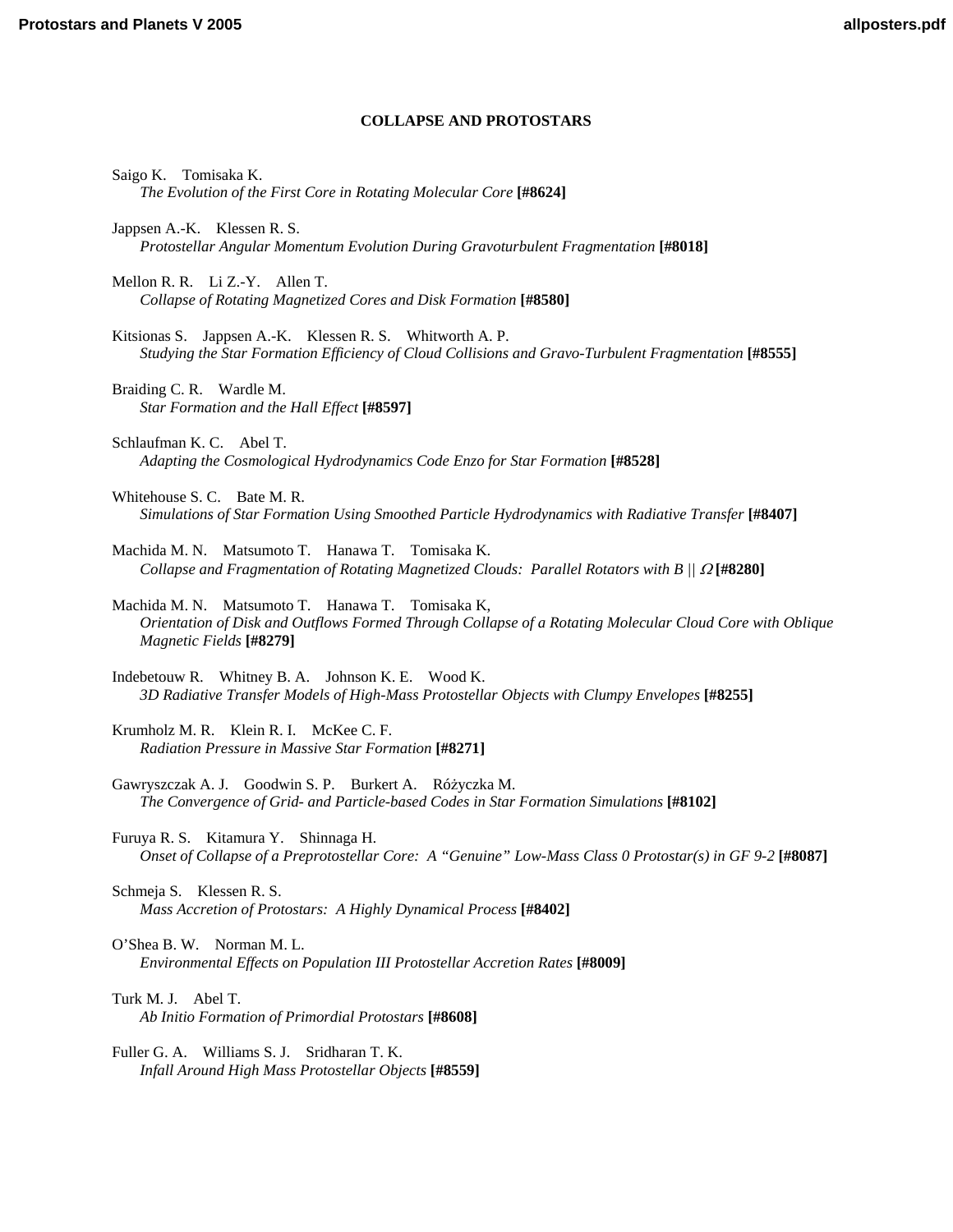## COLLAPSE AND PROTOSTARS

Saigo K. Tomisaka K.
*The Evolution of the First Core in Rotating Molecular Core* **[#8624]**

Jappsen A.-K. Klessen R. S.
*Protostellar Angular Momentum Evolution During Gravoturbulent Fragmentation* **[#8018]**

Mellon R. R. Li Z.-Y. Allen T.
*Collapse of Rotating Magnetized Cores and Disk Formation* **[#8580]**

Kitsionas S. Jappsen A.-K. Klessen R. S. Whitworth A. P.
*Studying the Star Formation Efficiency of Cloud Collisions and Gravo-Turbulent Fragmentation* **[#8555]**

Braiding C. R. Wardle M.
*Star Formation and the Hall Effect* **[#8597]**

Schlaufman K. C. Abel T.
*Adapting the Cosmological Hydrodynamics Code Enzo for Star Formation* **[#8528]**

Whitehouse S. C. Bate M. R.
*Simulations of Star Formation Using Smoothed Particle Hydrodynamics with Radiative Transfer* **[#8407]**

Machida M. N. Matsumoto T. Hanawa T. Tomisaka K.
*Collapse and Fragmentation of Rotating Magnetized Clouds: Parallel Rotators with $B \parallel \Omega$* **[#8280]**

Machida M. N. Matsumoto T. Hanawa T. Tomisaka K,
*Orientation of Disk and Outflows Formed Through Collapse of a Rotating Molecular Cloud Core with Oblique Magnetic Fields* **[#8279]**

Indebetouw R. Whitney B. A. Johnson K. E. Wood K.
*3D Radiative Transfer Models of High-Mass Protostellar Objects with Clumpy Envelopes* **[#8255]**

Krumholz M. R. Klein R. I. McKee C. F.
*Radiation Pressure in Massive Star Formation* **[#8271]**

Gawryszczak A. J. Goodwin S. P. Burkert A. Różyczka M.
*The Convergence of Grid- and Particle-based Codes in Star Formation Simulations* **[#8102]**

Furuya R. S. Kitamura Y. Shinnaga H.
*Onset of Collapse of a Preprotostellar Core: A "Genuine" Low-Mass Class 0 Protostar(s) in GF 9-2* **[#8087]**

Schmeja S. Klessen R. S.
*Mass Accretion of Protostars: A Highly Dynamical Process* **[#8402]**

O'Shea B. W. Norman M. L.
*Environmental Effects on Population III Protostellar Accretion Rates* **[#8009]**

Turk M. J. Abel T.
*Ab Initio Formation of Primordial Protostars* **[#8608]**

Fuller G. A. Williams S. J. Sridharan T. K.
*Infall Around High Mass Protostellar Objects* **[#8559]**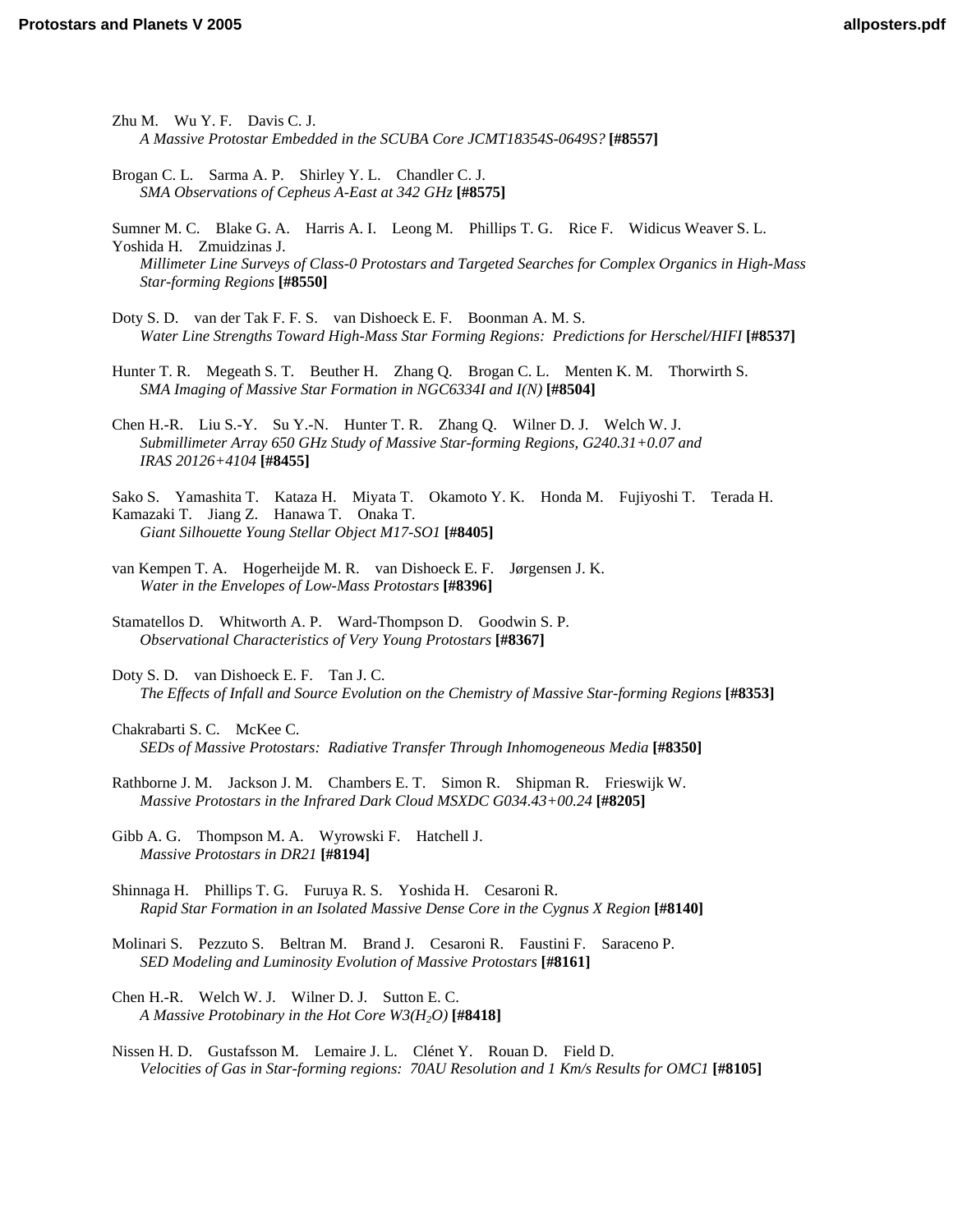Zhu M. Wu Y. F. Davis C. J.
*A Massive Protostar Embedded in the SCUBA Core JCMT18354S-0649S?* **[#8557]**

Brogan C. L. Sarma A. P. Shirley Y. L. Chandler C. J.
*SMA Observations of Cepheus A-East at 342 GHz* **[#8575]**

Sumner M. C. Blake G. A. Harris A. I. Leong M. Phillips T. G. Rice F. Widicus Weaver S. L. Yoshida H. Zmuidzinas J.
*Millimeter Line Surveys of Class-0 Protostars and Targeted Searches for Complex Organics in High-Mass Star-forming Regions* **[#8550]**

Doty S. D. van der Tak F. F. S. van Dishoeck E. F. Boonman A. M. S.
*Water Line Strengths Toward High-Mass Star Forming Regions: Predictions for Herschel/HIFI* **[#8537]**

Hunter T. R. Megeath S. T. Beuther H. Zhang Q. Brogan C. L. Menten K. M. Thorwirth S.
*SMA Imaging of Massive Star Formation in NGC6334I and I(N)* **[#8504]**

Chen H.-R. Liu S.-Y. Su Y.-N. Hunter T. R. Zhang Q. Wilner D. J. Welch W. J.
*Submillimeter Array 650 GHz Study of Massive Star-forming Regions, G240.31+0.07 and IRAS 20126+4104* **[#8455]**

Sako S. Yamashita T. Kataza H. Miyata T. Okamoto Y. K. Honda M. Fujiyoshi T. Terada H. Kamazaki T. Jiang Z. Hanawa T. Onaka T.
*Giant Silhouette Young Stellar Object M17-SO1* **[#8405]**

van Kempen T. A. Hogerheijde M. R. van Dishoeck E. F. Jørgensen J. K.
*Water in the Envelopes of Low-Mass Protostars* **[#8396]**

Stamatellos D. Whitworth A. P. Ward-Thompson D. Goodwin S. P.
*Observational Characteristics of Very Young Protostars* **[#8367]**

Doty S. D. van Dishoeck E. F. Tan J. C.
*The Effects of Infall and Source Evolution on the Chemistry of Massive Star-forming Regions* **[#8353]**

Chakrabarti S. C. McKee C.
*SEDs of Massive Protostars: Radiative Transfer Through Inhomogeneous Media* **[#8350]**

Rathborne J. M. Jackson J. M. Chambers E. T. Simon R. Shipman R. Frieswijk W.
*Massive Protostars in the Infrared Dark Cloud MSXDC G034.43+00.24* **[#8205]**

Gibb A. G. Thompson M. A. Wyrowski F. Hatchell J.
*Massive Protostars in DR21* **[#8194]**

Shinnaga H. Phillips T. G. Furuya R. S. Yoshida H. Cesaroni R.
*Rapid Star Formation in an Isolated Massive Dense Core in the Cygnus X Region* **[#8140]**

Molinari S. Pezzuto S. Beltran M. Brand J. Cesaroni R. Faustini F. Saraceno P.
*SED Modeling and Luminosity Evolution of Massive Protostars* **[#8161]**

Chen H.-R. Welch W. J. Wilner D. J. Sutton E. C.
*A Massive Protobinary in the Hot Core W3($H_2O$)* **[#8418]**

Nissen H. D. Gustafsson M. Lemaire J. L. Clénet Y. Rouan D. Field D.
*Velocities of Gas in Star-forming regions: 70AU Resolution and 1 Km/s Results for OMC1* **[#8105]**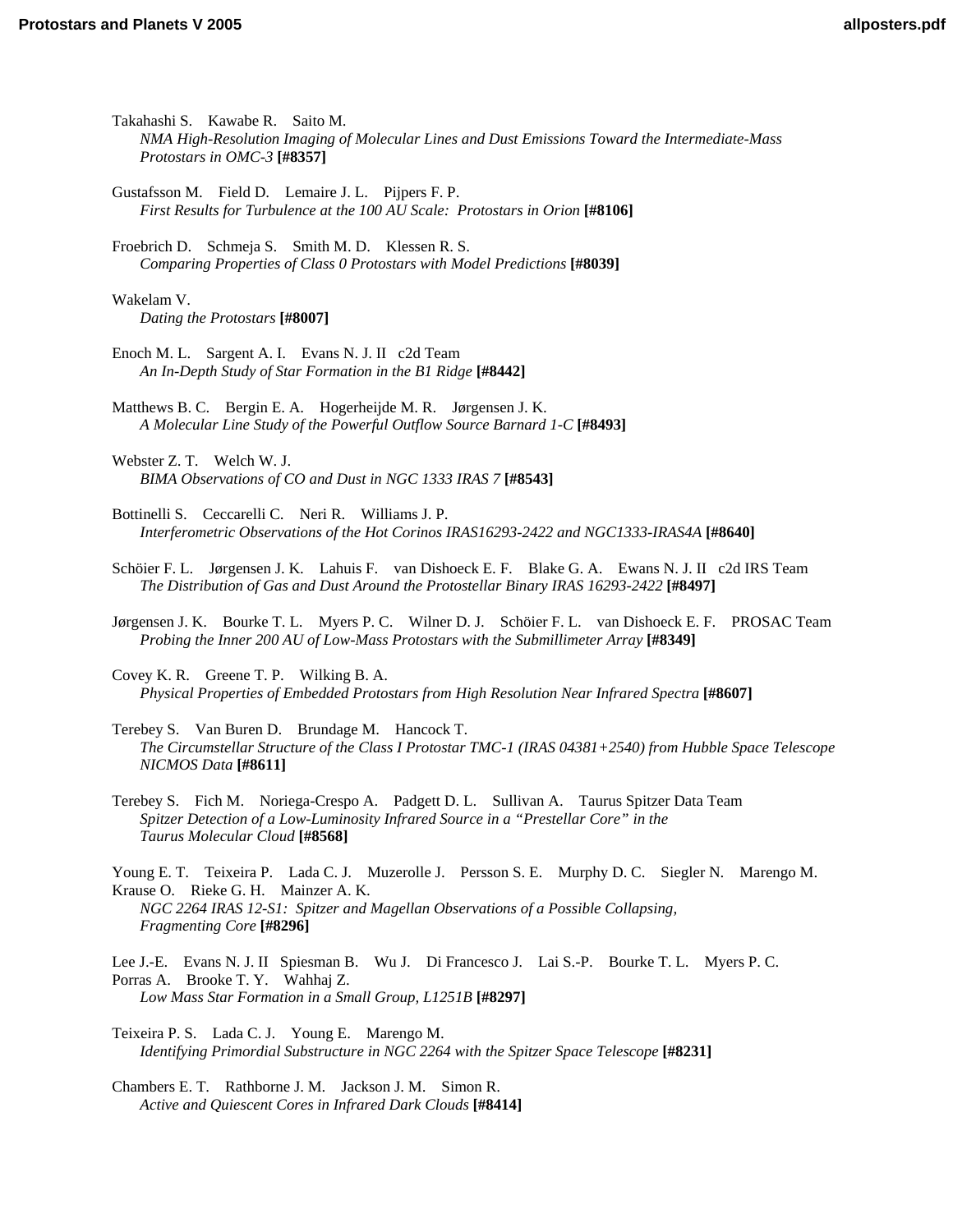Takahashi S. Kawabe R. Saito M.
*NMA High-Resolution Imaging of Molecular Lines and Dust Emissions Toward the Intermediate-Mass Protostars in OMC-3* **[#8357]**

Gustafsson M. Field D. Lemaire J. L. Pijpers F. P.
*First Results for Turbulence at the 100 AU Scale: Protostars in Orion* **[#8106]**

Froebrich D. Schmeja S. Smith M. D. Klessen R. S.
*Comparing Properties of Class 0 Protostars with Model Predictions* **[#8039]**

Wakelam V.
*Dating the Protostars* **[#8007]**

Enoch M. L. Sargent A. I. Evans N. J. II c2d Team
*An In-Depth Study of Star Formation in the B1 Ridge* **[#8442]**

Matthews B. C. Bergin E. A. Hogerheijde M. R. Jørgensen J. K.
*A Molecular Line Study of the Powerful Outflow Source Barnard 1-C* **[#8493]**

Webster Z. T. Welch W. J.
*BIMA Observations of CO and Dust in NGC 1333 IRAS 7* **[#8543]**

Bottinelli S. Ceccarelli C. Neri R. Williams J. P.
*Interferometric Observations of the Hot Corinos IRAS16293-2422 and NGC1333-IRAS4A* **[#8640]**

Schöier F. L. Jørgensen J. K. Lahuis F. van Dishoeck E. F. Blake G. A. Evans N. J. II c2d IRS Team
*The Distribution of Gas and Dust Around the Protostellar Binary IRAS 16293-2422* **[#8497]**

Jørgensen J. K. Bourke T. L. Myers P. C. Wilner D. J. Schöier F. L. van Dishoeck E. F. PROSAC Team
*Probing the Inner 200 AU of Low-Mass Protostars with the Submillimeter Array* **[#8349]**

Covey K. R. Greene T. P. Wilking B. A.
*Physical Properties of Embedded Protostars from High Resolution Near Infrared Spectra* **[#8607]**

Terebey S. Van Buren D. Brundage M. Hancock T.
*The Circumstellar Structure of the Class I Protostar TMC-1 (IRAS 04381+2540) from Hubble Space Telescope NICMOS Data* **[#8611]**

Terebey S. Fich M. Noriega-Crespo A. Padgett D. L. Sullivan A. Taurus Spitzer Data Team
*Spitzer Detection of a Low-Luminosity Infrared Source in a "Prestellar Core" in the Taurus Molecular Cloud* **[#8568]**

Young E. T. Teixeira P. Lada C. J. Muzerolle J. Persson S. E. Murphy D. C. Siegler N. Marengo M. Krause O. Rieke G. H. Mainzer A. K.
*NGC 2264 IRAS 12-S1: Spitzer and Magellan Observations of a Possible Collapsing, Fragmenting Core* **[#8296]**

Lee J.-E. Evans N. J. II Spiesman B. Wu J. Di Francesco J. Lai S.-P. Bourke T. L. Myers P. C. Porras A. Brooke T. Y. Wahhaj Z.
*Low Mass Star Formation in a Small Group, L1251B* **[#8297]**

Teixeira P. S. Lada C. J. Young E. Marengo M.
*Identifying Primordial Substructure in NGC 2264 with the Spitzer Space Telescope* **[#8231]**

Chambers E. T. Rathborne J. M. Jackson J. M. Simon R.
*Active and Quiescent Cores in Infrared Dark Clouds* **[#8414]**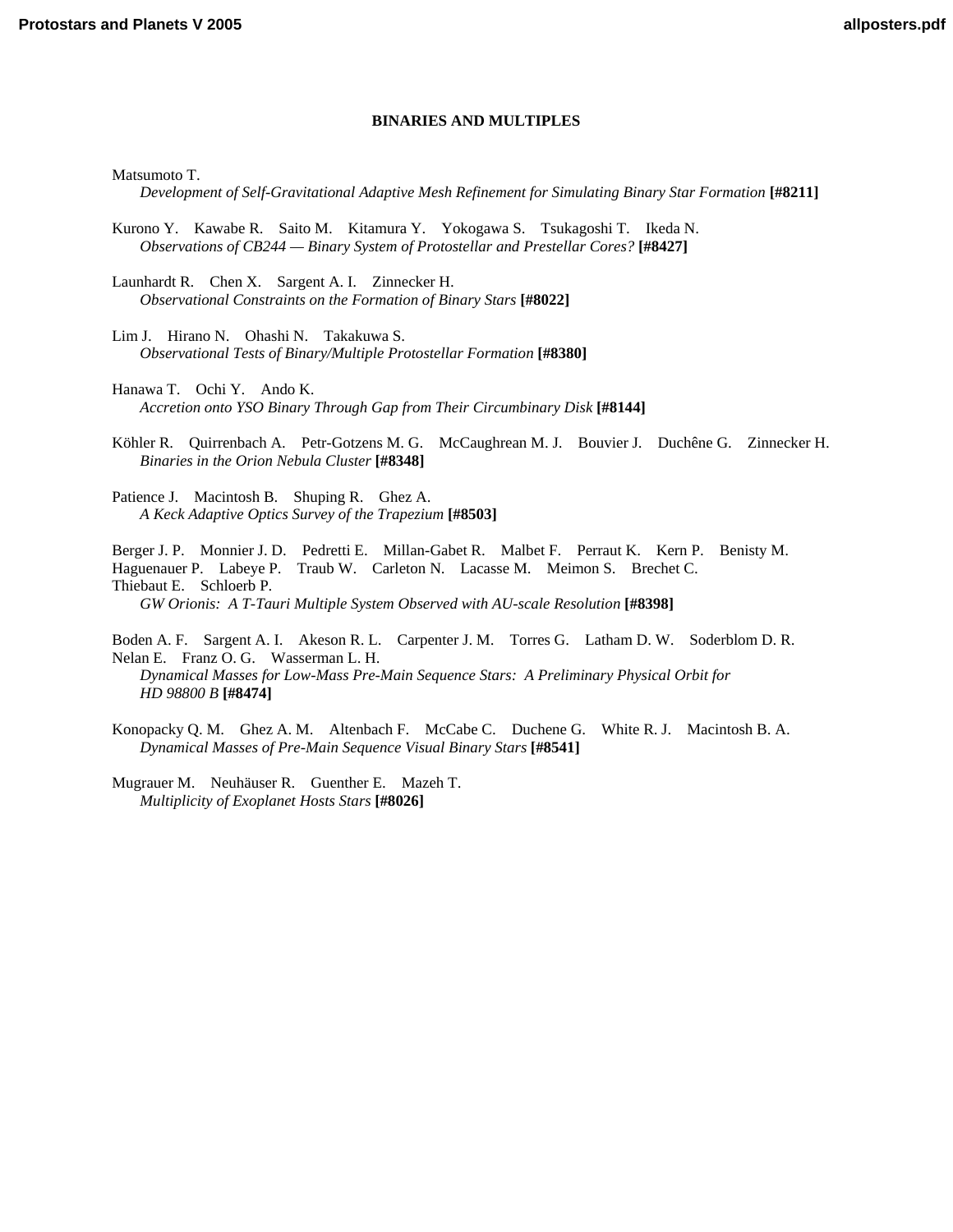## BINARIES AND MULTIPLES

Matsumoto T.
*Development of Self-Gravitational Adaptive Mesh Refinement for Simulating Binary Star Formation* **[#8211]**

Kurono Y. Kawabe R. Saito M. Kitamura Y. Yokogawa S. Tsukagoshi T. Ikeda N.
*Observations of CB244 — Binary System of Protostellar and Prestellar Cores?* **[#8427]**

Launhardt R. Chen X. Sargent A. I. Zinnecker H.
*Observational Constraints on the Formation of Binary Stars* **[#8022]**

Lim J. Hirano N. Ohashi N. Takakuwa S.
*Observational Tests of Binary/Multiple Protostellar Formation* **[#8380]**

Hanawa T. Ochi Y. Ando K.
*Accretion onto YSO Binary Through Gap from Their Circumbinary Disk* **[#8144]**

Köhler R. Quirrenbach A. Petr-Gotzens M. G. McCaughrean M. J. Bouvier J. Duchêne G. Zinnecker H.
*Binaries in the Orion Nebula Cluster* **[#8348]**

Patience J. Macintosh B. Shuping R. Ghez A.
*A Keck Adaptive Optics Survey of the Trapezium* **[#8503]**

Berger J. P. Monnier J. D. Pedretti E. Millan-Gabet R. Malbet F. Perraut K. Kern P. Benisty M. Haguenauer P. Labeye P. Traub W. Carleton N. Lacasse M. Meimon S. Brechet C. Thiebaut E. Schloerb P.
*GW Orionis: A T-Tauri Multiple System Observed with AU-scale Resolution* **[#8398]**

Boden A. F. Sargent A. I. Akeson R. L. Carpenter J. M. Torres G. Latham D. W. Soderblom D. R. Nelan E. Franz O. G. Wasserman L. H.
*Dynamical Masses for Low-Mass Pre-Main Sequence Stars: A Preliminary Physical Orbit for HD 98800 B* **[#8474]**

Konopacky Q. M. Ghez A. M. Altenbach F. McCabe C. Duchene G. White R. J. Macintosh B. A.
*Dynamical Masses of Pre-Main Sequence Visual Binary Stars* **[#8541]**

Mugrauer M. Neuhäuser R. Guenther E. Mazeh T.
*Multiplicity of Exoplanet Hosts Stars* **[#8026]**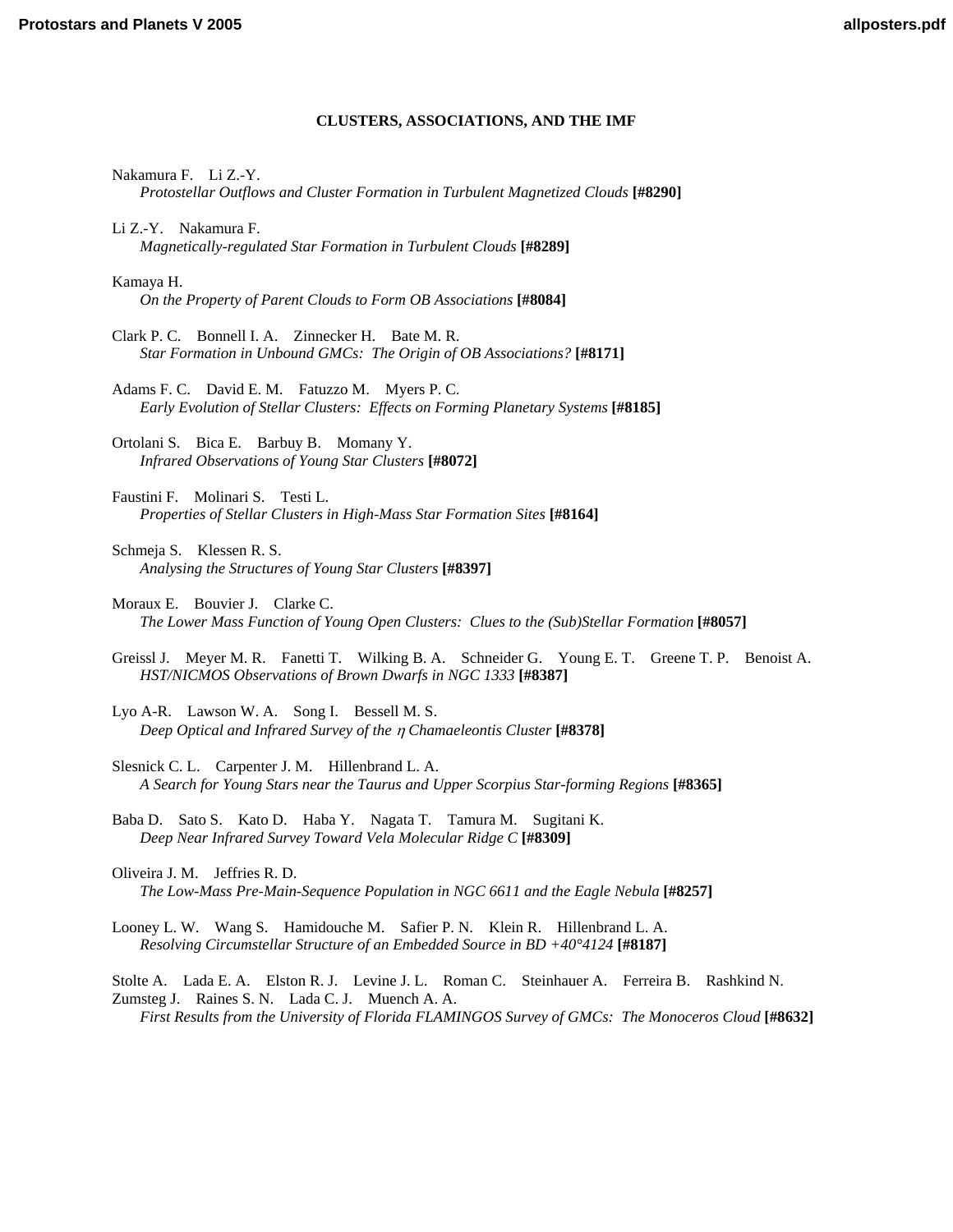## CLUSTERS, ASSOCIATIONS, AND THE IMF

Nakamura F.  Li Z.-Y.
*Protostellar Outflows and Cluster Formation in Turbulent Magnetized Clouds* **[#8290]**

Li Z.-Y.  Nakamura F.
*Magnetically-regulated Star Formation in Turbulent Clouds* **[#8289]**

Kamaya H.
*On the Property of Parent Clouds to Form OB Associations* **[#8084]**

Clark P. C.  Bonnell I. A.  Zinnecker H.  Bate M. R.
*Star Formation in Unbound GMCs: The Origin of OB Associations?* **[#8171]**

Adams F. C.  David E. M.  Fatuzzo M.  Myers P. C.
*Early Evolution of Stellar Clusters: Effects on Forming Planetary Systems* **[#8185]**

Ortolani S.  Bica E.  Barbuy B.  Momany Y.
*Infrared Observations of Young Star Clusters* **[#8072]**

Faustini F.  Molinari S.  Testi L.
*Properties of Stellar Clusters in High-Mass Star Formation Sites* **[#8164]**

Schmeja S.  Klessen R. S.
*Analysing the Structures of Young Star Clusters* **[#8397]**

Moraux E.  Bouvier J.  Clarke C.
*The Lower Mass Function of Young Open Clusters: Clues to the (Sub)Stellar Formation* **[#8057]**

Greissl J.  Meyer M. R.  Fanetti T.  Wilking B. A.  Schneider G.  Young E. T.  Greene T. P.  Benoist A.
*HST/NICMOS Observations of Brown Dwarfs in NGC 1333* **[#8387]**

Lyo A-R.  Lawson W. A.  Song I.  Bessell M. S.
*Deep Optical and Infrared Survey of the $\eta$ Chamaeleontis Cluster* **[#8378]**

Slesnick C. L.  Carpenter J. M.  Hillenbrand L. A.
*A Search for Young Stars near the Taurus and Upper Scorpius Star-forming Regions* **[#8365]**

Baba D.  Sato S.  Kato D.  Haba Y.  Nagata T.  Tamura M.  Sugitani K.
*Deep Near Infrared Survey Toward Vela Molecular Ridge C* **[#8309]**

Oliveira J. M.  Jeffries R. D.
*The Low-Mass Pre-Main-Sequence Population in NGC 6611 and the Eagle Nebula* **[#8257]**

Looney L. W.  Wang S.  Hamidouche M.  Safier P. N.  Klein R.  Hillenbrand L. A.
*Resolving Circumstellar Structure of an Embedded Source in BD +40°4124* **[#8187]**

Stolte A.  Lada E. A.  Elston R. J.  Levine J. L.  Roman C.  Steinhauer A.  Ferreira B.  Rashkind N.  Zumsteg J.  Raines S. N.  Lada C. J.  Muench A. A.
*First Results from the University of Florida FLAMINGOS Survey of GMCs: The Monoceros Cloud* **[#8632]**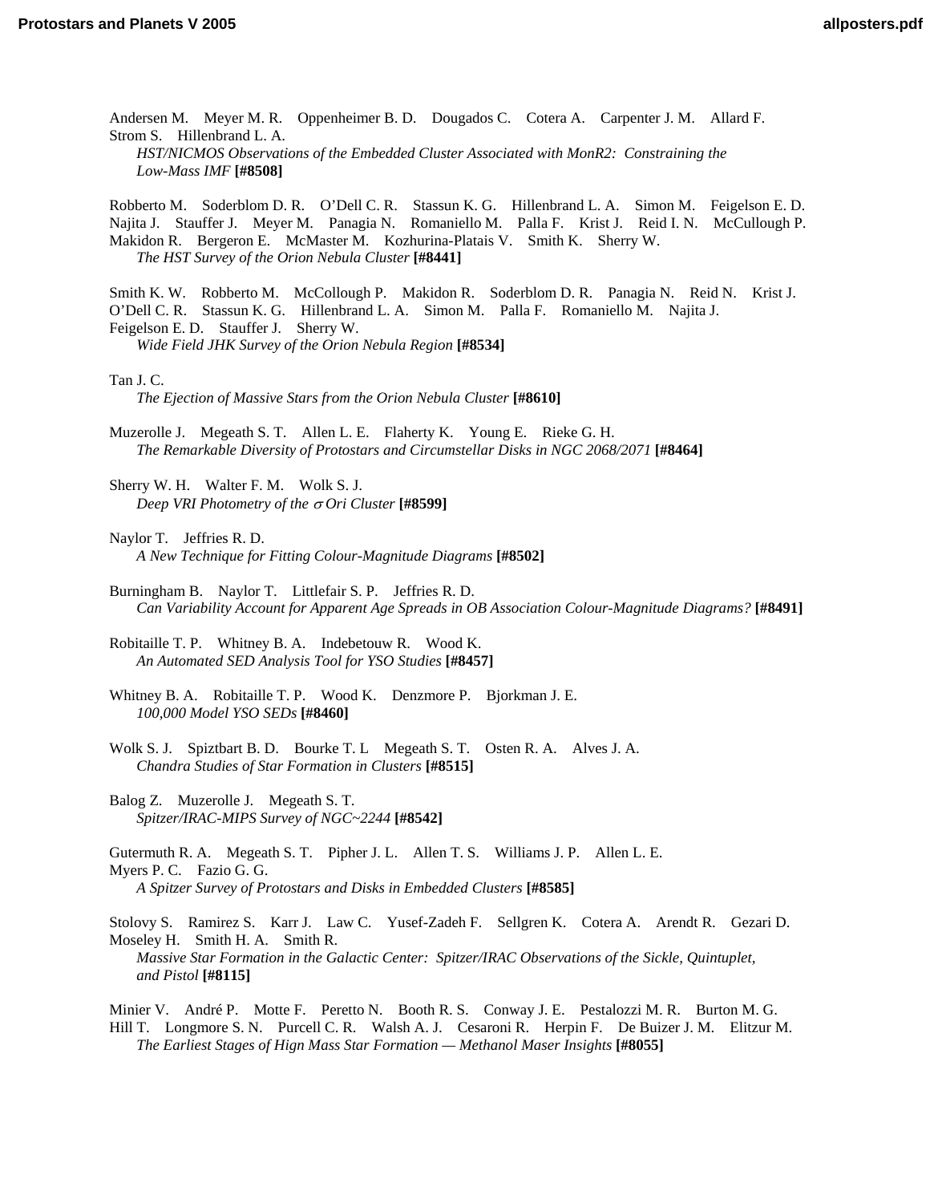Andersen M. Meyer M. R. Oppenheimer B. D. Dougados C. Cotera A. Carpenter J. M. Allard F. Strom S. Hillenbrand L. A.
*HST/NICMOS Observations of the Embedded Cluster Associated with MonR2: Constraining the Low-Mass IMF* **[#8508]**

Robberto M. Soderblom D. R. O'Dell C. R. Stassun K. G. Hillenbrand L. A. Simon M. Feigelson E. D. Najita J. Stauffer J. Meyer M. Panagia N. Romaniello M. Palla F. Krist J. Reid I. N. McCullough P. Makidon R. Bergeron E. McMaster M. Kozhurina-Platais V. Smith K. Sherry W.
*The HST Survey of the Orion Nebula Cluster* **[#8441]**

Smith K. W. Robberto M. McCollough P. Makidon R. Soderblom D. R. Panagia N. Reid N. Krist J. O'Dell C. R. Stassun K. G. Hillenbrand L. A. Simon M. Palla F. Romaniello M. Najita J. Feigelson E. D. Stauffer J. Sherry W.
*Wide Field JHK Survey of the Orion Nebula Region* **[#8534]**

Tan J. C.
*The Ejection of Massive Stars from the Orion Nebula Cluster* **[#8610]**

Muzerolle J. Megeath S. T. Allen L. E. Flaherty K. Young E. Rieke G. H.
*The Remarkable Diversity of Protostars and Circumstellar Disks in NGC 2068/2071* **[#8464]**

Sherry W. H. Walter F. M. Wolk S. J.
*Deep VRI Photometry of the $\sigma$ Ori Cluster* **[#8599]**

Naylor T. Jeffries R. D.
*A New Technique for Fitting Colour-Magnitude Diagrams* **[#8502]**

Burningham B. Naylor T. Littlefair S. P. Jeffries R. D.
*Can Variability Account for Apparent Age Spreads in OB Association Colour-Magnitude Diagrams?* **[#8491]**

Robitaille T. P. Whitney B. A. Indebetouw R. Wood K.
*An Automated SED Analysis Tool for YSO Studies* **[#8457]**

Whitney B. A. Robitaille T. P. Wood K. Denzmore P. Bjorkman J. E.
*100,000 Model YSO SEDs* **[#8460]**

Wolk S. J. Spiztbart B. D. Bourke T. L Megeath S. T. Osten R. A. Alves J. A.
*Chandra Studies of Star Formation in Clusters* **[#8515]**

Balog Z. Muzerolle J. Megeath S. T.
*Spitzer/IRAC-MIPS Survey of NGC~2244* **[#8542]**

Gutermuth R. A. Megeath S. T. Pipher J. L. Allen T. S. Williams J. P. Allen L. E. Myers P. C. Fazio G. G.
*A Spitzer Survey of Protostars and Disks in Embedded Clusters* **[#8585]**

Stolovy S. Ramirez S. Karr J. Law C. Yusef-Zadeh F. Sellgren K. Cotera A. Arendt R. Gezari D. Moseley H. Smith H. A. Smith R.
*Massive Star Formation in the Galactic Center: Spitzer/IRAC Observations of the Sickle, Quintuplet, and Pistol* **[#8115]**

Minier V. André P. Motte F. Peretto N. Booth R. S. Conway J. E. Pestalozzi M. R. Burton M. G. Hill T. Longmore S. N. Purcell C. R. Walsh A. J. Cesaroni R. Herpin F. De Buizer J. M. Elitzur M.
*The Earliest Stages of Hign Mass Star Formation — Methanol Maser Insights* **[#8055]**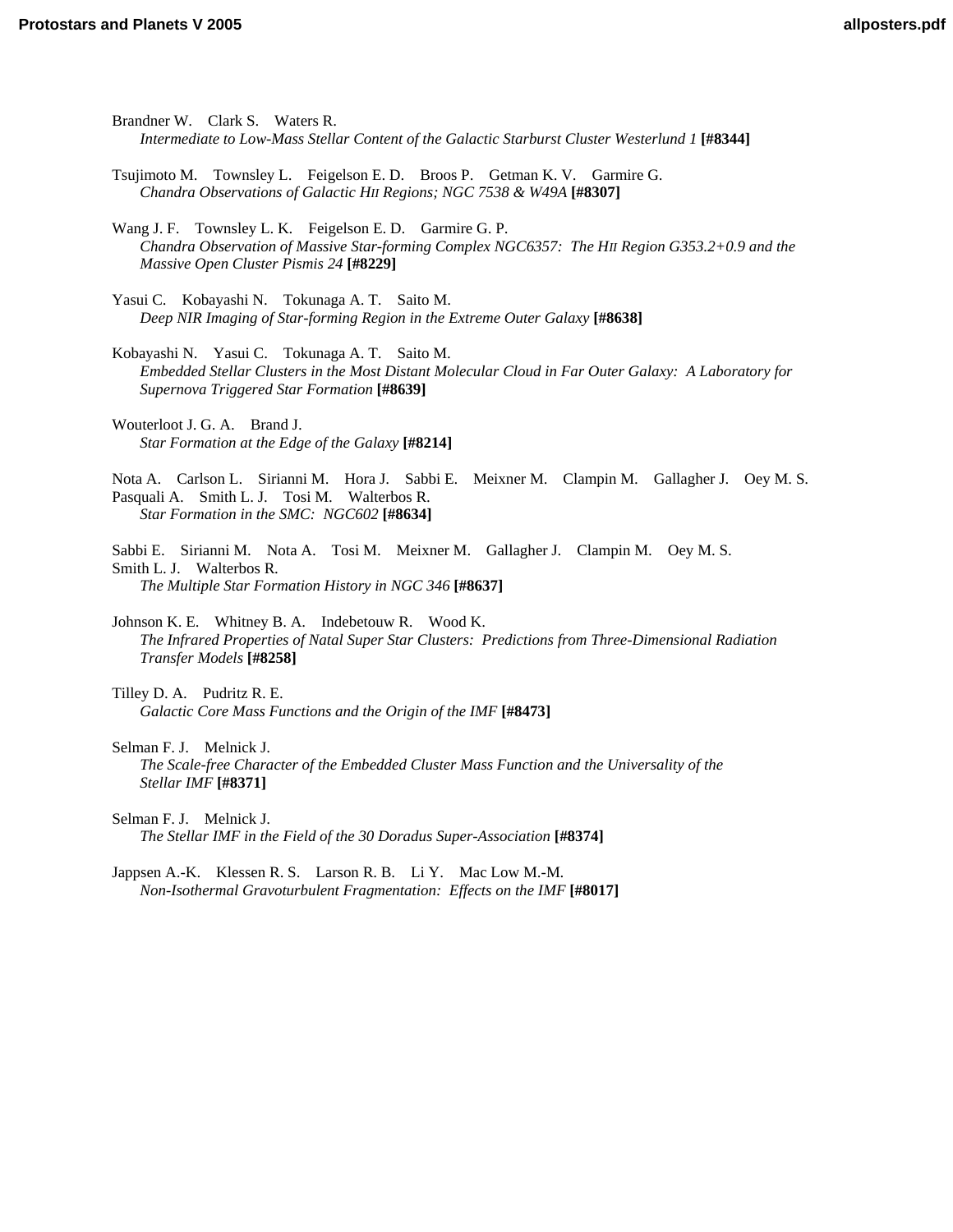Brandner W. Clark S. Waters R.
*Intermediate to Low-Mass Stellar Content of the Galactic Starburst Cluster Westerlund 1* **[#8344]**

Tsujimoto M. Townsley L. Feigelson E. D. Broos P. Getman K. V. Garmire G.
*Chandra Observations of Galactic HII Regions; NGC 7538 & W49A* **[#8307]**

Wang J. F. Townsley L. K. Feigelson E. D. Garmire G. P.
*Chandra Observation of Massive Star-forming Complex NGC6357: The HII Region G353.2+0.9 and the Massive Open Cluster Pismis 24* **[#8229]**

Yasui C. Kobayashi N. Tokunaga A. T. Saito M.
*Deep NIR Imaging of Star-forming Region in the Extreme Outer Galaxy* **[#8638]**

Kobayashi N. Yasui C. Tokunaga A. T. Saito M.
*Embedded Stellar Clusters in the Most Distant Molecular Cloud in Far Outer Galaxy: A Laboratory for Supernova Triggered Star Formation* **[#8639]**

Wouterloot J. G. A. Brand J.
*Star Formation at the Edge of the Galaxy* **[#8214]**

Nota A. Carlson L. Sirianni M. Hora J. Sabbi E. Meixner M. Clampin M. Gallagher J. Oey M. S. Pasquali A. Smith L. J. Tosi M. Walterbos R.
*Star Formation in the SMC: NGC602* **[#8634]**

Sabbi E. Sirianni M. Nota A. Tosi M. Meixner M. Gallagher J. Clampin M. Oey M. S. Smith L. J. Walterbos R.
*The Multiple Star Formation History in NGC 346* **[#8637]**

Johnson K. E. Whitney B. A. Indebetouw R. Wood K.
*The Infrared Properties of Natal Super Star Clusters: Predictions from Three-Dimensional Radiation Transfer Models* **[#8258]**

Tilley D. A. Pudritz R. E.
*Galactic Core Mass Functions and the Origin of the IMF* **[#8473]**

Selman F. J. Melnick J.
*The Scale-free Character of the Embedded Cluster Mass Function and the Universality of the Stellar IMF* **[#8371]**

Selman F. J. Melnick J.
*The Stellar IMF in the Field of the 30 Doradus Super-Association* **[#8374]**

Jappsen A.-K. Klessen R. S. Larson R. B. Li Y. Mac Low M.-M.
*Non-Isothermal Gravoturbulent Fragmentation: Effects on the IMF* **[#8017]**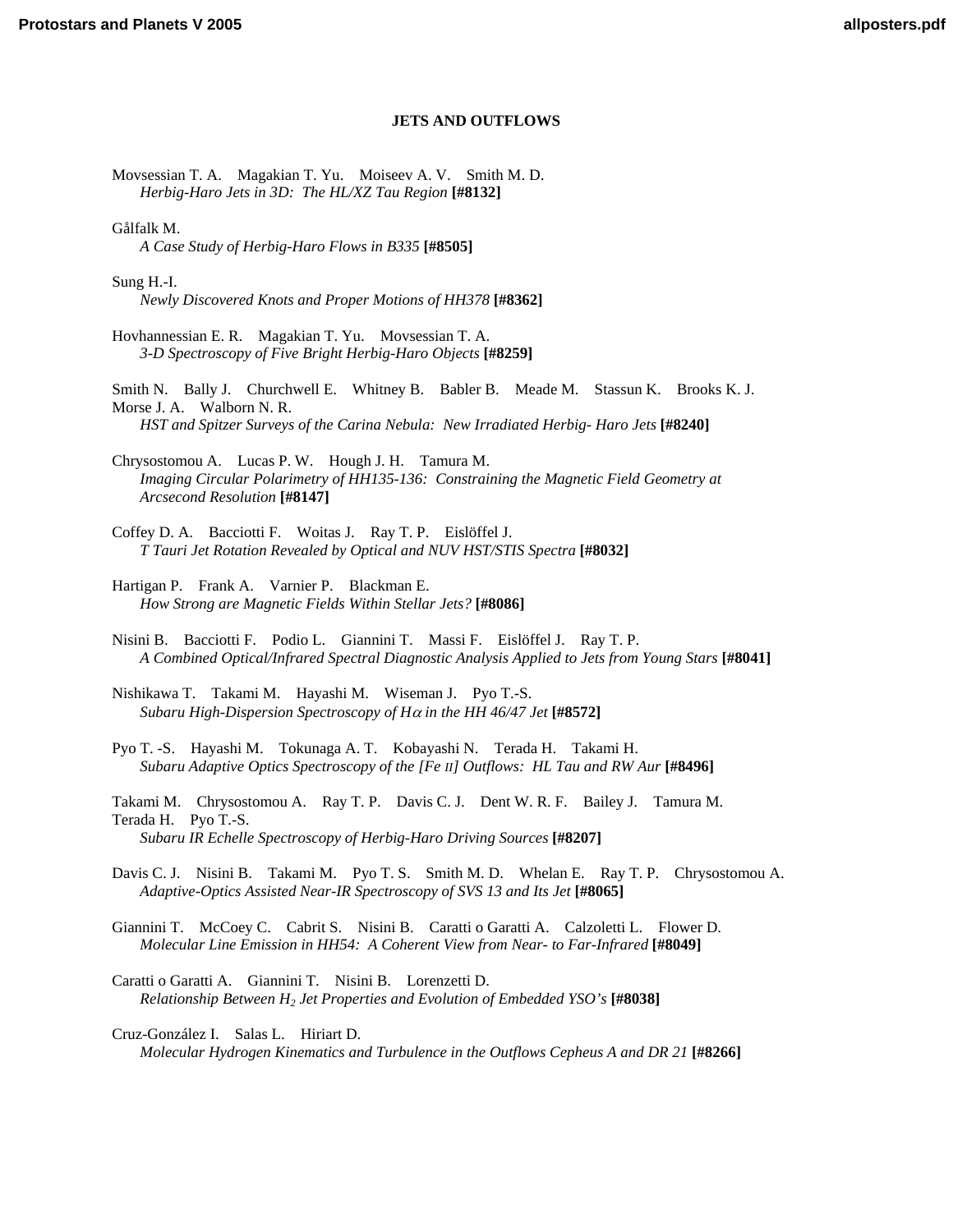## JETS AND OUTFLOWS

Movsessian T. A. Magakian T. Yu. Moiseev A. V. Smith M. D.
*Herbig-Haro Jets in 3D: The HL/XZ Tau Region* **[#8132]**

Gålfalk M.
*A Case Study of Herbig-Haro Flows in B335* **[#8505]**

Sung H.-I.
*Newly Discovered Knots and Proper Motions of HH378* **[#8362]**

Hovhannessian E. R. Magakian T. Yu. Movsessian T. A.
*3-D Spectroscopy of Five Bright Herbig-Haro Objects* **[#8259]**

Smith N. Bally J. Churchwell E. Whitney B. Babler B. Meade M. Stassun K. Brooks K. J. Morse J. A. Walborn N. R.
*HST and Spitzer Surveys of the Carina Nebula: New Irradiated Herbig- Haro Jets* **[#8240]**

Chrysostomou A. Lucas P. W. Hough J. H. Tamura M.
*Imaging Circular Polarimetry of HH135-136: Constraining the Magnetic Field Geometry at Arcsecond Resolution* **[#8147]**

Coffey D. A. Bacciotti F. Woitas J. Ray T. P. Eislöffel J.
*T Tauri Jet Rotation Revealed by Optical and NUV HST/STIS Spectra* **[#8032]**

Hartigan P. Frank A. Varnier P. Blackman E.
*How Strong are Magnetic Fields Within Stellar Jets?* **[#8086]**

Nisini B. Bacciotti F. Podio L. Giannini T. Massi F. Eislöffel J. Ray T. P.
*A Combined Optical/Infrared Spectral Diagnostic Analysis Applied to Jets from Young Stars* **[#8041]**

Nishikawa T. Takami M. Hayashi M. Wiseman J. Pyo T.-S.
*Subaru High-Dispersion Spectroscopy of H$\alpha$ in the HH 46/47 Jet* **[#8572]**

Pyo T. -S. Hayashi M. Tokunaga A. T. Kobayashi N. Terada H. Takami H.
*Subaru Adaptive Optics Spectroscopy of the [Fe II] Outflows: HL Tau and RW Aur* **[#8496]**

Takami M. Chrysostomou A. Ray T. P. Davis C. J. Dent W. R. F. Bailey J. Tamura M. Terada H. Pyo T.-S.
*Subaru IR Echelle Spectroscopy of Herbig-Haro Driving Sources* **[#8207]**

Davis C. J. Nisini B. Takami M. Pyo T. S. Smith M. D. Whelan E. Ray T. P. Chrysostomou A.
*Adaptive-Optics Assisted Near-IR Spectroscopy of SVS 13 and Its Jet* **[#8065]**

Giannini T. McCoey C. Cabrit S. Nisini B. Caratti o Garatti A. Calzoletti L. Flower D.
*Molecular Line Emission in HH54: A Coherent View from Near- to Far-Infrared* **[#8049]**

Caratti o Garatti A. Giannini T. Nisini B. Lorenzetti D.
*Relationship Between $H_2$ Jet Properties and Evolution of Embedded YSO's* **[#8038]**

Cruz-González I. Salas L. Hiriart D.
*Molecular Hydrogen Kinematics and Turbulence in the Outflows Cepheus A and DR 21* **[#8266]**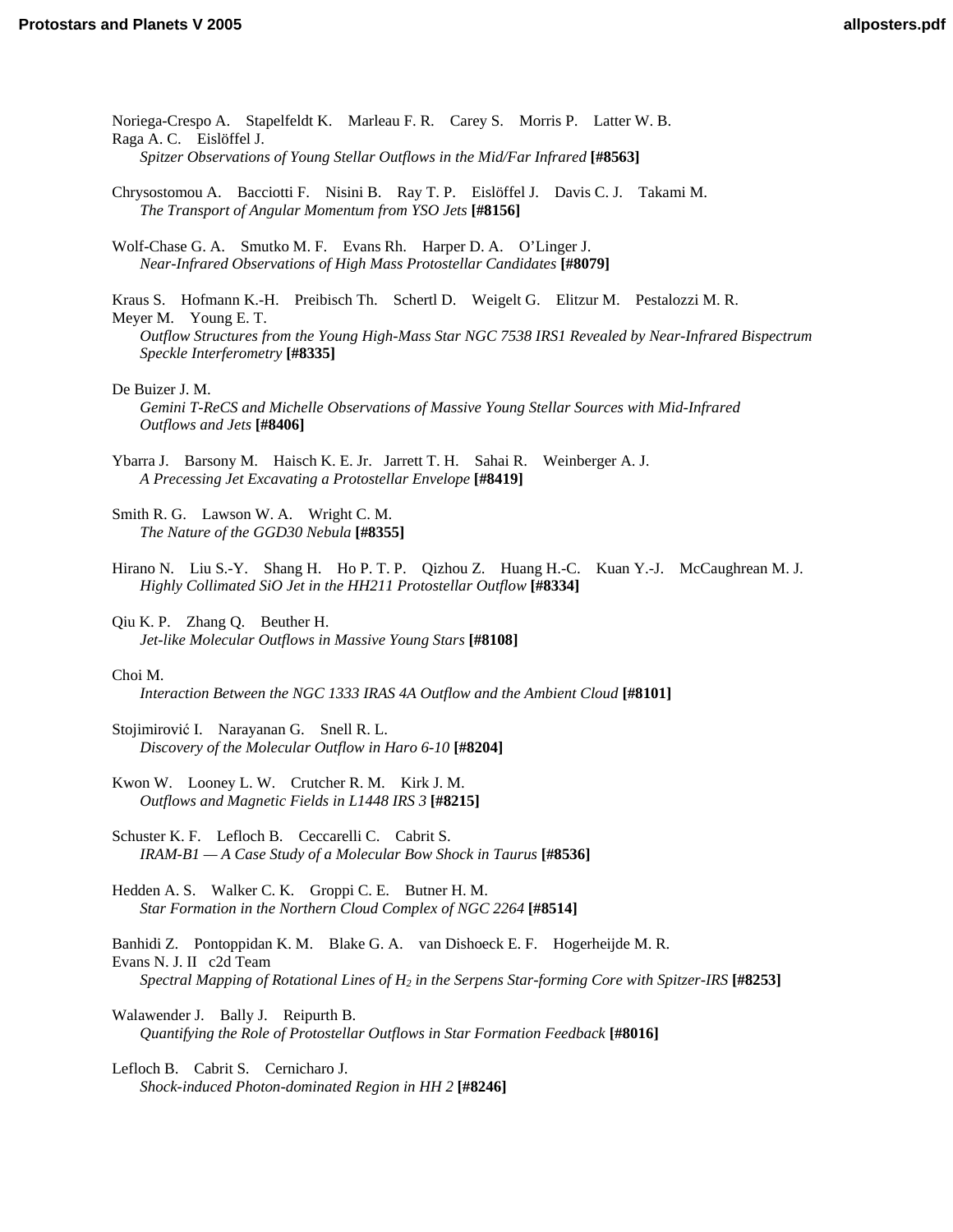Noriega-Crespo A. Stapelfeldt K. Marleau F. R. Carey S. Morris P. Latter W. B. Raga A. C. Eislöffel J.
*Spitzer Observations of Young Stellar Outflows in the Mid/Far Infrared* **[#8563]**

Chrysostomou A. Bacciotti F. Nisini B. Ray T. P. Eislöffel J. Davis C. J. Takami M.
*The Transport of Angular Momentum from YSO Jets* **[#8156]**

Wolf-Chase G. A. Smutko M. F. Evans Rh. Harper D. A. O'Linger J.
*Near-Infrared Observations of High Mass Protostellar Candidates* **[#8079]**

Kraus S. Hofmann K.-H. Preibisch Th. Schertl D. Weigelt G. Elitzur M. Pestalozzi M. R. Meyer M. Young E. T.
*Outflow Structures from the Young High-Mass Star NGC 7538 IRS1 Revealed by Near-Infrared Bispectrum Speckle Interferometry* **[#8335]**

De Buizer J. M.
*Gemini T-ReCS and Michelle Observations of Massive Young Stellar Sources with Mid-Infrared Outflows and Jets* **[#8406]**

Ybarra J. Barsony M. Haisch K. E. Jr. Jarrett T. H. Sahai R. Weinberger A. J.
*A Precessing Jet Excavating a Protostellar Envelope* **[#8419]**

Smith R. G. Lawson W. A. Wright C. M.
*The Nature of the GGD30 Nebula* **[#8355]**

Hirano N. Liu S.-Y. Shang H. Ho P. T. P. Qizhou Z. Huang H.-C. Kuan Y.-J. McCaughrean M. J.
*Highly Collimated SiO Jet in the HH211 Protostellar Outflow* **[#8334]**

Qiu K. P. Zhang Q. Beuther H.
*Jet-like Molecular Outflows in Massive Young Stars* **[#8108]**

Choi M.
*Interaction Between the NGC 1333 IRAS 4A Outflow and the Ambient Cloud* **[#8101]**

Stojimirović I. Narayanan G. Snell R. L.
*Discovery of the Molecular Outflow in Haro 6-10* **[#8204]**

Kwon W. Looney L. W. Crutcher R. M. Kirk J. M.
*Outflows and Magnetic Fields in L1448 IRS 3* **[#8215]**

Schuster K. F. Lefloch B. Ceccarelli C. Cabrit S.
*IRAM-B1 — A Case Study of a Molecular Bow Shock in Taurus* **[#8536]**

Hedden A. S. Walker C. K. Groppi C. E. Butner H. M.
*Star Formation in the Northern Cloud Complex of NGC 2264* **[#8514]**

Banhidi Z. Pontoppidan K. M. Blake G. A. van Dishoeck E. F. Hogerheijde M. R. Evans N. J. II c2d Team
*Spectral Mapping of Rotational Lines of $H_2$ in the Serpens Star-forming Core with Spitzer-IRS* **[#8253]**

Walawender J. Bally J. Reipurth B.
*Quantifying the Role of Protostellar Outflows in Star Formation Feedback* **[#8016]**

Lefloch B. Cabrit S. Cernicharo J.
*Shock-induced Photon-dominated Region in HH 2* **[#8246]**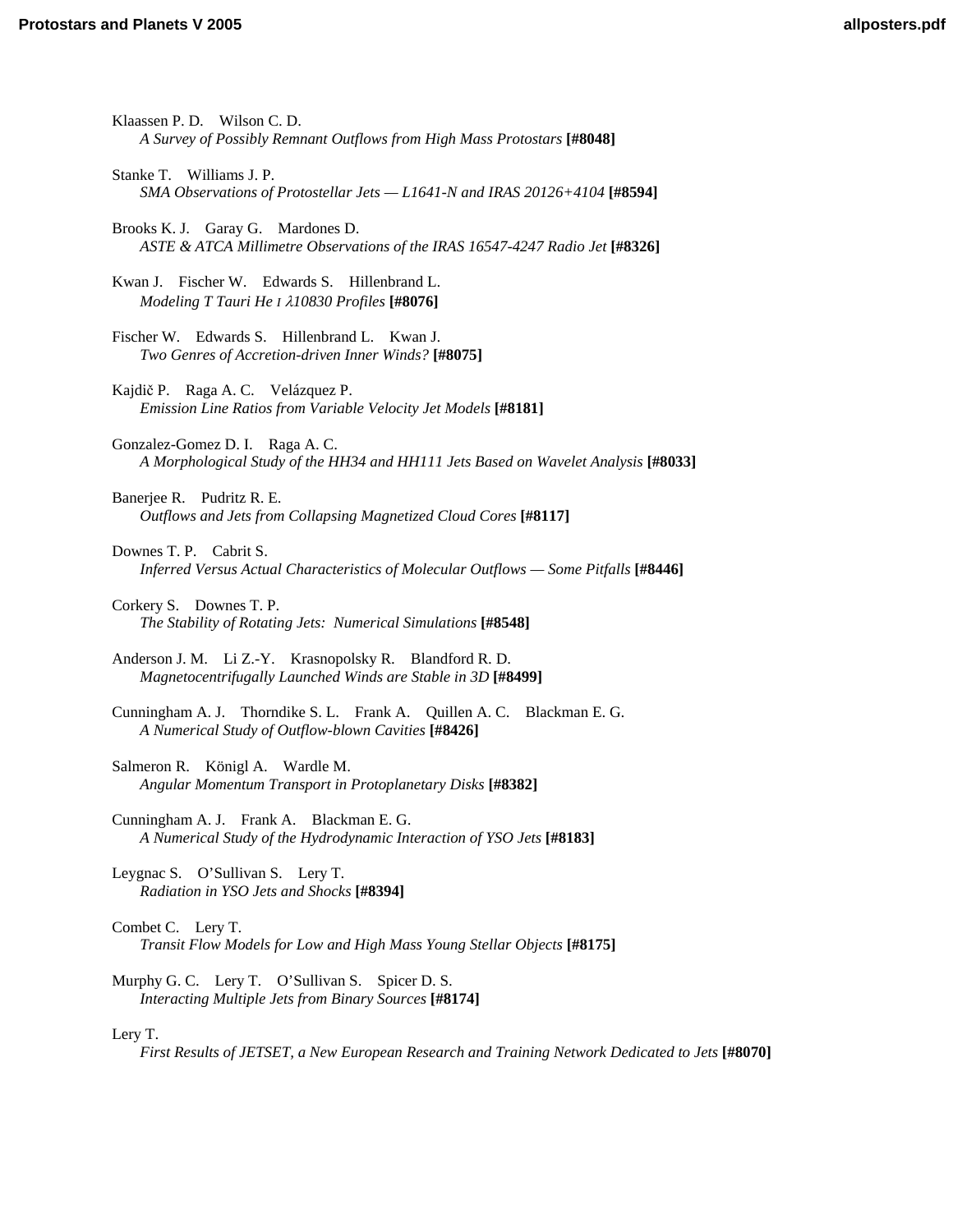Klaassen P. D. Wilson C. D.
*A Survey of Possibly Remnant Outflows from High Mass Protostars* **[#8048]**

Stanke T. Williams J. P.
*SMA Observations of Protostellar Jets — L1641-N and IRAS 20126+4104* **[#8594]**

Brooks K. J. Garay G. Mardones D.
*ASTE & ATCA Millimetre Observations of the IRAS 16547-4247 Radio Jet* **[#8326]**

Kwan J. Fischer W. Edwards S. Hillenbrand L.
*Modeling T Tauri He I $\lambda$10830 Profiles* **[#8076]**

Fischer W. Edwards S. Hillenbrand L. Kwan J.
*Two Genres of Accretion-driven Inner Winds?* **[#8075]**

Kajdič P. Raga A. C. Velázquez P.
*Emission Line Ratios from Variable Velocity Jet Models* **[#8181]**

Gonzalez-Gomez D. I. Raga A. C.
*A Morphological Study of the HH34 and HH111 Jets Based on Wavelet Analysis* **[#8033]**

Banerjee R. Pudritz R. E.
*Outflows and Jets from Collapsing Magnetized Cloud Cores* **[#8117]**

Downes T. P. Cabrit S.
*Inferred Versus Actual Characteristics of Molecular Outflows — Some Pitfalls* **[#8446]**

Corkery S. Downes T. P.
*The Stability of Rotating Jets: Numerical Simulations* **[#8548]**

Anderson J. M. Li Z.-Y. Krasnopolsky R. Blandford R. D.
*Magnetocentrifugally Launched Winds are Stable in 3D* **[#8499]**

Cunningham A. J. Thorndike S. L. Frank A. Quillen A. C. Blackman E. G.
*A Numerical Study of Outflow-blown Cavities* **[#8426]**

Salmeron R. Königl A. Wardle M.
*Angular Momentum Transport in Protoplanetary Disks* **[#8382]**

Cunningham A. J. Frank A. Blackman E. G.
*A Numerical Study of the Hydrodynamic Interaction of YSO Jets* **[#8183]**

Leygnac S. O'Sullivan S. Lery T.
*Radiation in YSO Jets and Shocks* **[#8394]**

Combet C. Lery T.
*Transit Flow Models for Low and High Mass Young Stellar Objects* **[#8175]**

Murphy G. C. Lery T. O'Sullivan S. Spicer D. S.
*Interacting Multiple Jets from Binary Sources* **[#8174]**

Lery T.
*First Results of JETSET, a New European Research and Training Network Dedicated to Jets* **[#8070]**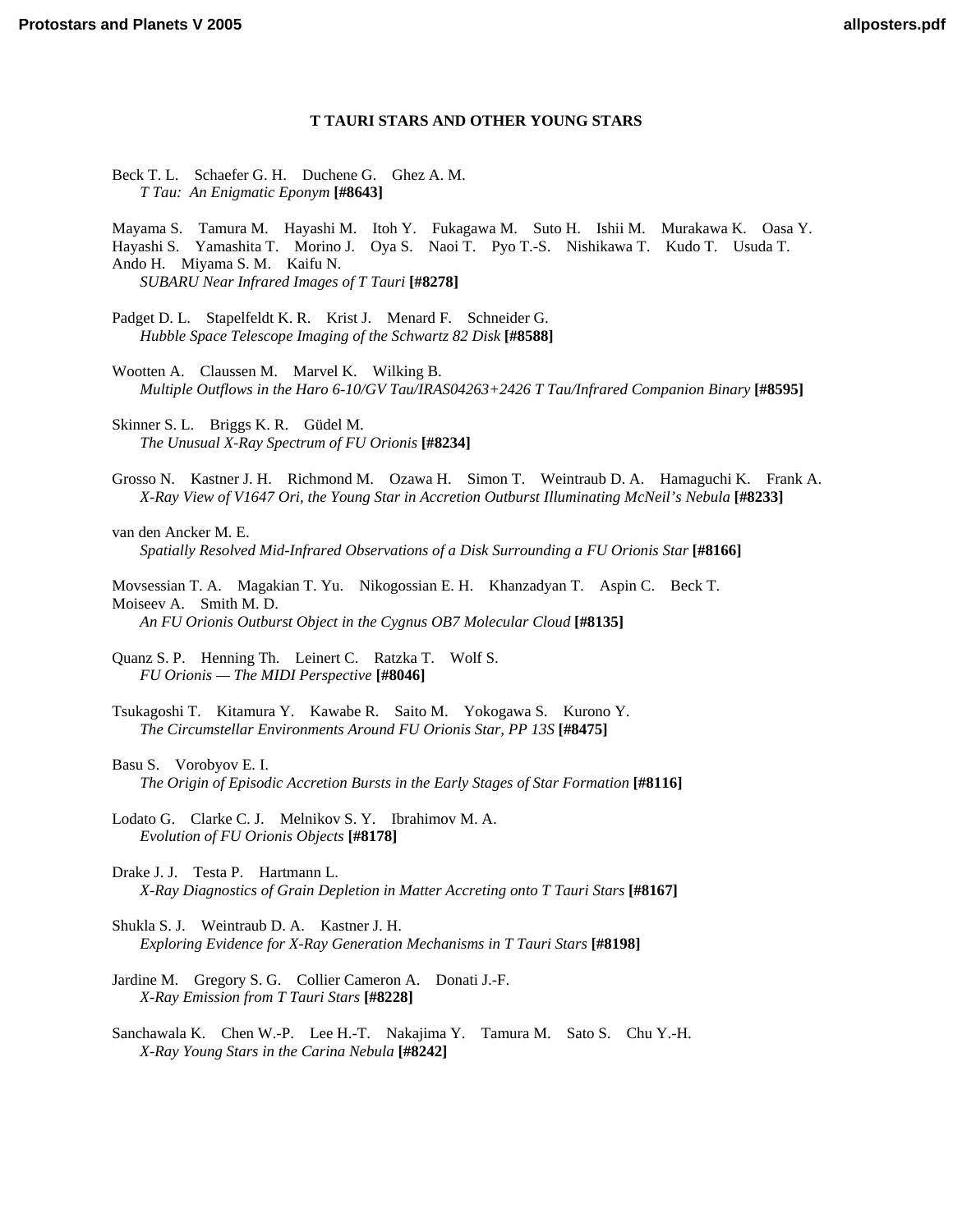**T TAURI STARS AND OTHER YOUNG STARS**

Beck T. L. Schaefer G. H. Duchene G. Ghez A. M.
*T Tau: An Enigmatic Eponym* **[#8643]**

Mayama S. Tamura M. Hayashi M. Itoh Y. Fukagawa M. Suto H. Ishii M. Murakawa K. Oasa Y. Hayashi S. Yamashita T. Morino J. Oya S. Naoi T. Pyo T.-S. Nishikawa T. Kudo T. Usuda T. Ando H. Miyama S. M. Kaifu N.
*SUBARU Near Infrared Images of T Tauri* **[#8278]**

Padget D. L. Stapelfeldt K. R. Krist J. Menard F. Schneider G.
*Hubble Space Telescope Imaging of the Schwartz 82 Disk* **[#8588]**

Wootten A. Claussen M. Marvel K. Wilking B.
*Multiple Outflows in the Haro 6-10/GV Tau/IRAS04263+2426 T Tau/Infrared Companion Binary* **[#8595]**

Skinner S. L. Briggs K. R. Güdel M.
*The Unusual X-Ray Spectrum of FU Orionis* **[#8234]**

Grosso N. Kastner J. H. Richmond M. Ozawa H. Simon T. Weintraub D. A. Hamaguchi K. Frank A.
*X-Ray View of V1647 Ori, the Young Star in Accretion Outburst Illuminating McNeil's Nebula* **[#8233]**

van den Ancker M. E.
*Spatially Resolved Mid-Infrared Observations of a Disk Surrounding a FU Orionis Star* **[#8166]**

Movsessian T. A. Magakian T. Yu. Nikogossian E. H. Khanzadyan T. Aspin C. Beck T. Moiseev A. Smith M. D.
*An FU Orionis Outburst Object in the Cygnus OB7 Molecular Cloud* **[#8135]**

Quanz S. P. Henning Th. Leinert C. Ratzka T. Wolf S.
*FU Orionis — The MIDI Perspective* **[#8046]**

Tsukagoshi T. Kitamura Y. Kawabe R. Saito M. Yokogawa S. Kurono Y.
*The Circumstellar Environments Around FU Orionis Star, PP 13S* **[#8475]**

Basu S. Vorobyov E. I.
*The Origin of Episodic Accretion Bursts in the Early Stages of Star Formation* **[#8116]**

Lodato G. Clarke C. J. Melnikov S. Y. Ibrahimov M. A.
*Evolution of FU Orionis Objects* **[#8178]**

Drake J. J. Testa P. Hartmann L.
*X-Ray Diagnostics of Grain Depletion in Matter Accreting onto T Tauri Stars* **[#8167]**

Shukla S. J. Weintraub D. A. Kastner J. H.
*Exploring Evidence for X-Ray Generation Mechanisms in T Tauri Stars* **[#8198]**

Jardine M. Gregory S. G. Collier Cameron A. Donati J.-F.
*X-Ray Emission from T Tauri Stars* **[#8228]**

Sanchawala K. Chen W.-P. Lee H.-T. Nakajima Y. Tamura M. Sato S. Chu Y.-H.
*X-Ray Young Stars in the Carina Nebula* **[#8242]**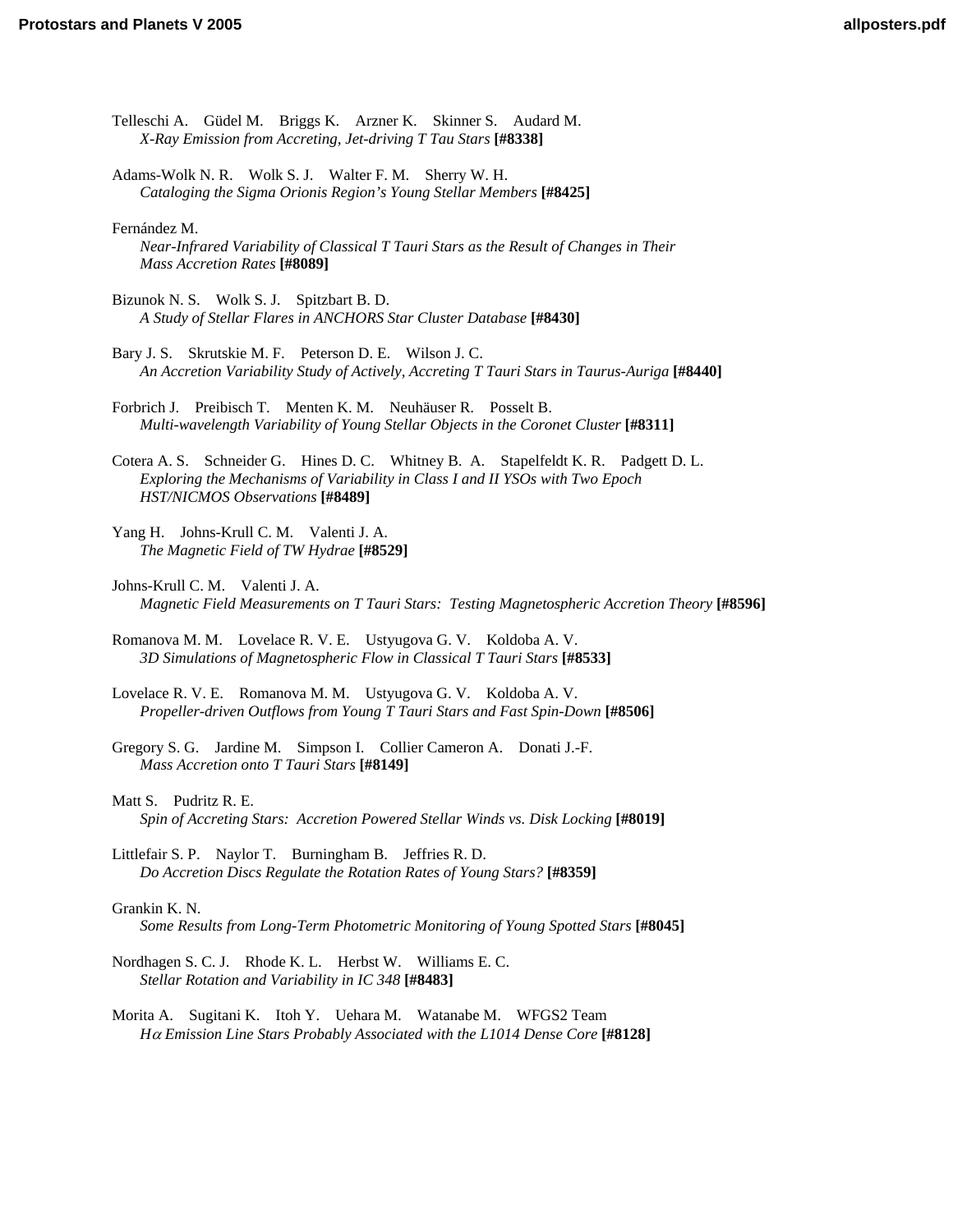Telleschi A. Güdel M. Briggs K. Arzner K. Skinner S. Audard M.
*X-Ray Emission from Accreting, Jet-driving T Tau Stars* **[#8338]**

Adams-Wolk N. R. Wolk S. J. Walter F. M. Sherry W. H.
*Cataloging the Sigma Orionis Region's Young Stellar Members* **[#8425]**

Fernández M.
*Near-Infrared Variability of Classical T Tauri Stars as the Result of Changes in Their Mass Accretion Rates* **[#8089]**

Bizunok N. S. Wolk S. J. Spitzbart B. D.
*A Study of Stellar Flares in ANCHORS Star Cluster Database* **[#8430]**

Bary J. S. Skrutskie M. F. Peterson D. E. Wilson J. C.
*An Accretion Variability Study of Actively, Accreting T Tauri Stars in Taurus-Auriga* **[#8440]**

Forbrich J. Preibisch T. Menten K. M. Neuhäuser R. Posselt B.
*Multi-wavelength Variability of Young Stellar Objects in the Coronet Cluster* **[#8311]**

Cotera A. S. Schneider G. Hines D. C. Whitney B. A. Stapelfeldt K. R. Padgett D. L.
*Exploring the Mechanisms of Variability in Class I and II YSOs with Two Epoch HST/NICMOS Observations* **[#8489]**

Yang H. Johns-Krull C. M. Valenti J. A.
*The Magnetic Field of TW Hydrae* **[#8529]**

Johns-Krull C. M. Valenti J. A.
*Magnetic Field Measurements on T Tauri Stars: Testing Magnetospheric Accretion Theory* **[#8596]**

Romanova M. M. Lovelace R. V. E. Ustyugova G. V. Koldoba A. V.
*3D Simulations of Magnetospheric Flow in Classical T Tauri Stars* **[#8533]**

Lovelace R. V. E. Romanova M. M. Ustyugova G. V. Koldoba A. V.
*Propeller-driven Outflows from Young T Tauri Stars and Fast Spin-Down* **[#8506]**

Gregory S. G. Jardine M. Simpson I. Collier Cameron A. Donati J.-F.
*Mass Accretion onto T Tauri Stars* **[#8149]**

Matt S. Pudritz R. E.
*Spin of Accreting Stars: Accretion Powered Stellar Winds vs. Disk Locking* **[#8019]**

Littlefair S. P. Naylor T. Burningham B. Jeffries R. D.
*Do Accretion Discs Regulate the Rotation Rates of Young Stars?* **[#8359]**

Grankin K. N.
*Some Results from Long-Term Photometric Monitoring of Young Spotted Stars* **[#8045]**

Nordhagen S. C. J. Rhode K. L. Herbst W. Williams E. C.
*Stellar Rotation and Variability in IC 348* **[#8483]**

Morita A. Sugitani K. Itoh Y. Uehara M. Watanabe M. WFGS2 Team
*H$\alpha$ Emission Line Stars Probably Associated with the L1014 Dense Core* **[#8128]**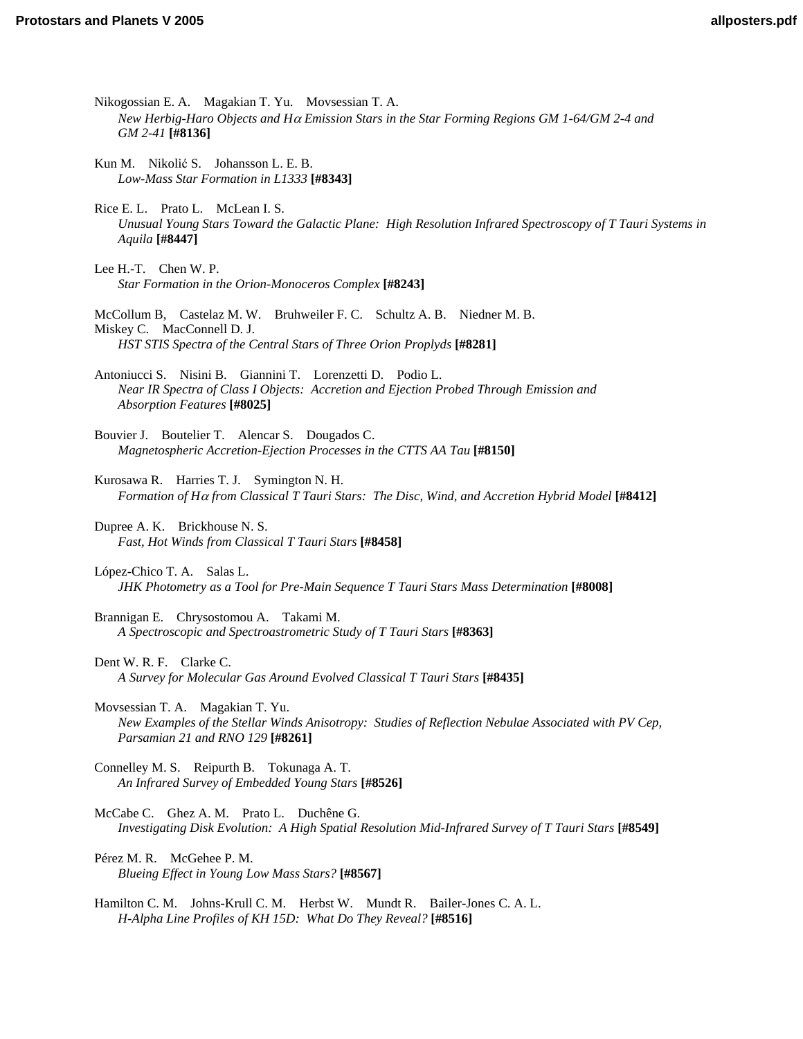Nikogossian E. A.    Magakian T. Yu.    Movsessian T. A.
*New Herbig-Haro Objects and H$\alpha$ Emission Stars in the Star Forming Regions GM 1-64/GM 2-4 and GM 2-41* **[#8136]**

Kun M.    Nikolić S.    Johansson L. E. B.
*Low-Mass Star Formation in L1333* **[#8343]**

Rice E. L.    Prato L.    McLean I. S.
*Unusual Young Stars Toward the Galactic Plane: High Resolution Infrared Spectroscopy of T Tauri Systems in Aquila* **[#8447]**

Lee H.-T.    Chen W. P.
*Star Formation in the Orion-Monoceros Complex* **[#8243]**

McCollum B,    Castelaz M. W.    Bruhweiler F. C.    Schultz A. B.    Niedner M. B.
Miskey C.    MacConnell D. J.
*HST STIS Spectra of the Central Stars of Three Orion Proplyds* **[#8281]**

Antoniucci S.    Nisini B.    Giannini T.    Lorenzetti D.    Podio L.
*Near IR Spectra of Class I Objects: Accretion and Ejection Probed Through Emission and Absorption Features* **[#8025]**

Bouvier J.    Boutelier T.    Alencar S.    Dougados C.
*Magnetospheric Accretion-Ejection Processes in the CTTS AA Tau* **[#8150]**

Kurosawa R.    Harries T. J.    Symington N. H.
*Formation of H$\alpha$ from Classical T Tauri Stars: The Disc, Wind, and Accretion Hybrid Model* **[#8412]**

Dupree A. K.    Brickhouse N. S.
*Fast, Hot Winds from Classical T Tauri Stars* **[#8458]**

López-Chico T. A.    Salas L.
*JHK Photometry as a Tool for Pre-Main Sequence T Tauri Stars Mass Determination* **[#8008]**

Brannigan E.    Chrysostomou A.    Takami M.
*A Spectroscopic and Spectroastrometric Study of T Tauri Stars* **[#8363]**

Dent W. R. F.    Clarke C.
*A Survey for Molecular Gas Around Evolved Classical T Tauri Stars* **[#8435]**

Movsessian T. A.    Magakian T. Yu.
*New Examples of the Stellar Winds Anisotropy: Studies of Reflection Nebulae Associated with PV Cep, Parsamian 21 and RNO 129* **[#8261]**

Connelley M. S.    Reipurth B.    Tokunaga A. T.
*An Infrared Survey of Embedded Young Stars* **[#8526]**

McCabe C.    Ghez A. M.    Prato L.    Duchêne G.
*Investigating Disk Evolution: A High Spatial Resolution Mid-Infrared Survey of T Tauri Stars* **[#8549]**

Pérez M. R.    McGehee P. M.
*Blueing Effect in Young Low Mass Stars?* **[#8567]**

Hamilton C. M.    Johns-Krull C. M.    Herbst W.    Mundt R.    Bailer-Jones C. A. L.
*H-Alpha Line Profiles of KH 15D: What Do They Reveal?* **[#8516]**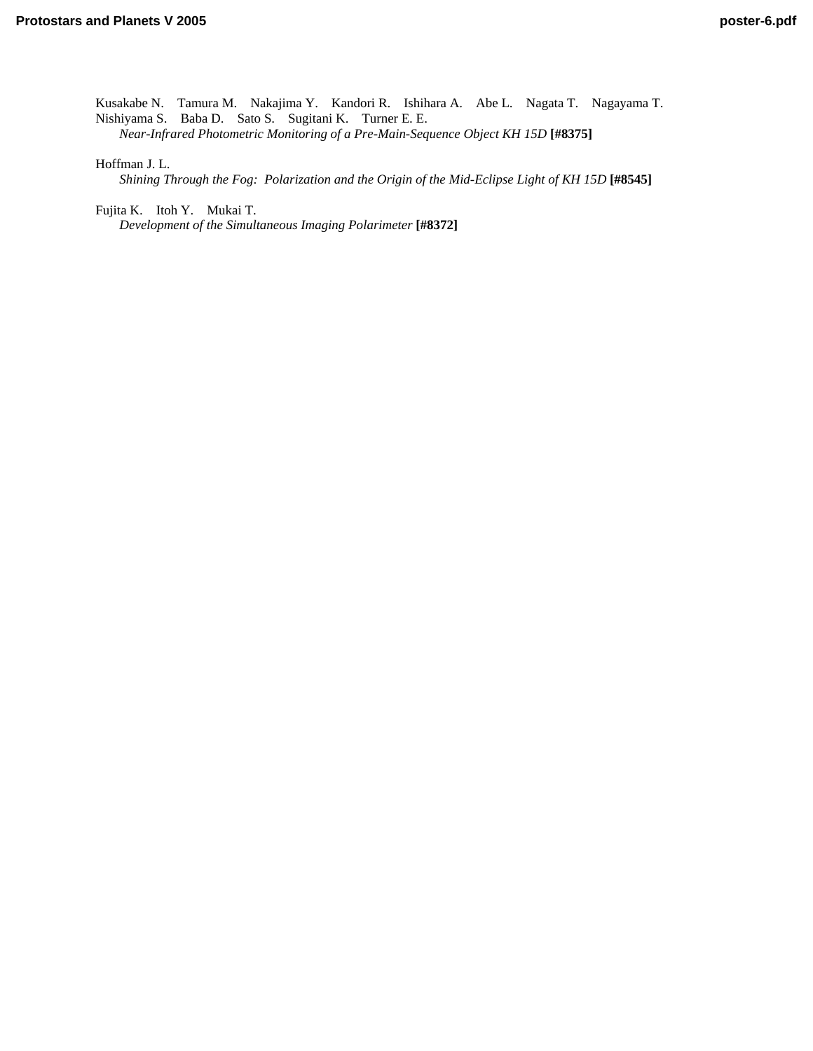Kusakabe N. Tamura M. Nakajima Y. Kandori R. Ishihara A. Abe L. Nagata T. Nagayama T. Nishiyama S. Baba D. Sato S. Sugitani K. Turner E. E.
*Near-Infrared Photometric Monitoring of a Pre-Main-Sequence Object KH 15D* **[#8375]**

Hoffman J. L.
*Shining Through the Fog: Polarization and the Origin of the Mid-Eclipse Light of KH 15D* **[#8545]**

Fujita K. Itoh Y. Mukai T.
*Development of the Simultaneous Imaging Polarimeter* **[#8372]**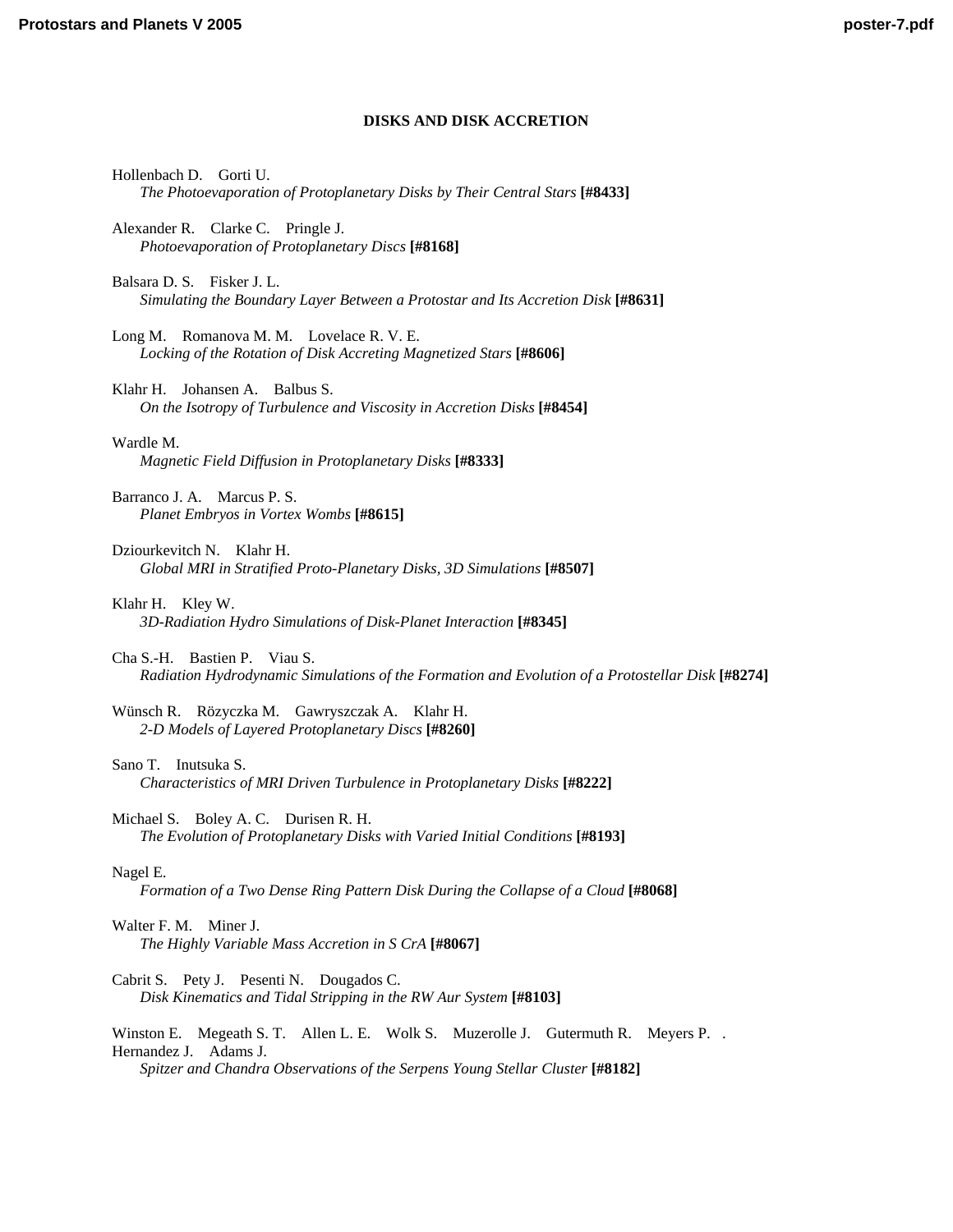## DISKS AND DISK ACCRETION

Hollenbach D.    Gorti U.
*The Photoevaporation of Protoplanetary Disks by Their Central Stars* **[#8433]**

Alexander R.    Clarke C.    Pringle J.
*Photoevaporation of Protoplanetary Discs* **[#8168]**

Balsara D. S.    Fisker J. L.
*Simulating the Boundary Layer Between a Protostar and Its Accretion Disk* **[#8631]**

Long M.    Romanova M. M.    Lovelace R. V. E.
*Locking of the Rotation of Disk Accreting Magnetized Stars* **[#8606]**

Klahr H.    Johansen A.    Balbus S.
*On the Isotropy of Turbulence and Viscosity in Accretion Disks* **[#8454]**

Wardle M.
*Magnetic Field Diffusion in Protoplanetary Disks* **[#8333]**

Barranco J. A.    Marcus P. S.
*Planet Embryos in Vortex Wombs* **[#8615]**

Dziourkevitch N.    Klahr H.
*Global MRI in Stratified Proto-Planetary Disks, 3D Simulations* **[#8507]**

Klahr H.    Kley W.
*3D-Radiation Hydro Simulations of Disk-Planet Interaction* **[#8345]**

Cha S.-H.    Bastien P.    Viau S.
*Radiation Hydrodynamic Simulations of the Formation and Evolution of a Protostellar Disk* **[#8274]**

Wünsch R.    Rözyczka M.    Gawryszczak A.    Klahr H.
*2-D Models of Layered Protoplanetary Discs* **[#8260]**

Sano T.    Inutsuka S.
*Characteristics of MRI Driven Turbulence in Protoplanetary Disks* **[#8222]**

Michael S.    Boley A. C.    Durisen R. H.
*The Evolution of Protoplanetary Disks with Varied Initial Conditions* **[#8193]**

Nagel E.
*Formation of a Two Dense Ring Pattern Disk During the Collapse of a Cloud* **[#8068]**

Walter F. M.    Miner J.
*The Highly Variable Mass Accretion in S CrA* **[#8067]**

Cabrit S.    Pety J.    Pesenti N.    Dougados C.
*Disk Kinematics and Tidal Stripping in the RW Aur System* **[#8103]**

Winston E.    Megeath S. T.    Allen L. E.    Wolk S.    Muzerolle J.    Gutermuth R.    Meyers P.    .
Hernandez J.    Adams J.
*Spitzer and Chandra Observations of the Serpens Young Stellar Cluster* **[#8182]**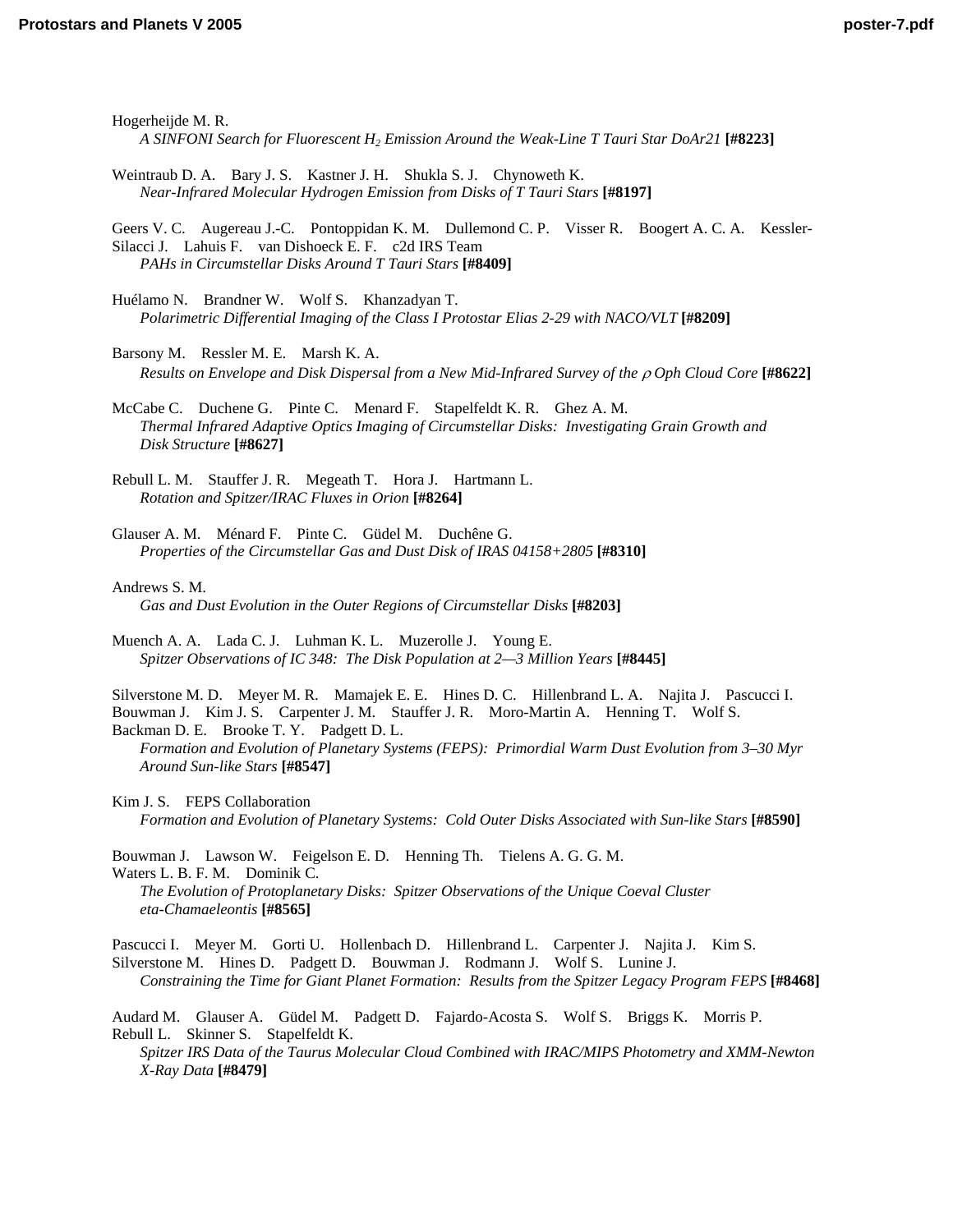Hogerheijde M. R.
*A SINFONI Search for Fluorescent $H_2$ Emission Around the Weak-Line T Tauri Star DoAr21* **[#8223]**

Weintraub D. A. Bary J. S. Kastner J. H. Shukla S. J. Chynoweth K.
*Near-Infrared Molecular Hydrogen Emission from Disks of T Tauri Stars* **[#8197]**

Geers V. C. Augereau J.-C. Pontoppidan K. M. Dullemond C. P. Visser R. Boogert A. C. A. Kessler-Silacci J. Lahuis F. van Dishoeck E. F. c2d IRS Team
*PAHs in Circumstellar Disks Around T Tauri Stars* **[#8409]**

Huélamo N. Brandner W. Wolf S. Khanzadyan T.
*Polarimetric Differential Imaging of the Class I Protostar Elias 2-29 with NACO/VLT* **[#8209]**

Barsony M. Ressler M. E. Marsh K. A.
*Results on Envelope and Disk Dispersal from a New Mid-Infrared Survey of the $\rho$ Oph Cloud Core* **[#8622]**

McCabe C. Duchene G. Pinte C. Menard F. Stapelfeldt K. R. Ghez A. M.
*Thermal Infrared Adaptive Optics Imaging of Circumstellar Disks: Investigating Grain Growth and Disk Structure* **[#8627]**

Rebull L. M. Stauffer J. R. Megeath T. Hora J. Hartmann L.
*Rotation and Spitzer/IRAC Fluxes in Orion* **[#8264]**

Glauser A. M. Ménard F. Pinte C. Güdel M. Duchêne G.
*Properties of the Circumstellar Gas and Dust Disk of IRAS 04158+2805* **[#8310]**

Andrews S. M.
*Gas and Dust Evolution in the Outer Regions of Circumstellar Disks* **[#8203]**

Muench A. A. Lada C. J. Luhman K. L. Muzerolle J. Young E.
*Spitzer Observations of IC 348: The Disk Population at 2—3 Million Years* **[#8445]**

Silverstone M. D. Meyer M. R. Mamajek E. E. Hines D. C. Hillenbrand L. A. Najita J. Pascucci I. Bouwman J. Kim J. S. Carpenter J. M. Stauffer J. R. Moro-Martin A. Henning T. Wolf S. Backman D. E. Brooke T. Y. Padgett D. L.
*Formation and Evolution of Planetary Systems (FEPS): Primordial Warm Dust Evolution from 3–30 Myr Around Sun-like Stars* **[#8547]**

Kim J. S. FEPS Collaboration
*Formation and Evolution of Planetary Systems: Cold Outer Disks Associated with Sun-like Stars* **[#8590]**

Bouwman J. Lawson W. Feigelson E. D. Henning Th. Tielens A. G. G. M. Waters L. B. F. M. Dominik C.
*The Evolution of Protoplanetary Disks: Spitzer Observations of the Unique Coeval Cluster eta-Chamaeleontis* **[#8565]**

Pascucci I. Meyer M. Gorti U. Hollenbach D. Hillenbrand L. Carpenter J. Najita J. Kim S. Silverstone M. Hines D. Padgett D. Bouwman J. Rodmann J. Wolf S. Lunine J.
*Constraining the Time for Giant Planet Formation: Results from the Spitzer Legacy Program FEPS* **[#8468]**

Audard M. Glauser A. Güdel M. Padgett D. Fajardo-Acosta S. Wolf S. Briggs K. Morris P. Rebull L. Skinner S. Stapelfeldt K.
*Spitzer IRS Data of the Taurus Molecular Cloud Combined with IRAC/MIPS Photometry and XMM-Newton X-Ray Data* **[#8479]**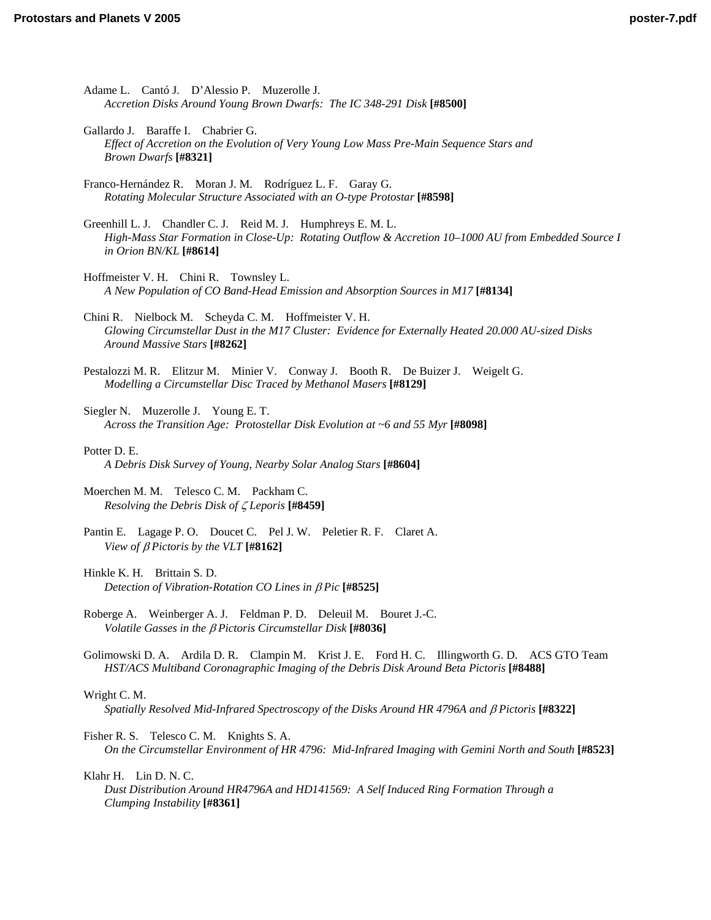Adame L.    Cantó J.    D'Alessio P.    Muzerolle J.
*Accretion Disks Around Young Brown Dwarfs: The IC 348-291 Disk* **[#8500]**

Gallardo J.    Baraffe I.    Chabrier G.
*Effect of Accretion on the Evolution of Very Young Low Mass Pre-Main Sequence Stars and Brown Dwarfs* **[#8321]**

Franco-Hernández R.    Moran J. M.    Rodríguez L. F.    Garay G.
*Rotating Molecular Structure Associated with an O-type Protostar* **[#8598]**

Greenhill L. J.    Chandler C. J.    Reid M. J.    Humphreys E. M. L.
*High-Mass Star Formation in Close-Up: Rotating Outflow & Accretion 10–1000 AU from Embedded Source I in Orion BN/KL* **[#8614]**

Hoffmeister V. H.    Chini R.    Townsley L.
*A New Population of CO Band-Head Emission and Absorption Sources in M17* **[#8134]**

Chini R.    Nielbock M.    Scheyda C. M.    Hoffmeister V. H.
*Glowing Circumstellar Dust in the M17 Cluster: Evidence for Externally Heated 20.000 AU-sized Disks Around Massive Stars* **[#8262]**

Pestalozzi M. R.    Elitzur M.    Minier V.    Conway J.    Booth R.    De Buizer J.    Weigelt G.
*Modelling a Circumstellar Disc Traced by Methanol Masers* **[#8129]**

Siegler N.    Muzerolle J.    Young E. T.
*Across the Transition Age: Protostellar Disk Evolution at ~6 and 55 Myr* **[#8098]**

Potter D. E.
*A Debris Disk Survey of Young, Nearby Solar Analog Stars* **[#8604]**

Moerchen M. M.    Telesco C. M.    Packham C.
*Resolving the Debris Disk of ζ Leporis* **[#8459]**

Pantin E.    Lagage P. O.    Doucet C.    Pel J. W.    Peletier R. F.    Claret A.
*View of β Pictoris by the VLT* **[#8162]**

Hinkle K. H.    Brittain S. D.
*Detection of Vibration-Rotation CO Lines in β Pic* **[#8525]**

Roberge A.    Weinberger A. J.    Feldman P. D.    Deleuil M.    Bouret J.-C.
*Volatile Gasses in the β Pictoris Circumstellar Disk* **[#8036]**

Golimowski D. A.    Ardila D. R.    Clampin M.    Krist J. E.    Ford H. C.    Illingworth G. D.    ACS GTO Team
*HST/ACS Multiband Coronagraphic Imaging of the Debris Disk Around Beta Pictoris* **[#8488]**

Wright C. M.
*Spatially Resolved Mid-Infrared Spectroscopy of the Disks Around HR 4796A and β Pictoris* **[#8322]**

Fisher R. S.    Telesco C. M.    Knights S. A.
*On the Circumstellar Environment of HR 4796: Mid-Infrared Imaging with Gemini North and South* **[#8523]**

Klahr H.    Lin D. N. C.
*Dust Distribution Around HR4796A and HD141569: A Self Induced Ring Formation Through a Clumping Instability* **[#8361]**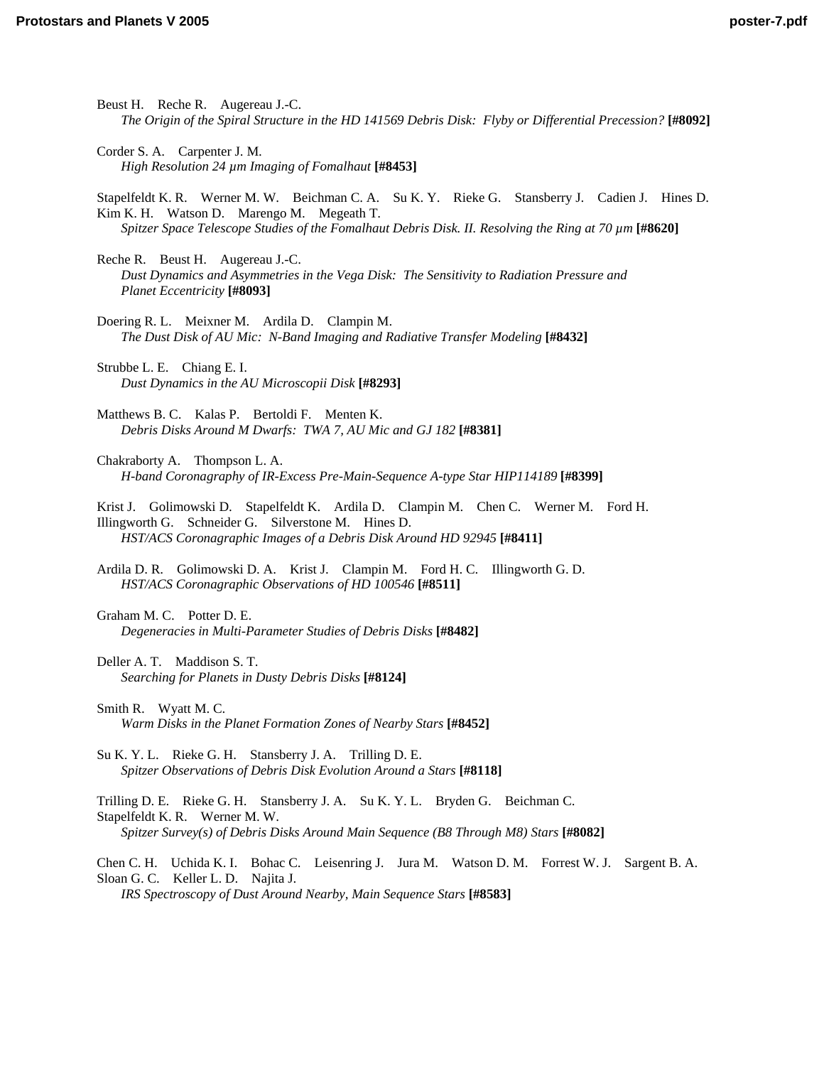Beust H. Reche R. Augereau J.-C.
*The Origin of the Spiral Structure in the HD 141569 Debris Disk: Flyby or Differential Precession?* **[#8092]**

Corder S. A. Carpenter J. M.
*High Resolution 24 µm Imaging of Fomalhaut* **[#8453]**

Stapelfeldt K. R. Werner M. W. Beichman C. A. Su K. Y. Rieke G. Stansberry J. Cadien J. Hines D. Kim K. H. Watson D. Marengo M. Megeath T.
*Spitzer Space Telescope Studies of the Fomalhaut Debris Disk. II. Resolving the Ring at 70 µm* **[#8620]**

Reche R. Beust H. Augereau J.-C.
*Dust Dynamics and Asymmetries in the Vega Disk: The Sensitivity to Radiation Pressure and Planet Eccentricity* **[#8093]**

Doering R. L. Meixner M. Ardila D. Clampin M.
*The Dust Disk of AU Mic: N-Band Imaging and Radiative Transfer Modeling* **[#8432]**

Strubbe L. E. Chiang E. I.
*Dust Dynamics in the AU Microscopii Disk* **[#8293]**

Matthews B. C. Kalas P. Bertoldi F. Menten K.
*Debris Disks Around M Dwarfs: TWA 7, AU Mic and GJ 182* **[#8381]**

Chakraborty A. Thompson L. A.
*H-band Coronagraphy of IR-Excess Pre-Main-Sequence A-type Star HIP114189* **[#8399]**

Krist J. Golimowski D. Stapelfeldt K. Ardila D. Clampin M. Chen C. Werner M. Ford H. Illingworth G. Schneider G. Silverstone M. Hines D.
*HST/ACS Coronagraphic Images of a Debris Disk Around HD 92945* **[#8411]**

Ardila D. R. Golimowski D. A. Krist J. Clampin M. Ford H. C. Illingworth G. D.
*HST/ACS Coronagraphic Observations of HD 100546* **[#8511]**

Graham M. C. Potter D. E.
*Degeneracies in Multi-Parameter Studies of Debris Disks* **[#8482]**

Deller A. T. Maddison S. T.
*Searching for Planets in Dusty Debris Disks* **[#8124]**

Smith R. Wyatt M. C.
*Warm Disks in the Planet Formation Zones of Nearby Stars* **[#8452]**

Su K. Y. L. Rieke G. H. Stansberry J. A. Trilling D. E.
*Spitzer Observations of Debris Disk Evolution Around a Stars* **[#8118]**

Trilling D. E. Rieke G. H. Stansberry J. A. Su K. Y. L. Bryden G. Beichman C. Stapelfeldt K. R. Werner M. W.
*Spitzer Survey(s) of Debris Disks Around Main Sequence (B8 Through M8) Stars* **[#8082]**

Chen C. H. Uchida K. I. Bohac C. Leisenring J. Jura M. Watson D. M. Forrest W. J. Sargent B. A. Sloan G. C. Keller L. D. Najita J.
*IRS Spectroscopy of Dust Around Nearby, Main Sequence Stars* **[#8583]**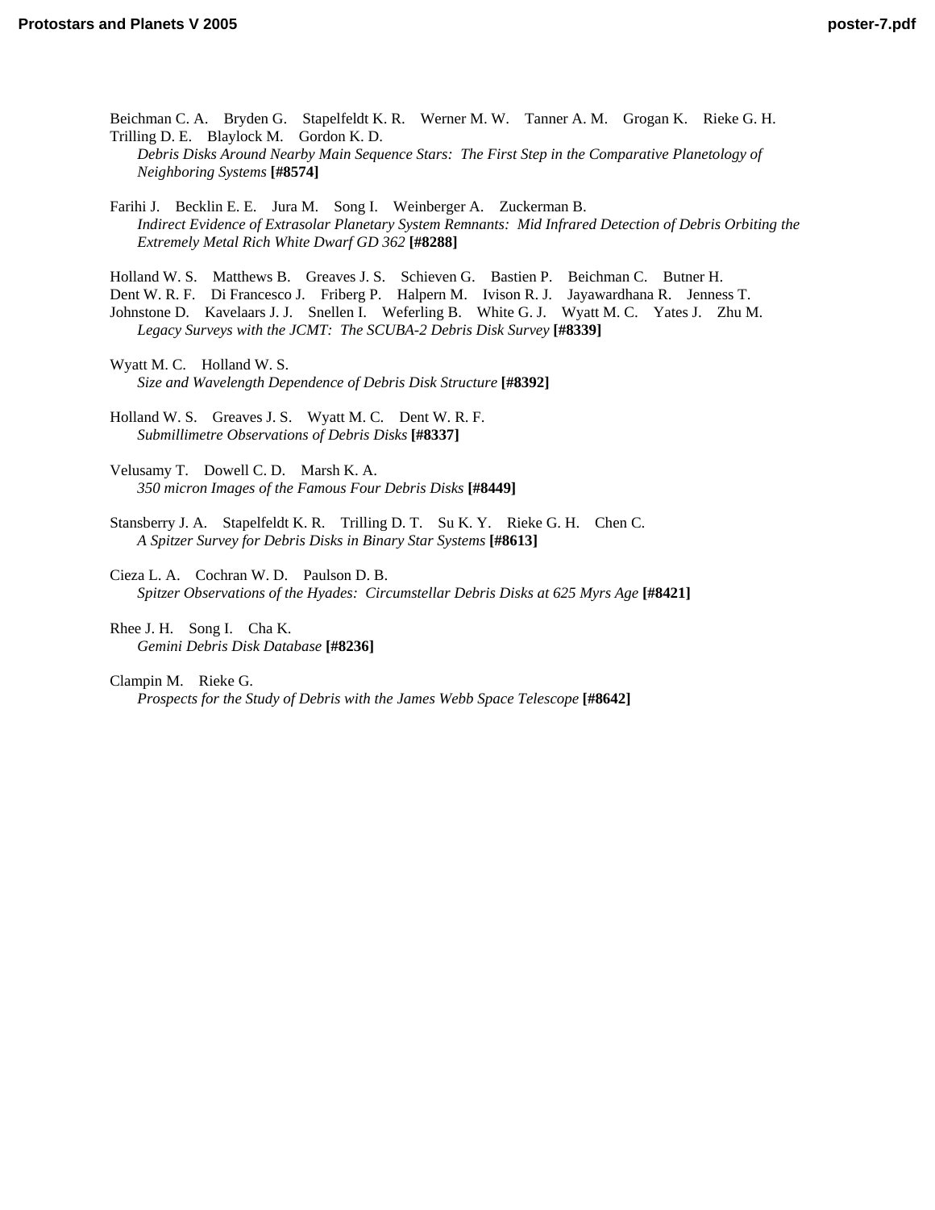Beichman C. A.    Bryden G.    Stapelfeldt K. R.    Werner M. W.    Tanner A. M.    Grogan K.    Rieke G. H.    Trilling D. E.    Blaylock M.    Gordon K. D.
*Debris Disks Around Nearby Main Sequence Stars:  The First Step in the Comparative Planetology of Neighboring Systems* **[#8574]**

Farihi J.    Becklin E. E.    Jura M.    Song I.    Weinberger A.    Zuckerman B.
*Indirect Evidence of Extrasolar Planetary System Remnants:  Mid Infrared Detection of Debris Orbiting the Extremely Metal Rich White Dwarf GD 362* **[#8288]**

Holland W. S.    Matthews B.    Greaves J. S.    Schieven G.    Bastien P.    Beichman C.    Butner H.    Dent W. R. F.    Di Francesco J.    Friberg P.    Halpern M.    Ivison R. J.    Jayawardhana R.    Jenness T.    Johnstone D.    Kavelaars J. J.    Snellen I.    Weferling B.    White G. J.    Wyatt M. C.    Yates J.    Zhu M.
*Legacy Surveys with the JCMT:  The SCUBA-2 Debris Disk Survey* **[#8339]**

Wyatt M. C.    Holland W. S.
*Size and Wavelength Dependence of Debris Disk Structure* **[#8392]**

Holland W. S.    Greaves J. S.    Wyatt M. C.    Dent W. R. F.
*Submillimetre Observations of Debris Disks* **[#8337]**

Velusamy T.    Dowell C. D.    Marsh K. A.
*350 micron Images of the Famous Four Debris Disks* **[#8449]**

Stansberry J. A.    Stapelfeldt K. R.    Trilling D. T.    Su K. Y.    Rieke G. H.    Chen C.
*A Spitzer Survey for Debris Disks in Binary Star Systems* **[#8613]**

Cieza L. A.    Cochran W. D.    Paulson D. B.
*Spitzer Observations of the Hyades:  Circumstellar Debris Disks at 625 Myrs Age* **[#8421]**

Rhee J. H.    Song I.    Cha K.
*Gemini Debris Disk Database* **[#8236]**

Clampin M.    Rieke G.
*Prospects for the Study of Debris with the James Webb Space Telescope* **[#8642]**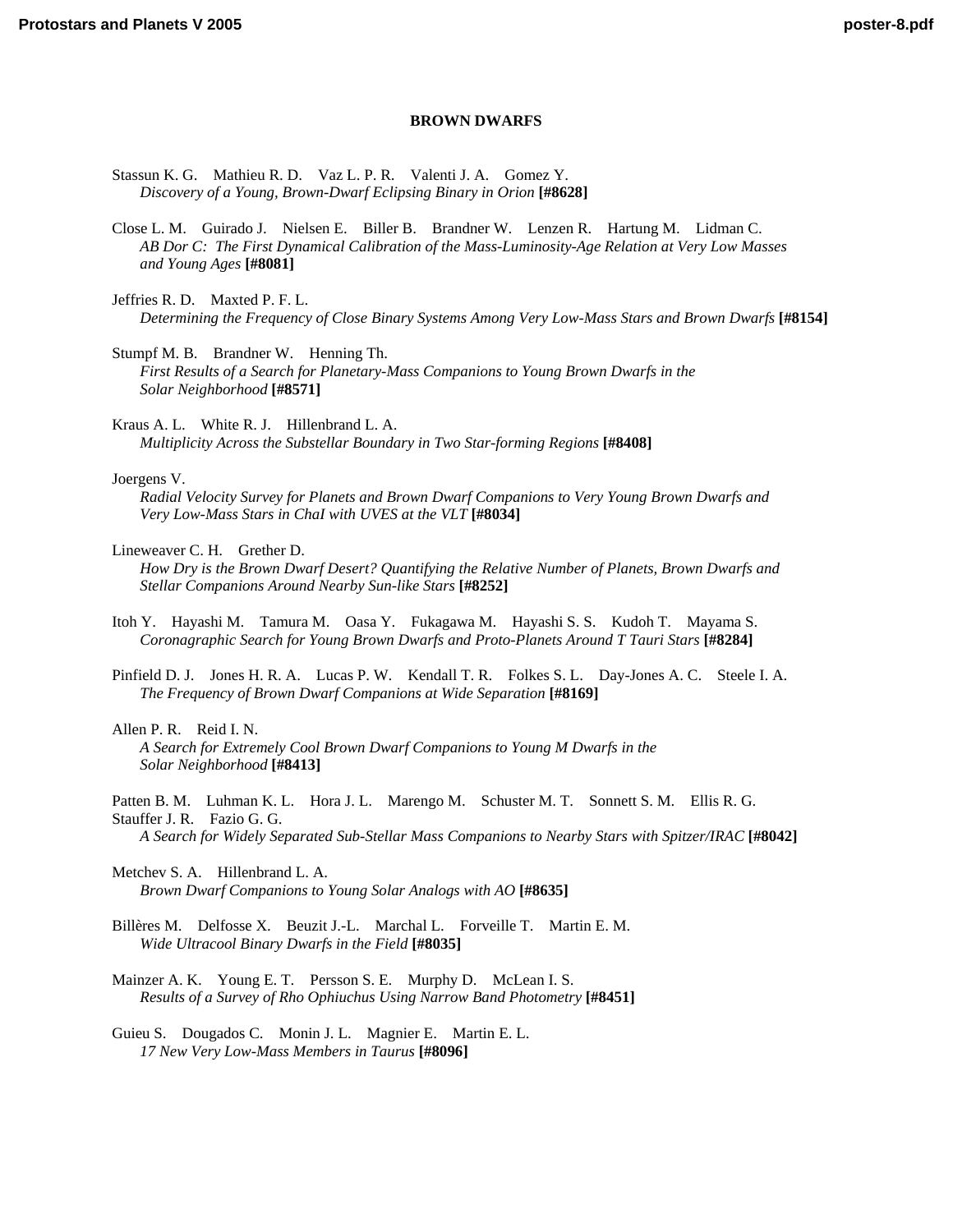**BROWN DWARFS**

Stassun K. G. Mathieu R. D. Vaz L. P. R. Valenti J. A. Gomez Y.
*Discovery of a Young, Brown-Dwarf Eclipsing Binary in Orion* **[#8628]**

Close L. M. Guirado J. Nielsen E. Biller B. Brandner W. Lenzen R. Hartung M. Lidman C.
*AB Dor C: The First Dynamical Calibration of the Mass-Luminosity-Age Relation at Very Low Masses and Young Ages* **[#8081]**

Jeffries R. D. Maxted P. F. L.
*Determining the Frequency of Close Binary Systems Among Very Low-Mass Stars and Brown Dwarfs* **[#8154]**

Stumpf M. B. Brandner W. Henning Th.
*First Results of a Search for Planetary-Mass Companions to Young Brown Dwarfs in the Solar Neighborhood* **[#8571]**

Kraus A. L. White R. J. Hillenbrand L. A.
*Multiplicity Across the Substellar Boundary in Two Star-forming Regions* **[#8408]**

Joergens V.
*Radial Velocity Survey for Planets and Brown Dwarf Companions to Very Young Brown Dwarfs and Very Low-Mass Stars in ChaI with UVES at the VLT* **[#8034]**

Lineweaver C. H. Grether D.
*How Dry is the Brown Dwarf Desert? Quantifying the Relative Number of Planets, Brown Dwarfs and Stellar Companions Around Nearby Sun-like Stars* **[#8252]**

Itoh Y. Hayashi M. Tamura M. Oasa Y. Fukagawa M. Hayashi S. S. Kudoh T. Mayama S.
*Coronagraphic Search for Young Brown Dwarfs and Proto-Planets Around T Tauri Stars* **[#8284]**

Pinfield D. J. Jones H. R. A. Lucas P. W. Kendall T. R. Folkes S. L. Day-Jones A. C. Steele I. A.
*The Frequency of Brown Dwarf Companions at Wide Separation* **[#8169]**

Allen P. R. Reid I. N.
*A Search for Extremely Cool Brown Dwarf Companions to Young M Dwarfs in the Solar Neighborhood* **[#8413]**

Patten B. M. Luhman K. L. Hora J. L. Marengo M. Schuster M. T. Sonnett S. M. Ellis R. G. Stauffer J. R. Fazio G. G.
*A Search for Widely Separated Sub-Stellar Mass Companions to Nearby Stars with Spitzer/IRAC* **[#8042]**

Metchev S. A. Hillenbrand L. A.
*Brown Dwarf Companions to Young Solar Analogs with AO* **[#8635]**

Billères M. Delfosse X. Beuzit J.-L. Marchal L. Forveille T. Martin E. M.
*Wide Ultracool Binary Dwarfs in the Field* **[#8035]**

Mainzer A. K. Young E. T. Persson S. E. Murphy D. McLean I. S.
*Results of a Survey of Rho Ophiuchus Using Narrow Band Photometry* **[#8451]**

Guieu S. Dougados C. Monin J. L. Magnier E. Martin E. L.
*17 New Very Low-Mass Members in Taurus* **[#8096]**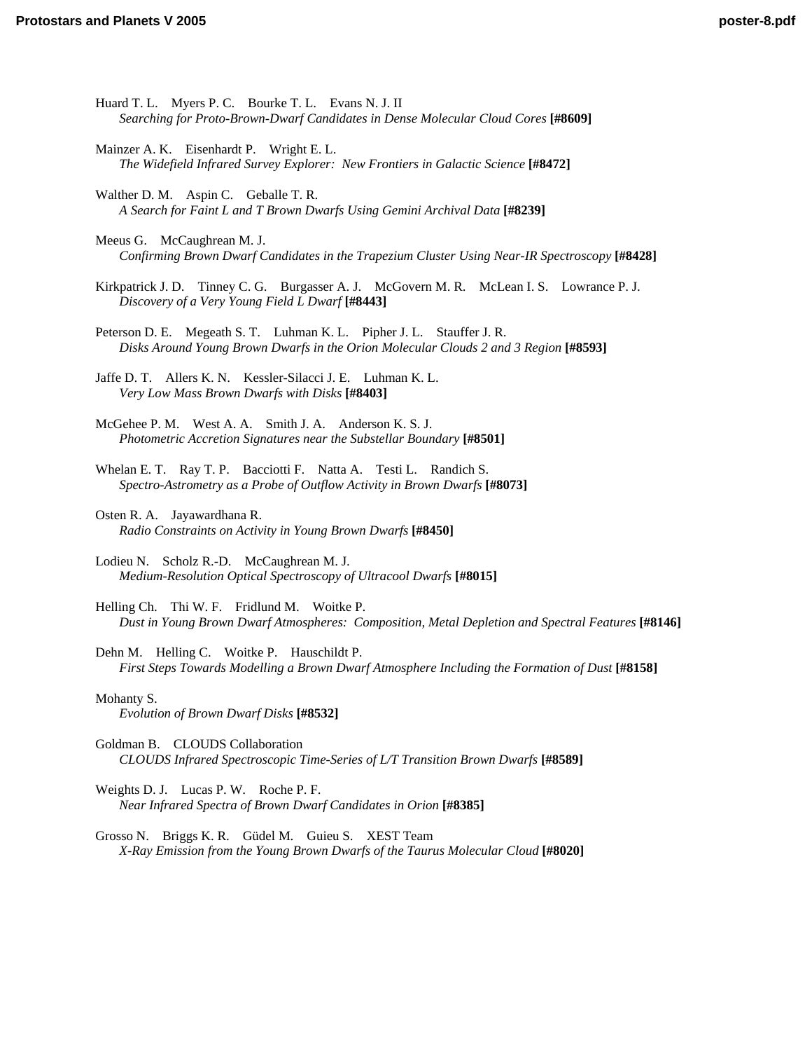Huard T. L.    Myers P. C.    Bourke T. L.    Evans N. J. II
*Searching for Proto-Brown-Dwarf Candidates in Dense Molecular Cloud Cores* **[#8609]**

Mainzer A. K.    Eisenhardt P.    Wright E. L.
*The Widefield Infrared Survey Explorer: New Frontiers in Galactic Science* **[#8472]**

Walther D. M.    Aspin C.    Geballe T. R.
*A Search for Faint L and T Brown Dwarfs Using Gemini Archival Data* **[#8239]**

Meeus G.    McCaughrean M. J.
*Confirming Brown Dwarf Candidates in the Trapezium Cluster Using Near-IR Spectroscopy* **[#8428]**

Kirkpatrick J. D.    Tinney C. G.    Burgasser A. J.    McGovern M. R.    McLean I. S.    Lowrance P. J.
*Discovery of a Very Young Field L Dwarf* **[#8443]**

Peterson D. E.    Megeath S. T.    Luhman K. L.    Pipher J. L.    Stauffer J. R.
*Disks Around Young Brown Dwarfs in the Orion Molecular Clouds 2 and 3 Region* **[#8593]**

Jaffe D. T.    Allers K. N.    Kessler-Silacci J. E.    Luhman K. L.
*Very Low Mass Brown Dwarfs with Disks* **[#8403]**

McGehee P. M.    West A. A.    Smith J. A.    Anderson K. S. J.
*Photometric Accretion Signatures near the Substellar Boundary* **[#8501]**

Whelan E. T.    Ray T. P.    Bacciotti F.    Natta A.    Testi L.    Randich S.
*Spectro-Astrometry as a Probe of Outflow Activity in Brown Dwarfs* **[#8073]**

Osten R. A.    Jayawardhana R.
*Radio Constraints on Activity in Young Brown Dwarfs* **[#8450]**

Lodieu N.    Scholz R.-D.    McCaughrean M. J.
*Medium-Resolution Optical Spectroscopy of Ultracool Dwarfs* **[#8015]**

Helling Ch.    Thi W. F.    Fridlund M.    Woitke P.
*Dust in Young Brown Dwarf Atmospheres: Composition, Metal Depletion and Spectral Features* **[#8146]**

Dehn M.    Helling C.    Woitke P.    Hauschildt P.
*First Steps Towards Modelling a Brown Dwarf Atmosphere Including the Formation of Dust* **[#8158]**

Mohanty S.
*Evolution of Brown Dwarf Disks* **[#8532]**

Goldman B.    CLOUDS Collaboration
*CLOUDS Infrared Spectroscopic Time-Series of L/T Transition Brown Dwarfs* **[#8589]**

Weights D. J.    Lucas P. W.    Roche P. F.
*Near Infrared Spectra of Brown Dwarf Candidates in Orion* **[#8385]**

Grosso N.    Briggs K. R.    Güdel M.    Guieu S.    XEST Team
*X-Ray Emission from the Young Brown Dwarfs of the Taurus Molecular Cloud* **[#8020]**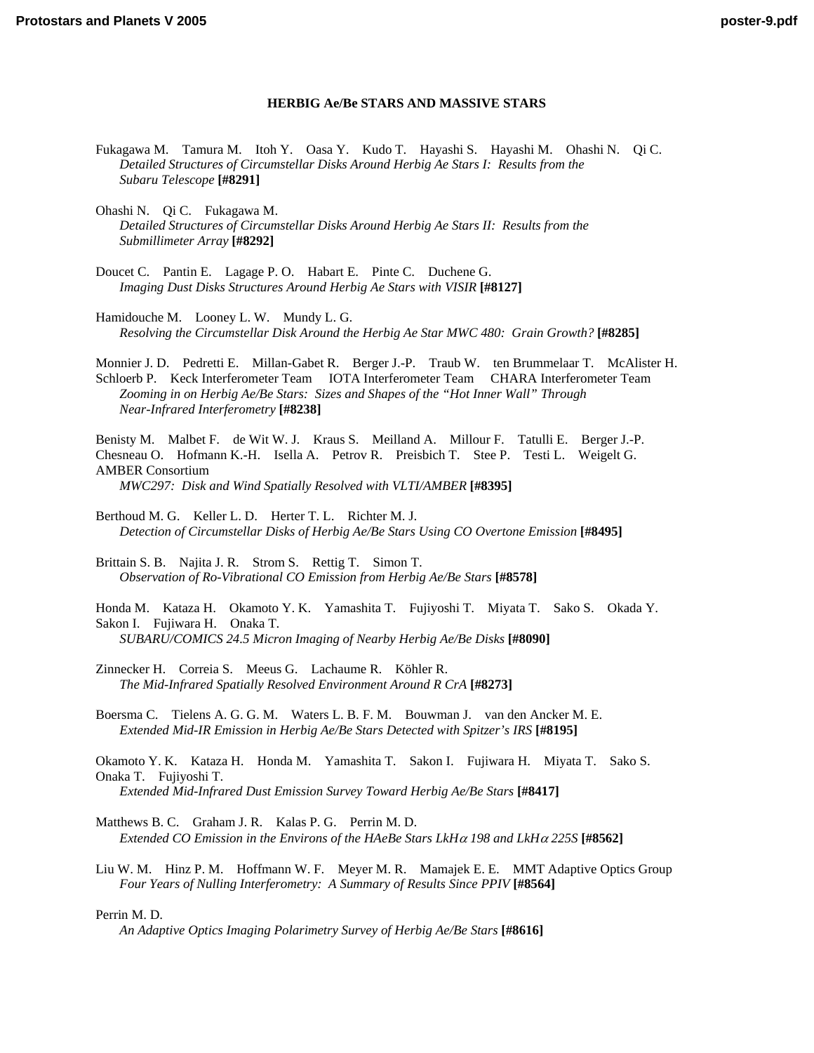## HERBIG Ae/Be STARS AND MASSIVE STARS

Fukagawa M. Tamura M. Itoh Y. Oasa Y. Kudo T. Hayashi S. Hayashi M. Ohashi N. Qi C.
*Detailed Structures of Circumstellar Disks Around Herbig Ae Stars I: Results from the Subaru Telescope* **[#8291]**

Ohashi N. Qi C. Fukagawa M.
*Detailed Structures of Circumstellar Disks Around Herbig Ae Stars II: Results from the Submillimeter Array* **[#8292]**

Doucet C. Pantin E. Lagage P. O. Habart E. Pinte C. Duchene G.
*Imaging Dust Disks Structures Around Herbig Ae Stars with VISIR* **[#8127]**

Hamidouche M. Looney L. W. Mundy L. G.
*Resolving the Circumstellar Disk Around the Herbig Ae Star MWC 480: Grain Growth?* **[#8285]**

Monnier J. D. Pedretti E. Millan-Gabet R. Berger J.-P. Traub W. ten Brummelaar T. McAlister H. Schloerb P. Keck Interferometer Team IOTA Interferometer Team CHARA Interferometer Team
*Zooming in on Herbig Ae/Be Stars: Sizes and Shapes of the "Hot Inner Wall" Through Near-Infrared Interferometry* **[#8238]**

Benisty M. Malbet F. de Wit W. J. Kraus S. Meilland A. Millour F. Tatulli E. Berger J.-P. Chesneau O. Hofmann K.-H. Isella A. Petrov R. Preisbich T. Stee P. Testi L. Weigelt G. AMBER Consortium
*MWC297: Disk and Wind Spatially Resolved with VLTI/AMBER* **[#8395]**

Berthoud M. G. Keller L. D. Herter T. L. Richter M. J.
*Detection of Circumstellar Disks of Herbig Ae/Be Stars Using CO Overtone Emission* **[#8495]**

Brittain S. B. Najita J. R. Strom S. Rettig T. Simon T.
*Observation of Ro-Vibrational CO Emission from Herbig Ae/Be Stars* **[#8578]**

Honda M. Kataza H. Okamoto Y. K. Yamashita T. Fujiyoshi T. Miyata T. Sako S. Okada Y. Sakon I. Fujiwara H. Onaka T.
*SUBARU/COMICS 24.5 Micron Imaging of Nearby Herbig Ae/Be Disks* **[#8090]**

Zinnecker H. Correia S. Meeus G. Lachaume R. Köhler R.
*The Mid-Infrared Spatially Resolved Environment Around R CrA* **[#8273]**

Boersma C. Tielens A. G. G. M. Waters L. B. F. M. Bouwman J. van den Ancker M. E.
*Extended Mid-IR Emission in Herbig Ae/Be Stars Detected with Spitzer's IRS* **[#8195]**

Okamoto Y. K. Kataza H. Honda M. Yamashita T. Sakon I. Fujiwara H. Miyata T. Sako S. Onaka T. Fujiyoshi T.
*Extended Mid-Infrared Dust Emission Survey Toward Herbig Ae/Be Stars* **[#8417]**

Matthews B. C. Graham J. R. Kalas P. G. Perrin M. D.
*Extended CO Emission in the Environs of the HAeBe Stars LkH$\alpha$ 198 and LkH$\alpha$ 225S* **[#8562]**

Liu W. M. Hinz P. M. Hoffmann W. F. Meyer M. R. Mamajek E. E. MMT Adaptive Optics Group
*Four Years of Nulling Interferometry: A Summary of Results Since PPIV* **[#8564]**

Perrin M. D.
*An Adaptive Optics Imaging Polarimetry Survey of Herbig Ae/Be Stars* **[#8616]**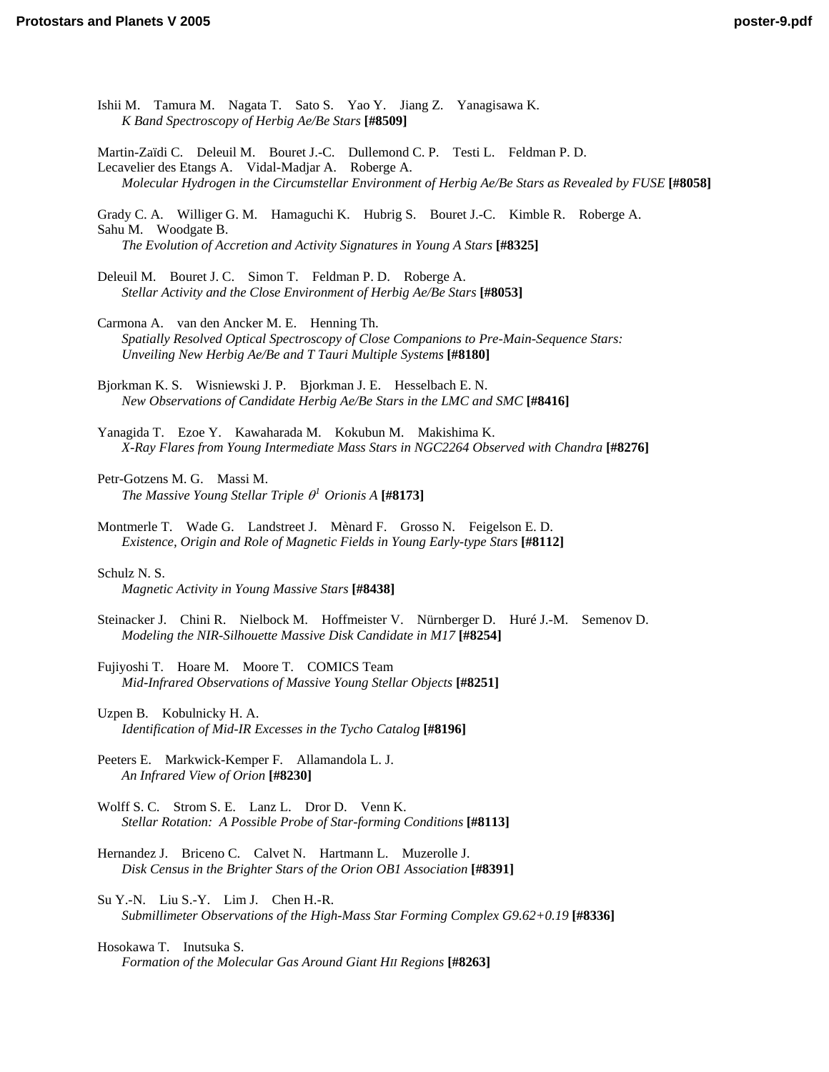Ishii M. Tamura M. Nagata T. Sato S. Yao Y. Jiang Z. Yanagisawa K.
*K Band Spectroscopy of Herbig Ae/Be Stars* **[#8509]**

Martin-Zaïdi C. Deleuil M. Bouret J.-C. Dullemond C. P. Testi L. Feldman P. D. Lecavelier des Etangs A. Vidal-Madjar A. Roberge A.
*Molecular Hydrogen in the Circumstellar Environment of Herbig Ae/Be Stars as Revealed by FUSE* **[#8058]**

Grady C. A. Williger G. M. Hamaguchi K. Hubrig S. Bouret J.-C. Kimble R. Roberge A. Sahu M. Woodgate B.
*The Evolution of Accretion and Activity Signatures in Young A Stars* **[#8325]**

Deleuil M. Bouret J. C. Simon T. Feldman P. D. Roberge A.
*Stellar Activity and the Close Environment of Herbig Ae/Be Stars* **[#8053]**

Carmona A. van den Ancker M. E. Henning Th.
*Spatially Resolved Optical Spectroscopy of Close Companions to Pre-Main-Sequence Stars: Unveiling New Herbig Ae/Be and T Tauri Multiple Systems* **[#8180]**

Bjorkman K. S. Wisniewski J. P. Bjorkman J. E. Hesselbach E. N.
*New Observations of Candidate Herbig Ae/Be Stars in the LMC and SMC* **[#8416]**

Yanagida T. Ezoe Y. Kawaharada M. Kokubun M. Makishima K.
*X-Ray Flares from Young Intermediate Mass Stars in NGC2264 Observed with Chandra* **[#8276]**

Petr-Gotzens M. G. Massi M.
*The Massive Young Stellar Triple $\theta^1$ Orionis A* **[#8173]**

Montmerle T. Wade G. Landstreet J. Mènard F. Grosso N. Feigelson E. D.
*Existence, Origin and Role of Magnetic Fields in Young Early-type Stars* **[#8112]**

Schulz N. S.
*Magnetic Activity in Young Massive Stars* **[#8438]**

Steinacker J. Chini R. Nielbock M. Hoffmeister V. Nürnberger D. Huré J.-M. Semenov D.
*Modeling the NIR-Silhouette Massive Disk Candidate in M17* **[#8254]**

Fujiyoshi T. Hoare M. Moore T. COMICS Team
*Mid-Infrared Observations of Massive Young Stellar Objects* **[#8251]**

Uzpen B. Kobulnicky H. A.
*Identification of Mid-IR Excesses in the Tycho Catalog* **[#8196]**

Peeters E. Markwick-Kemper F. Allamandola L. J.
*An Infrared View of Orion* **[#8230]**

Wolff S. C. Strom S. E. Lanz L. Dror D. Venn K.
*Stellar Rotation: A Possible Probe of Star-forming Conditions* **[#8113]**

Hernandez J. Briceno C. Calvet N. Hartmann L. Muzerolle J.
*Disk Census in the Brighter Stars of the Orion OB1 Association* **[#8391]**

Su Y.-N. Liu S.-Y. Lim J. Chen H.-R.
*Submillimeter Observations of the High-Mass Star Forming Complex G9.62+0.19* **[#8336]**

Hosokawa T. Inutsuka S.
*Formation of the Molecular Gas Around Giant HII Regions* **[#8263]**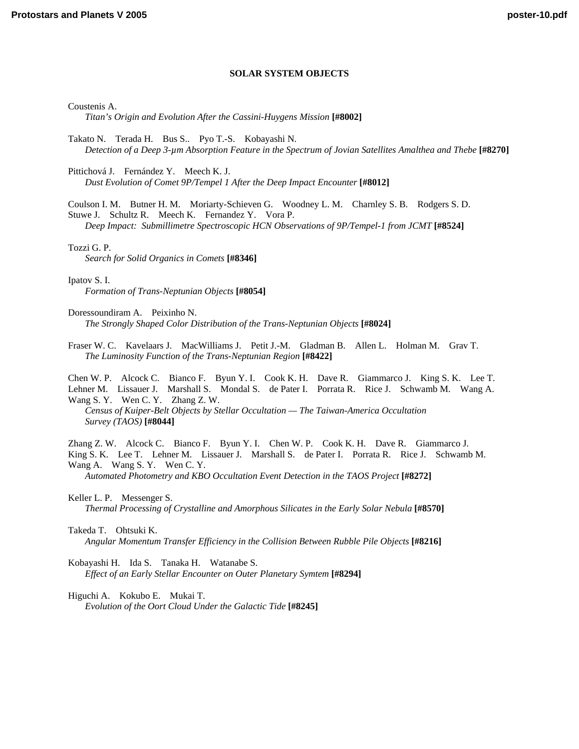## SOLAR SYSTEM OBJECTS

Coustenis A.
*Titan's Origin and Evolution After the Cassini-Huygens Mission* **[#8002]**

Takato N. Terada H. Bus S.. Pyo T.-S. Kobayashi N.
*Detection of a Deep 3-μm Absorption Feature in the Spectrum of Jovian Satellites Amalthea and Thebe* **[#8270]**

Pittichová J. Fernández Y. Meech K. J.
*Dust Evolution of Comet 9P/Tempel 1 After the Deep Impact Encounter* **[#8012]**

Coulson I. M. Butner H. M. Moriarty-Schieven G. Woodney L. M. Charnley S. B. Rodgers S. D. Stuwe J. Schultz R. Meech K. Fernandez Y. Vora P.
*Deep Impact: Submillimetre Spectroscopic HCN Observations of 9P/Tempel-1 from JCMT* **[#8524]**

Tozzi G. P.
*Search for Solid Organics in Comets* **[#8346]**

Ipatov S. I.
*Formation of Trans-Neptunian Objects* **[#8054]**

Doressoundiram A. Peixinho N.
*The Strongly Shaped Color Distribution of the Trans-Neptunian Objects* **[#8024]**

Fraser W. C. Kavelaars J. MacWilliams J. Petit J.-M. Gladman B. Allen L. Holman M. Grav T.
*The Luminosity Function of the Trans-Neptunian Region* **[#8422]**

Chen W. P. Alcock C. Bianco F. Byun Y. I. Cook K. H. Dave R. Giammarco J. King S. K. Lee T. Lehner M. Lissauer J. Marshall S. Mondal S. de Pater I. Porrata R. Rice J. Schwamb M. Wang A. Wang S. Y. Wen C. Y. Zhang Z. W.
*Census of Kuiper-Belt Objects by Stellar Occultation — The Taiwan-America Occultation Survey (TAOS)* **[#8044]**

Zhang Z. W. Alcock C. Bianco F. Byun Y. I. Chen W. P. Cook K. H. Dave R. Giammarco J. King S. K. Lee T. Lehner M. Lissauer J. Marshall S. de Pater I. Porrata R. Rice J. Schwamb M. Wang A. Wang S. Y. Wen C. Y.
*Automated Photometry and KBO Occultation Event Detection in the TAOS Project* **[#8272]**

Keller L. P. Messenger S.
*Thermal Processing of Crystalline and Amorphous Silicates in the Early Solar Nebula* **[#8570]**

Takeda T. Ohtsuki K.
*Angular Momentum Transfer Efficiency in the Collision Between Rubble Pile Objects* **[#8216]**

Kobayashi H. Ida S. Tanaka H. Watanabe S.
*Effect of an Early Stellar Encounter on Outer Planetary Symtem* **[#8294]**

Higuchi A. Kokubo E. Mukai T.
*Evolution of the Oort Cloud Under the Galactic Tide* **[#8245]**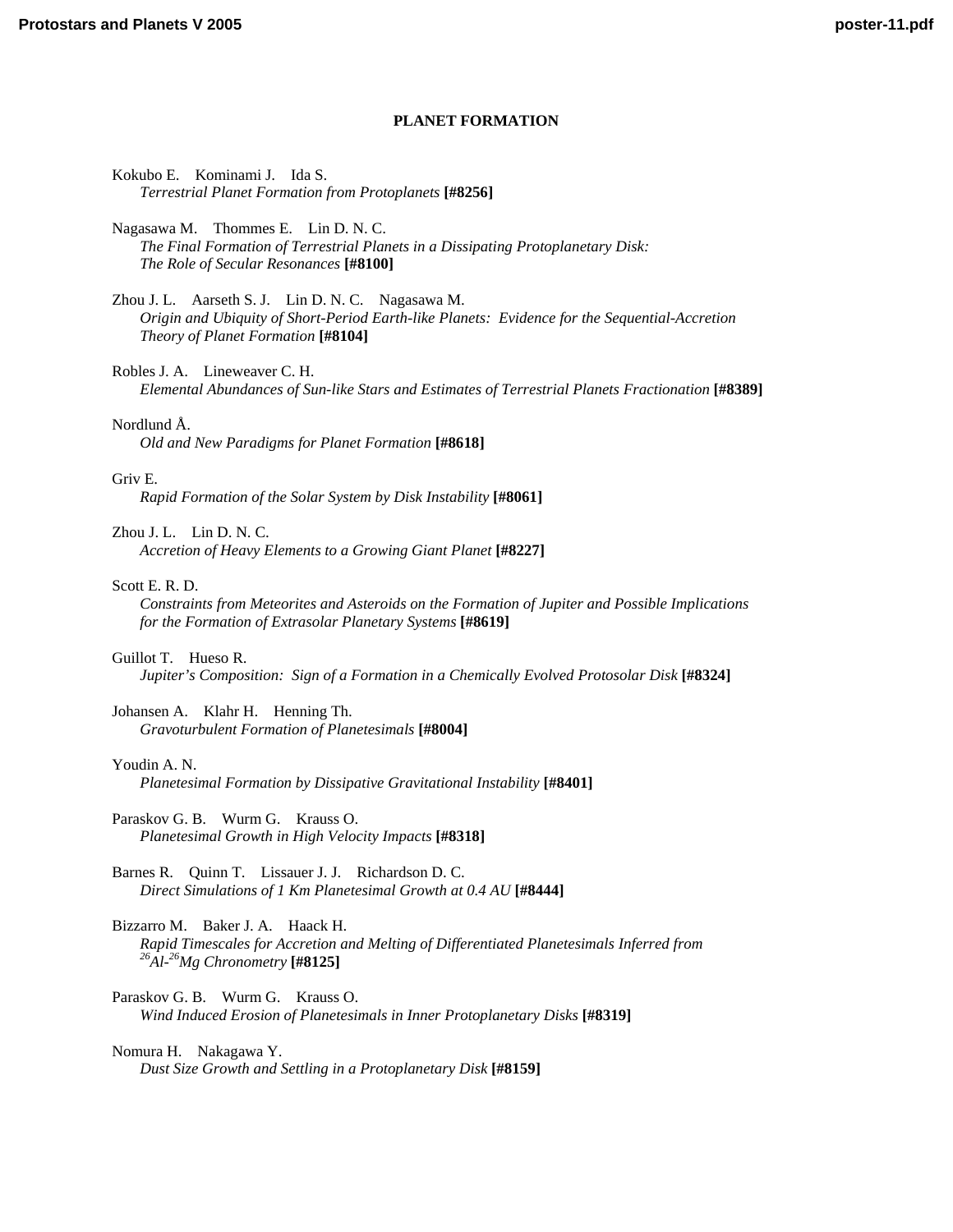## PLANET FORMATION

Kokubo E. Kominami J. Ida S.
*Terrestrial Planet Formation from Protoplanets* **[#8256]**

Nagasawa M. Thommes E. Lin D. N. C.
*The Final Formation of Terrestrial Planets in a Dissipating Protoplanetary Disk: The Role of Secular Resonances* **[#8100]**

Zhou J. L. Aarseth S. J. Lin D. N. C. Nagasawa M.
*Origin and Ubiquity of Short-Period Earth-like Planets: Evidence for the Sequential-Accretion Theory of Planet Formation* **[#8104]**

Robles J. A. Lineweaver C. H.
*Elemental Abundances of Sun-like Stars and Estimates of Terrestrial Planets Fractionation* **[#8389]**

Nordlund Å.
*Old and New Paradigms for Planet Formation* **[#8618]**

Griv E.
*Rapid Formation of the Solar System by Disk Instability* **[#8061]**

Zhou J. L. Lin D. N. C.
*Accretion of Heavy Elements to a Growing Giant Planet* **[#8227]**

Scott E. R. D.
*Constraints from Meteorites and Asteroids on the Formation of Jupiter and Possible Implications for the Formation of Extrasolar Planetary Systems* **[#8619]**

Guillot T. Hueso R.
*Jupiter's Composition: Sign of a Formation in a Chemically Evolved Protosolar Disk* **[#8324]**

Johansen A. Klahr H. Henning Th.
*Gravoturbulent Formation of Planetesimals* **[#8004]**

Youdin A. N.
*Planetesimal Formation by Dissipative Gravitational Instability* **[#8401]**

Paraskov G. B. Wurm G. Krauss O.
*Planetesimal Growth in High Velocity Impacts* **[#8318]**

Barnes R. Quinn T. Lissauer J. J. Richardson D. C.
*Direct Simulations of 1 Km Planetesimal Growth at 0.4 AU* **[#8444]**

Bizzarro M. Baker J. A. Haack H.
*Rapid Timescales for Accretion and Melting of Differentiated Planetesimals Inferred from $^{26}Al$-$^{26}Mg$ Chronometry* **[#8125]**

Paraskov G. B. Wurm G. Krauss O.
*Wind Induced Erosion of Planetesimals in Inner Protoplanetary Disks* **[#8319]**

Nomura H. Nakagawa Y.
*Dust Size Growth and Settling in a Protoplanetary Disk* **[#8159]**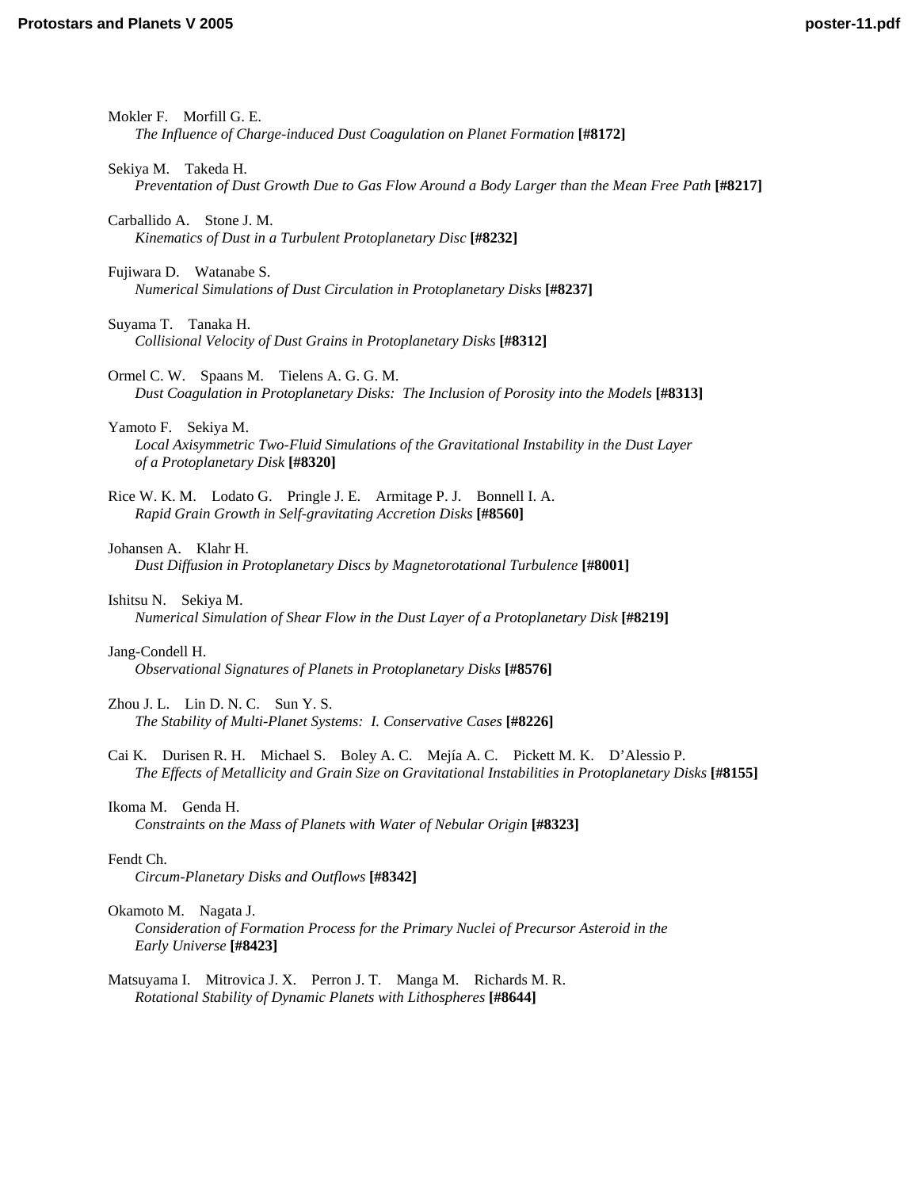Mokler F.    Morfill G. E.
*The Influence of Charge-induced Dust Coagulation on Planet Formation* **[#8172]**

Sekiya M.    Takeda H.
*Preventation of Dust Growth Due to Gas Flow Around a Body Larger than the Mean Free Path* **[#8217]**

Carballido A.    Stone J. M.
*Kinematics of Dust in a Turbulent Protoplanetary Disc* **[#8232]**

Fujiwara D.    Watanabe S.
*Numerical Simulations of Dust Circulation in Protoplanetary Disks* **[#8237]**

Suyama T.    Tanaka H.
*Collisional Velocity of Dust Grains in Protoplanetary Disks* **[#8312]**

Ormel C. W.    Spaans M.    Tielens A. G. G. M.
*Dust Coagulation in Protoplanetary Disks: The Inclusion of Porosity into the Models* **[#8313]**

Yamoto F.    Sekiya M.
*Local Axisymmetric Two-Fluid Simulations of the Gravitational Instability in the Dust Layer of a Protoplanetary Disk* **[#8320]**

Rice W. K. M.    Lodato G.    Pringle J. E.    Armitage P. J.    Bonnell I. A.
*Rapid Grain Growth in Self-gravitating Accretion Disks* **[#8560]**

Johansen A.    Klahr H.
*Dust Diffusion in Protoplanetary Discs by Magnetorotational Turbulence* **[#8001]**

Ishitsu N.    Sekiya M.
*Numerical Simulation of Shear Flow in the Dust Layer of a Protoplanetary Disk* **[#8219]**

Jang-Condell H.
*Observational Signatures of Planets in Protoplanetary Disks* **[#8576]**

Zhou J. L.    Lin D. N. C.    Sun Y. S.
*The Stability of Multi-Planet Systems: I. Conservative Cases* **[#8226]**

Cai K.    Durisen R. H.    Michael S.    Boley A. C.    Mejía A. C.    Pickett M. K.    D'Alessio P.
*The Effects of Metallicity and Grain Size on Gravitational Instabilities in Protoplanetary Disks* **[#8155]**

Ikoma M.    Genda H.
*Constraints on the Mass of Planets with Water of Nebular Origin* **[#8323]**

Fendt Ch.
*Circum-Planetary Disks and Outflows* **[#8342]**

Okamoto M.    Nagata J.
*Consideration of Formation Process for the Primary Nuclei of Precursor Asteroid in the Early Universe* **[#8423]**

Matsuyama I.    Mitrovica J. X.    Perron J. T.    Manga M.    Richards M. R.
*Rotational Stability of Dynamic Planets with Lithospheres* **[#8644]**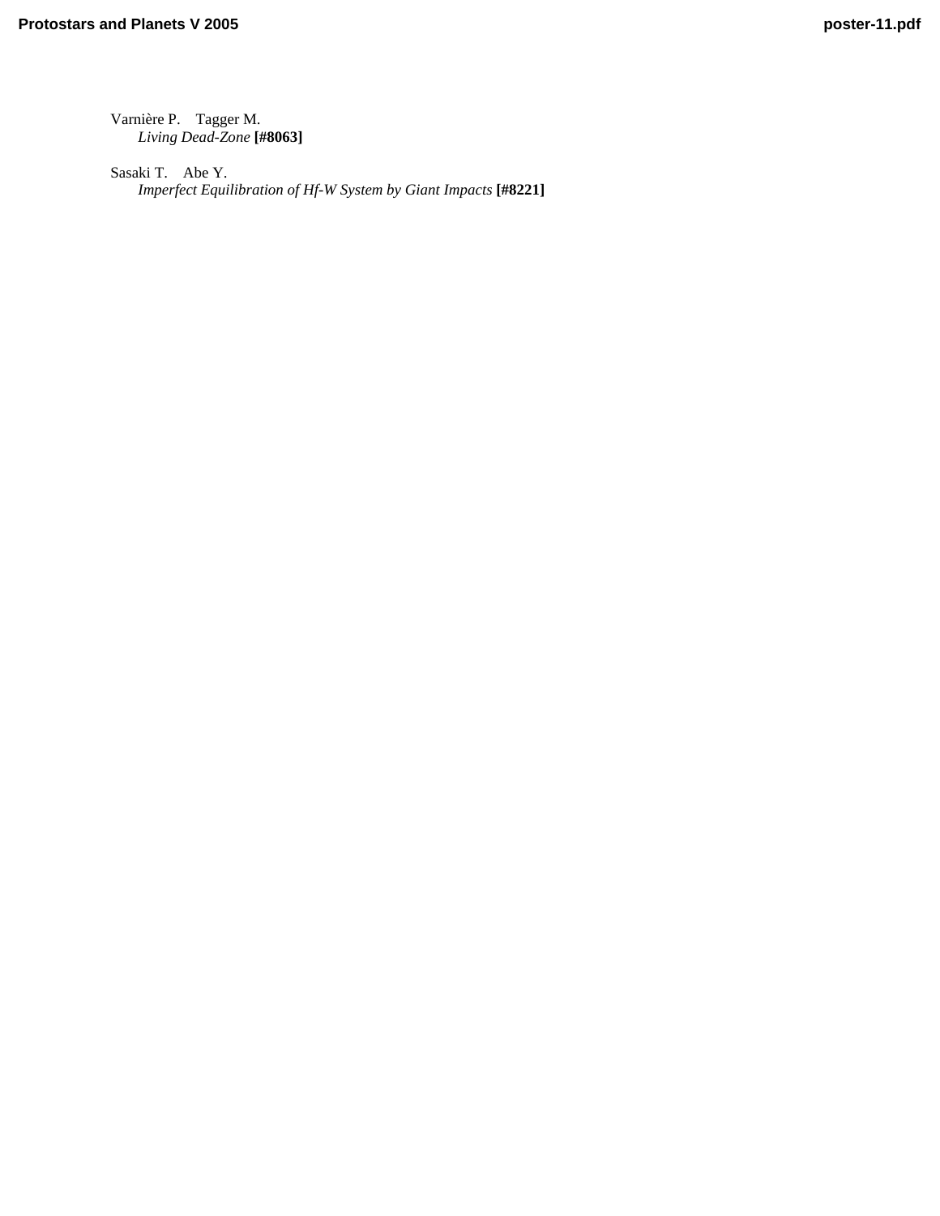Varnière P. Tagger M.
*Living Dead-Zone* **[#8063]**

Sasaki T. Abe Y.
*Imperfect Equilibration of Hf-W System by Giant Impacts* **[#8221]**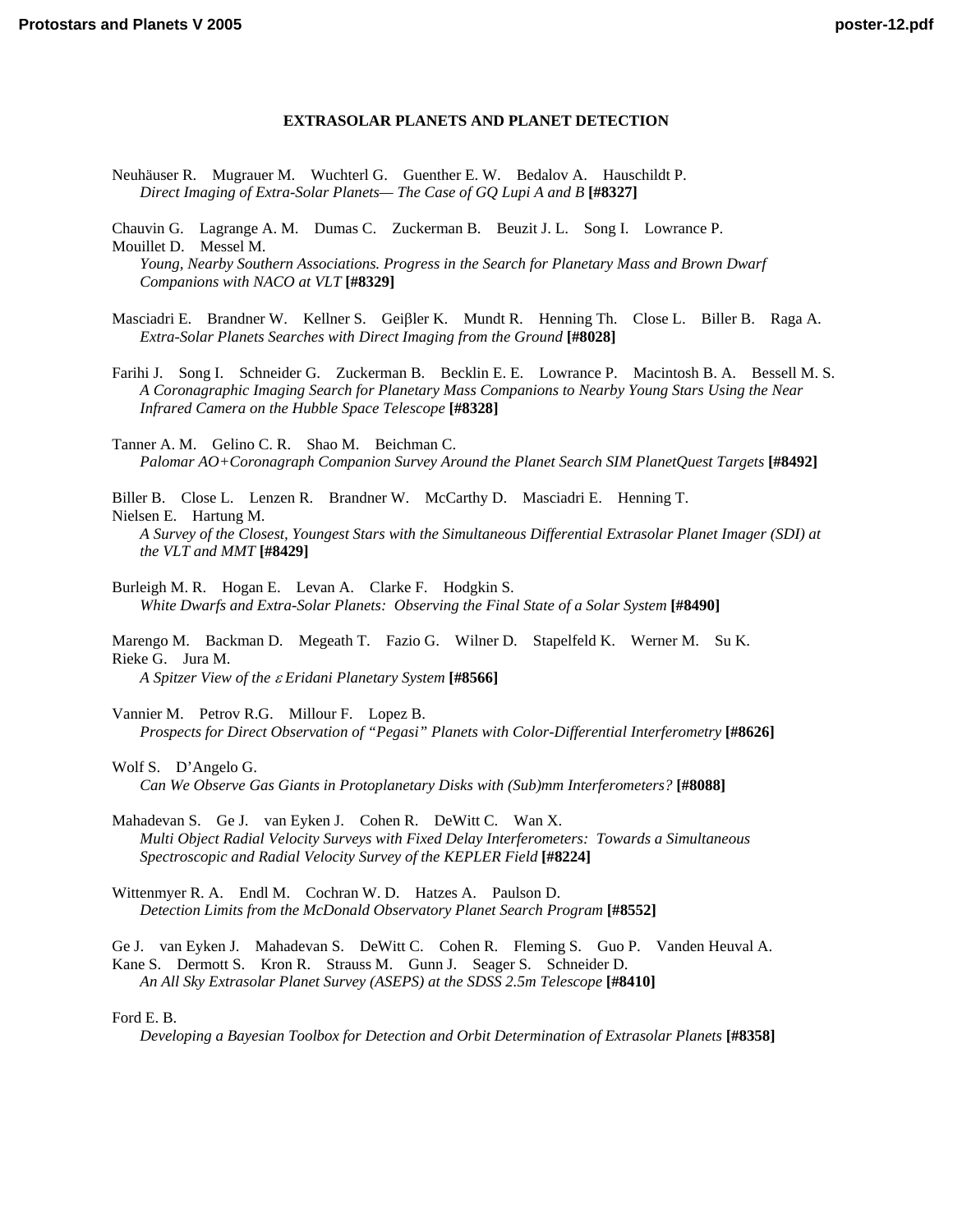## EXTRASOLAR PLANETS AND PLANET DETECTION

Neuhäuser R. Mugrauer M. Wuchterl G. Guenther E. W. Bedalov A. Hauschildt P.
*Direct Imaging of Extra-Solar Planets— The Case of GQ Lupi A and B* **[#8327]**

Chauvin G. Lagrange A. M. Dumas C. Zuckerman B. Beuzit J. L. Song I. Lowrance P. Mouillet D. Messel M.
*Young, Nearby Southern Associations. Progress in the Search for Planetary Mass and Brown Dwarf Companions with NACO at VLT* **[#8329]**

Masciadri E. Brandner W. Kellner S. Geiβler K. Mundt R. Henning Th. Close L. Biller B. Raga A.
*Extra-Solar Planets Searches with Direct Imaging from the Ground* **[#8028]**

Farihi J. Song I. Schneider G. Zuckerman B. Becklin E. E. Lowrance P. Macintosh B. A. Bessell M. S.
*A Coronagraphic Imaging Search for Planetary Mass Companions to Nearby Young Stars Using the Near Infrared Camera on the Hubble Space Telescope* **[#8328]**

Tanner A. M. Gelino C. R. Shao M. Beichman C.
*Palomar AO+Coronagraph Companion Survey Around the Planet Search SIM PlanetQuest Targets* **[#8492]**

Biller B. Close L. Lenzen R. Brandner W. McCarthy D. Masciadri E. Henning T. Nielsen E. Hartung M.
*A Survey of the Closest, Youngest Stars with the Simultaneous Differential Extrasolar Planet Imager (SDI) at the VLT and MMT* **[#8429]**

Burleigh M. R. Hogan E. Levan A. Clarke F. Hodgkin S.
*White Dwarfs and Extra-Solar Planets: Observing the Final State of a Solar System* **[#8490]**

Marengo M. Backman D. Megeath T. Fazio G. Wilner D. Stapelfeld K. Werner M. Su K. Rieke G. Jura M.
*A Spitzer View of the ε Eridani Planetary System* **[#8566]**

Vannier M. Petrov R.G. Millour F. Lopez B.
*Prospects for Direct Observation of "Pegasi" Planets with Color-Differential Interferometry* **[#8626]**

Wolf S. D'Angelo G.
*Can We Observe Gas Giants in Protoplanetary Disks with (Sub)mm Interferometers?* **[#8088]**

Mahadevan S. Ge J. van Eyken J. Cohen R. DeWitt C. Wan X.
*Multi Object Radial Velocity Surveys with Fixed Delay Interferometers: Towards a Simultaneous Spectroscopic and Radial Velocity Survey of the KEPLER Field* **[#8224]**

Wittenmyer R. A. Endl M. Cochran W. D. Hatzes A. Paulson D.
*Detection Limits from the McDonald Observatory Planet Search Program* **[#8552]**

Ge J. van Eyken J. Mahadevan S. DeWitt C. Cohen R. Fleming S. Guo P. Vanden Heuval A. Kane S. Dermott S. Kron R. Strauss M. Gunn J. Seager S. Schneider D.
*An All Sky Extrasolar Planet Survey (ASEPS) at the SDSS 2.5m Telescope* **[#8410]**

Ford E. B.
*Developing a Bayesian Toolbox for Detection and Orbit Determination of Extrasolar Planets* **[#8358]**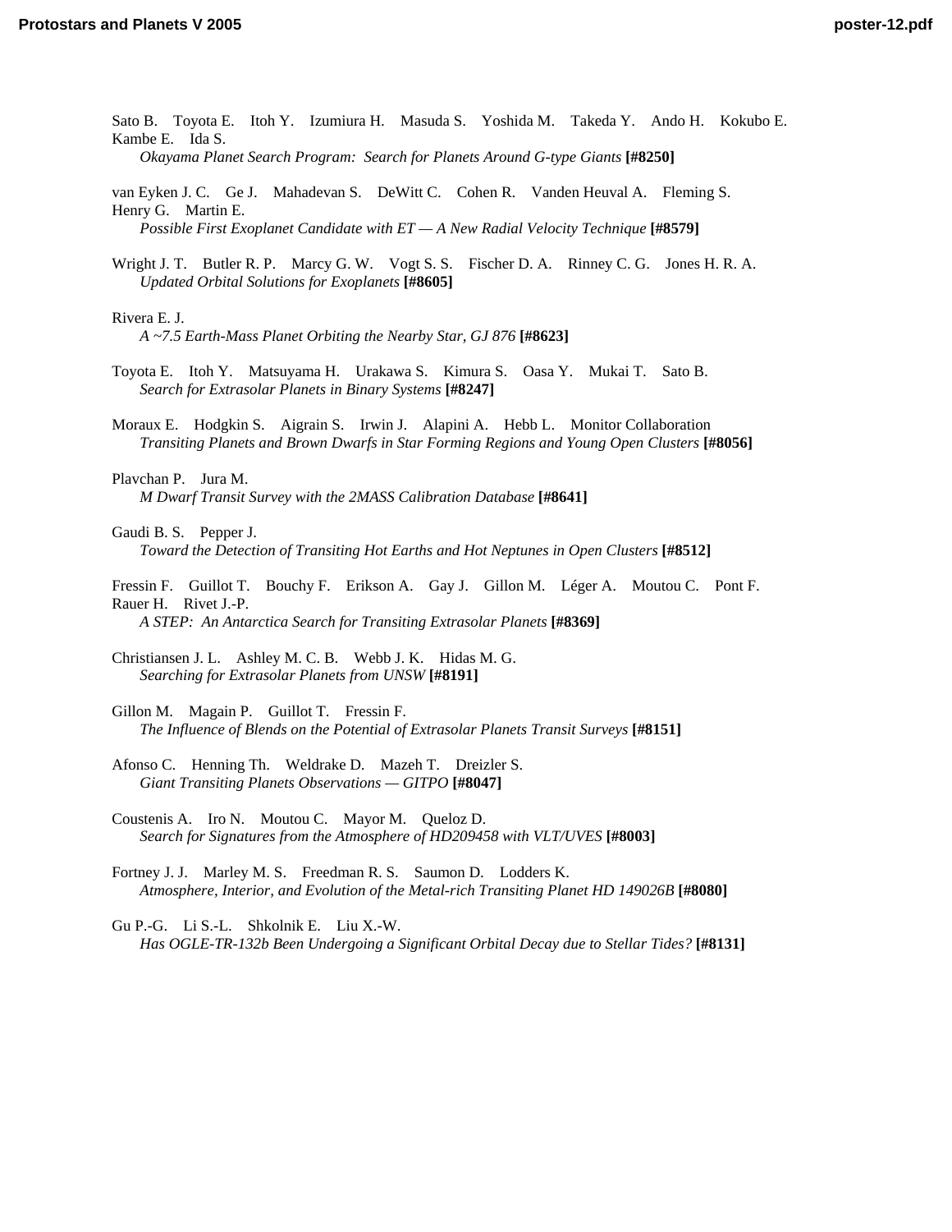Sato B.  Toyota E.  Itoh Y.  Izumiura H.  Masuda S.  Yoshida M.  Takeda Y.  Ando H.  Kokubo E.  Kambe E.  Ida S.
*Okayama Planet Search Program: Search for Planets Around G-type Giants* **[#8250]**

van Eyken J. C.  Ge J.  Mahadevan S.  DeWitt C.  Cohen R.  Vanden Heuval A.  Fleming S.  Henry G.  Martin E.
*Possible First Exoplanet Candidate with ET — A New Radial Velocity Technique* **[#8579]**

Wright J. T.  Butler R. P.  Marcy G. W.  Vogt S. S.  Fischer D. A.  Rinney C. G.  Jones H. R. A.
*Updated Orbital Solutions for Exoplanets* **[#8605]**

Rivera E. J.
*A ~7.5 Earth-Mass Planet Orbiting the Nearby Star, GJ 876* **[#8623]**

Toyota E.  Itoh Y.  Matsuyama H.  Urakawa S.  Kimura S.  Oasa Y.  Mukai T.  Sato B.
*Search for Extrasolar Planets in Binary Systems* **[#8247]**

Moraux E.  Hodgkin S.  Aigrain S.  Irwin J.  Alapini A.  Hebb L.  Monitor Collaboration
*Transiting Planets and Brown Dwarfs in Star Forming Regions and Young Open Clusters* **[#8056]**

Plavchan P.  Jura M.
*M Dwarf Transit Survey with the 2MASS Calibration Database* **[#8641]**

Gaudi B. S.  Pepper J.
*Toward the Detection of Transiting Hot Earths and Hot Neptunes in Open Clusters* **[#8512]**

Fressin F.  Guillot T.  Bouchy F.  Erikson A.  Gay J.  Gillon M.  Léger A.  Moutou C.  Pont F.  Rauer H.  Rivet J.-P.
*A STEP: An Antarctica Search for Transiting Extrasolar Planets* **[#8369]**

Christiansen J. L.  Ashley M. C. B.  Webb J. K.  Hidas M. G.
*Searching for Extrasolar Planets from UNSW* **[#8191]**

Gillon M.  Magain P.  Guillot T.  Fressin F.
*The Influence of Blends on the Potential of Extrasolar Planets Transit Surveys* **[#8151]**

Afonso C.  Henning Th.  Weldrake D.  Mazeh T.  Dreizler S.
*Giant Transiting Planets Observations — GITPO* **[#8047]**

Coustenis A.  Iro N.  Moutou C.  Mayor M.  Queloz D.
*Search for Signatures from the Atmosphere of HD209458 with VLT/UVES* **[#8003]**

Fortney J. J.  Marley M. S.  Freedman R. S.  Saumon D.  Lodders K.
*Atmosphere, Interior, and Evolution of the Metal-rich Transiting Planet HD 149026B* **[#8080]**

Gu P.-G.  Li S.-L.  Shkolnik E.  Liu X.-W.
*Has OGLE-TR-132b Been Undergoing a Significant Orbital Decay due to Stellar Tides?* **[#8131]**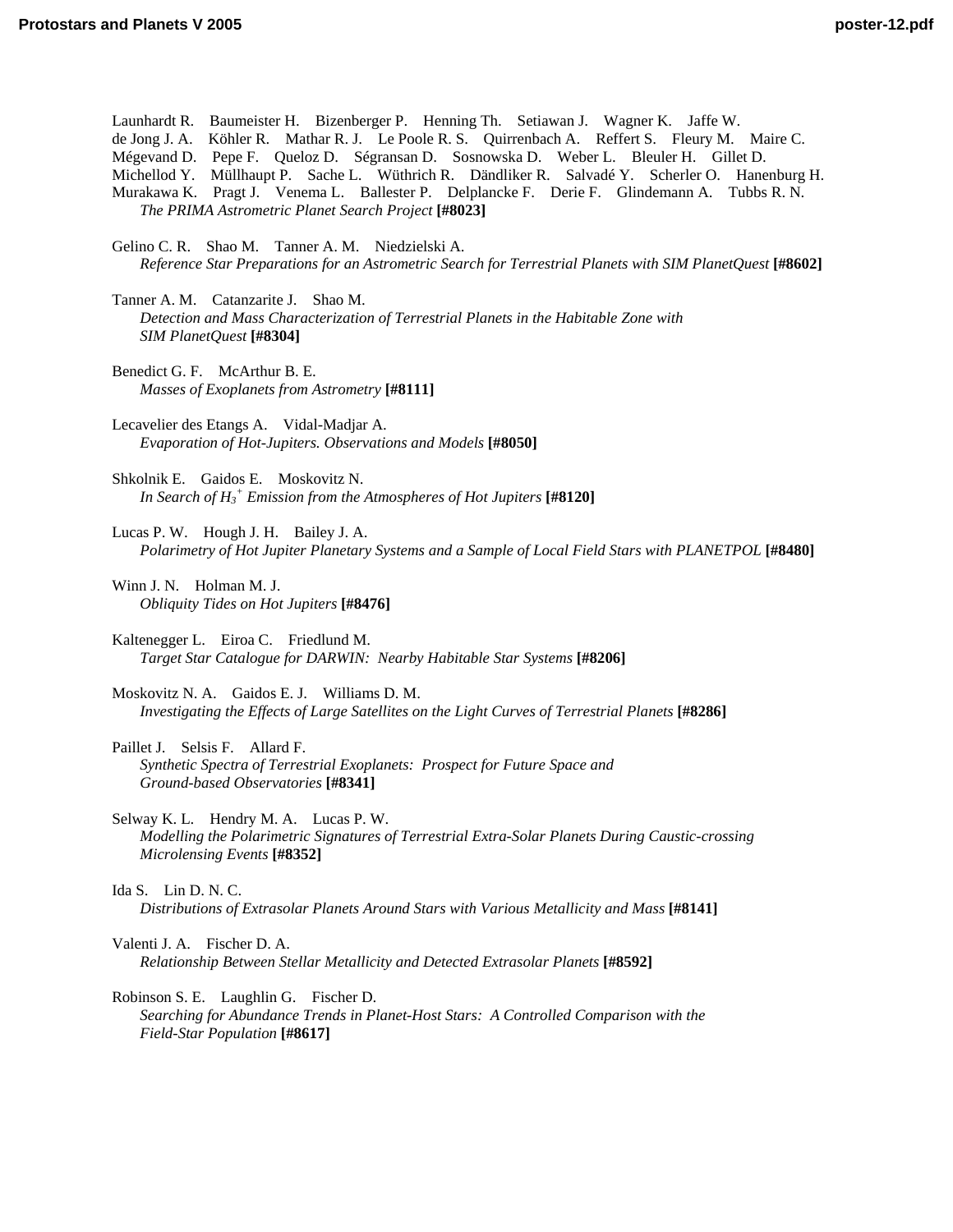Launhardt R. Baumeister H. Bizenberger P. Henning Th. Setiawan J. Wagner K. Jaffe W. de Jong J. A. Köhler R. Mathar R. J. Le Poole R. S. Quirrenbach A. Reffert S. Fleury M. Maire C. Mégevand D. Pepe F. Queloz D. Ségransan D. Sosnowska D. Weber L. Bleuler H. Gillet D. Michellod Y. Müllhaupt P. Sache L. Wüthrich R. Dändliker R. Salvadé Y. Scherler O. Hanenburg H. Murakawa K. Pragt J. Venema L. Ballester P. Delplancke F. Derie F. Glindemann A. Tubbs R. N.
*The PRIMA Astrometric Planet Search Project* **[#8023]**

Gelino C. R. Shao M. Tanner A. M. Niedzielski A.
*Reference Star Preparations for an Astrometric Search for Terrestrial Planets with SIM PlanetQuest* **[#8602]**

Tanner A. M. Catanzarite J. Shao M.
*Detection and Mass Characterization of Terrestrial Planets in the Habitable Zone with SIM PlanetQuest* **[#8304]**

Benedict G. F. McArthur B. E.
*Masses of Exoplanets from Astrometry* **[#8111]**

Lecavelier des Etangs A. Vidal-Madjar A.
*Evaporation of Hot-Jupiters. Observations and Models* **[#8050]**

Shkolnik E. Gaidos E. Moskovitz N.
*In Search of $H_3^+$ Emission from the Atmospheres of Hot Jupiters* **[#8120]**

Lucas P. W. Hough J. H. Bailey J. A.
*Polarimetry of Hot Jupiter Planetary Systems and a Sample of Local Field Stars with PLANETPOL* **[#8480]**

Winn J. N. Holman M. J.
*Obliquity Tides on Hot Jupiters* **[#8476]**

Kaltenegger L. Eiroa C. Friedlund M.
*Target Star Catalogue for DARWIN: Nearby Habitable Star Systems* **[#8206]**

Moskovitz N. A. Gaidos E. J. Williams D. M.
*Investigating the Effects of Large Satellites on the Light Curves of Terrestrial Planets* **[#8286]**

Paillet J. Selsis F. Allard F.
*Synthetic Spectra of Terrestrial Exoplanets: Prospect for Future Space and Ground-based Observatories* **[#8341]**

Selway K. L. Hendry M. A. Lucas P. W.
*Modelling the Polarimetric Signatures of Terrestrial Extra-Solar Planets During Caustic-crossing Microlensing Events* **[#8352]**

Ida S. Lin D. N. C.
*Distributions of Extrasolar Planets Around Stars with Various Metallicity and Mass* **[#8141]**

Valenti J. A. Fischer D. A.
*Relationship Between Stellar Metallicity and Detected Extrasolar Planets* **[#8592]**

Robinson S. E. Laughlin G. Fischer D.
*Searching for Abundance Trends in Planet-Host Stars: A Controlled Comparison with the Field-Star Population* **[#8617]**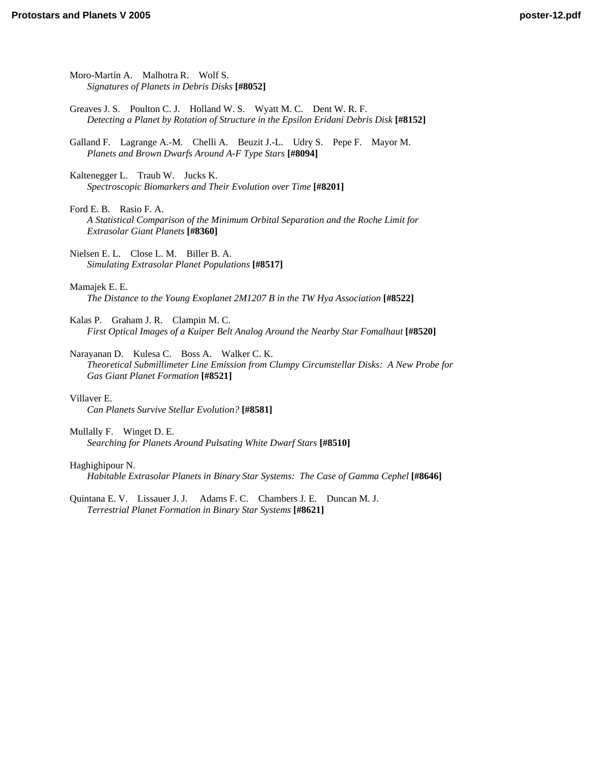Moro-Martín A.    Malhotra R.    Wolf S.
*Signatures of Planets in Debris Disks* **[#8052]**

Greaves J. S.    Poulton C. J.    Holland W. S.    Wyatt M. C.    Dent W. R. F.
*Detecting a Planet by Rotation of Structure in the Epsilon Eridani Debris Disk* **[#8152]**

Galland F.    Lagrange A.-M.    Chelli A.    Beuzit J.-L.    Udry S.    Pepe F.    Mayor M.
*Planets and Brown Dwarfs Around A-F Type Stars* **[#8094]**

Kaltenegger L.    Traub W.    Jucks K.
*Spectroscopic Biomarkers and Their Evolution over Time* **[#8201]**

Ford E. B.    Rasio F. A.
*A Statistical Comparison of the Minimum Orbital Separation and the Roche Limit for Extrasolar Giant Planets* **[#8360]**

Nielsen E. L.    Close L. M.    Biller B. A.
*Simulating Extrasolar Planet Populations* **[#8517]**

Mamajek E. E.
*The Distance to the Young Exoplanet 2M1207 B in the TW Hya Association* **[#8522]**

Kalas P.    Graham J. R.    Clampin M. C.
*First Optical Images of a Kuiper Belt Analog Around the Nearby Star Fomalhaut* **[#8520]**

Narayanan D.    Kulesa C.    Boss A.    Walker C. K.
*Theoretical Submillimeter Line Emission from Clumpy Circumstellar Disks:  A New Probe for Gas Giant Planet Formation* **[#8521]**

Villaver E.
*Can Planets Survive Stellar Evolution?* **[#8581]**

Mullally F.    Winget D. E.
*Searching for Planets Around Pulsating White Dwarf Stars* **[#8510]**

Haghighipour N.
*Habitable Extrasolar Planets in Binary Star Systems:  The Case of Gamma Cephel* **[#8646]**

Quintana E. V.    Lissauer J. J.    Adams F. C.    Chambers J. E.    Duncan M. J.
*Terrestrial Planet Formation in Binary Star Systems* **[#8621]**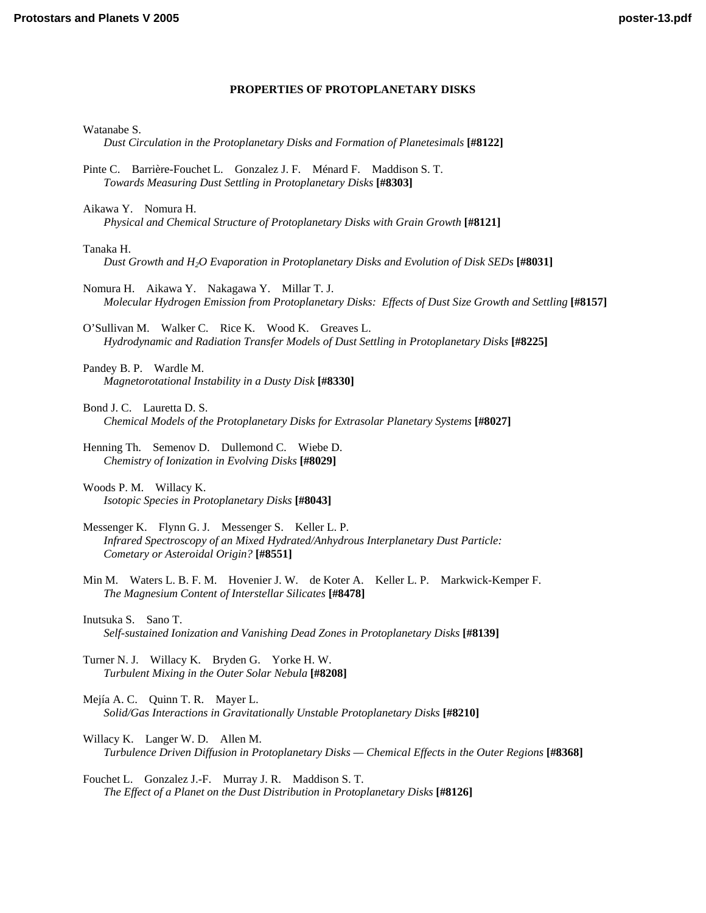## PROPERTIES OF PROTOPLANETARY DISKS

Watanabe S.
*Dust Circulation in the Protoplanetary Disks and Formation of Planetesimals* **[#8122]**

Pinte C. Barrière-Fouchet L. Gonzalez J. F. Ménard F. Maddison S. T.
*Towards Measuring Dust Settling in Protoplanetary Disks* **[#8303]**

Aikawa Y. Nomura H.
*Physical and Chemical Structure of Protoplanetary Disks with Grain Growth* **[#8121]**

Tanaka H.
*Dust Growth and $H_2O$ Evaporation in Protoplanetary Disks and Evolution of Disk SEDs* **[#8031]**

Nomura H. Aikawa Y. Nakagawa Y. Millar T. J.
*Molecular Hydrogen Emission from Protoplanetary Disks: Effects of Dust Size Growth and Settling* **[#8157]**

O'Sullivan M. Walker C. Rice K. Wood K. Greaves L.
*Hydrodynamic and Radiation Transfer Models of Dust Settling in Protoplanetary Disks* **[#8225]**

Pandey B. P. Wardle M.
*Magnetorotational Instability in a Dusty Disk* **[#8330]**

Bond J. C. Lauretta D. S.
*Chemical Models of the Protoplanetary Disks for Extrasolar Planetary Systems* **[#8027]**

Henning Th. Semenov D. Dullemond C. Wiebe D.
*Chemistry of Ionization in Evolving Disks* **[#8029]**

Woods P. M. Willacy K.
*Isotopic Species in Protoplanetary Disks* **[#8043]**

Messenger K. Flynn G. J. Messenger S. Keller L. P.
*Infrared Spectroscopy of an Mixed Hydrated/Anhydrous Interplanetary Dust Particle: Cometary or Asteroidal Origin?* **[#8551]**

Min M. Waters L. B. F. M. Hovenier J. W. de Koter A. Keller L. P. Markwick-Kemper F.
*The Magnesium Content of Interstellar Silicates* **[#8478]**

Inutsuka S. Sano T.
*Self-sustained Ionization and Vanishing Dead Zones in Protoplanetary Disks* **[#8139]**

Turner N. J. Willacy K. Bryden G. Yorke H. W.
*Turbulent Mixing in the Outer Solar Nebula* **[#8208]**

Mejía A. C. Quinn T. R. Mayer L.
*Solid/Gas Interactions in Gravitationally Unstable Protoplanetary Disks* **[#8210]**

Willacy K. Langer W. D. Allen M.
*Turbulence Driven Diffusion in Protoplanetary Disks — Chemical Effects in the Outer Regions* **[#8368]**

Fouchet L. Gonzalez J.-F. Murray J. R. Maddison S. T.
*The Effect of a Planet on the Dust Distribution in Protoplanetary Disks* **[#8126]**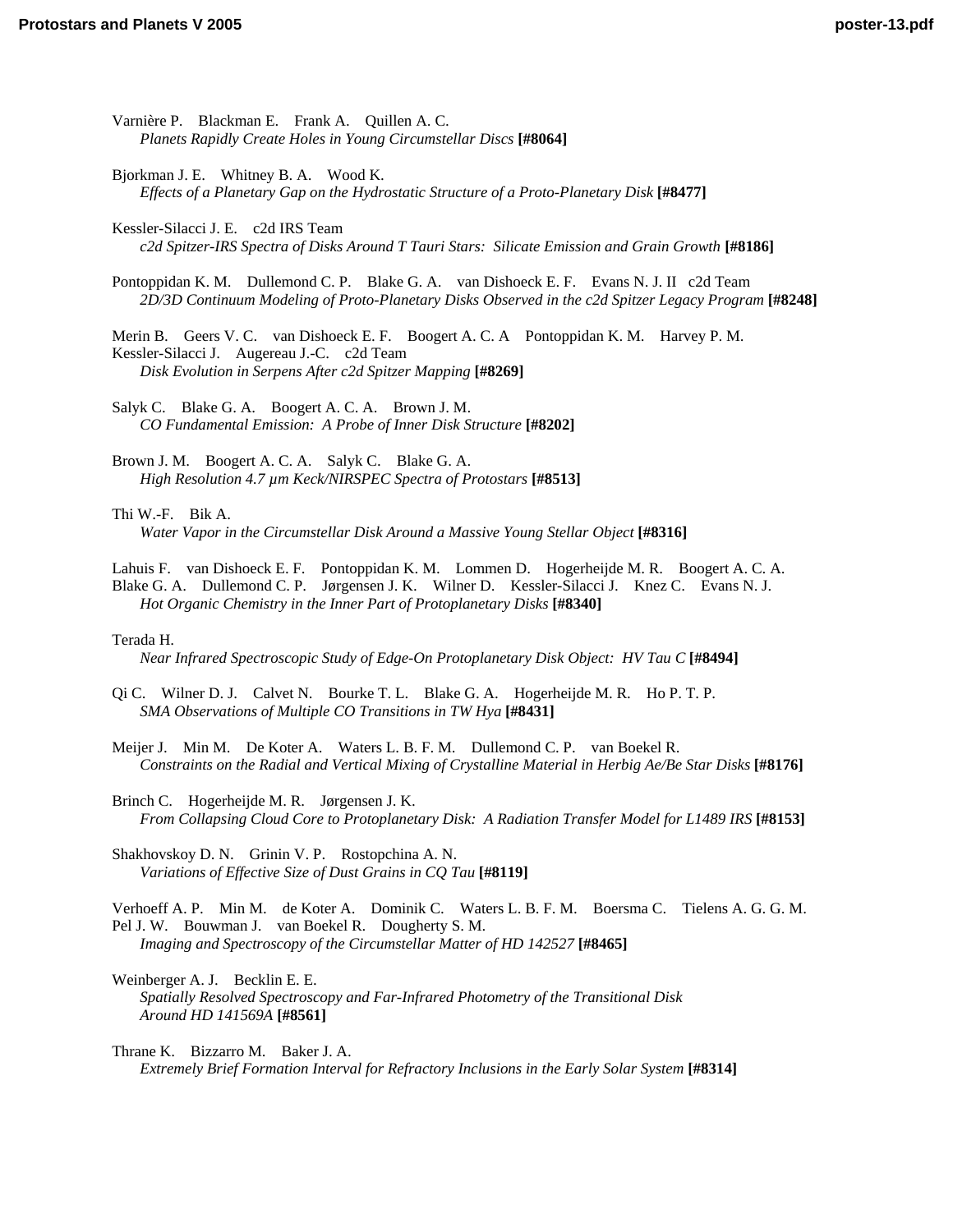Varnière P. Blackman E. Frank A. Quillen A. C.
*Planets Rapidly Create Holes in Young Circumstellar Discs* **[#8064]**

Bjorkman J. E. Whitney B. A. Wood K.
*Effects of a Planetary Gap on the Hydrostatic Structure of a Proto-Planetary Disk* **[#8477]**

Kessler-Silacci J. E. c2d IRS Team
*c2d Spitzer-IRS Spectra of Disks Around T Tauri Stars: Silicate Emission and Grain Growth* **[#8186]**

Pontoppidan K. M. Dullemond C. P. Blake G. A. van Dishoeck E. F. Evans N. J. II c2d Team
*2D/3D Continuum Modeling of Proto-Planetary Disks Observed in the c2d Spitzer Legacy Program* **[#8248]**

Merin B. Geers V. C. van Dishoeck E. F. Boogert A. C. A Pontoppidan K. M. Harvey P. M. Kessler-Silacci J. Augereau J.-C. c2d Team
*Disk Evolution in Serpens After c2d Spitzer Mapping* **[#8269]**

Salyk C. Blake G. A. Boogert A. C. A. Brown J. M.
*CO Fundamental Emission: A Probe of Inner Disk Structure* **[#8202]**

Brown J. M. Boogert A. C. A. Salyk C. Blake G. A.
*High Resolution 4.7 µm Keck/NIRSPEC Spectra of Protostars* **[#8513]**

Thi W.-F. Bik A.
*Water Vapor in the Circumstellar Disk Around a Massive Young Stellar Object* **[#8316]**

Lahuis F. van Dishoeck E. F. Pontoppidan K. M. Lommen D. Hogerheijde M. R. Boogert A. C. A. Blake G. A. Dullemond C. P. Jørgensen J. K. Wilner D. Kessler-Silacci J. Knez C. Evans N. J.
*Hot Organic Chemistry in the Inner Part of Protoplanetary Disks* **[#8340]**

Terada H.
*Near Infrared Spectroscopic Study of Edge-On Protoplanetary Disk Object: HV Tau C* **[#8494]**

Qi C. Wilner D. J. Calvet N. Bourke T. L. Blake G. A. Hogerheijde M. R. Ho P. T. P.
*SMA Observations of Multiple CO Transitions in TW Hya* **[#8431]**

Meijer J. Min M. De Koter A. Waters L. B. F. M. Dullemond C. P. van Boekel R.
*Constraints on the Radial and Vertical Mixing of Crystalline Material in Herbig Ae/Be Star Disks* **[#8176]**

Brinch C. Hogerheijde M. R. Jørgensen J. K.
*From Collapsing Cloud Core to Protoplanetary Disk: A Radiation Transfer Model for L1489 IRS* **[#8153]**

Shakhovskoy D. N. Grinin V. P. Rostopchina A. N.
*Variations of Effective Size of Dust Grains in CQ Tau* **[#8119]**

Verhoeff A. P. Min M. de Koter A. Dominik C. Waters L. B. F. M. Boersma C. Tielens A. G. G. M. Pel J. W. Bouwman J. van Boekel R. Dougherty S. M.
*Imaging and Spectroscopy of the Circumstellar Matter of HD 142527* **[#8465]**

Weinberger A. J. Becklin E. E.
*Spatially Resolved Spectroscopy and Far-Infrared Photometry of the Transitional Disk Around HD 141569A* **[#8561]**

Thrane K. Bizzarro M. Baker J. A.
*Extremely Brief Formation Interval for Refractory Inclusions in the Early Solar System* **[#8314]**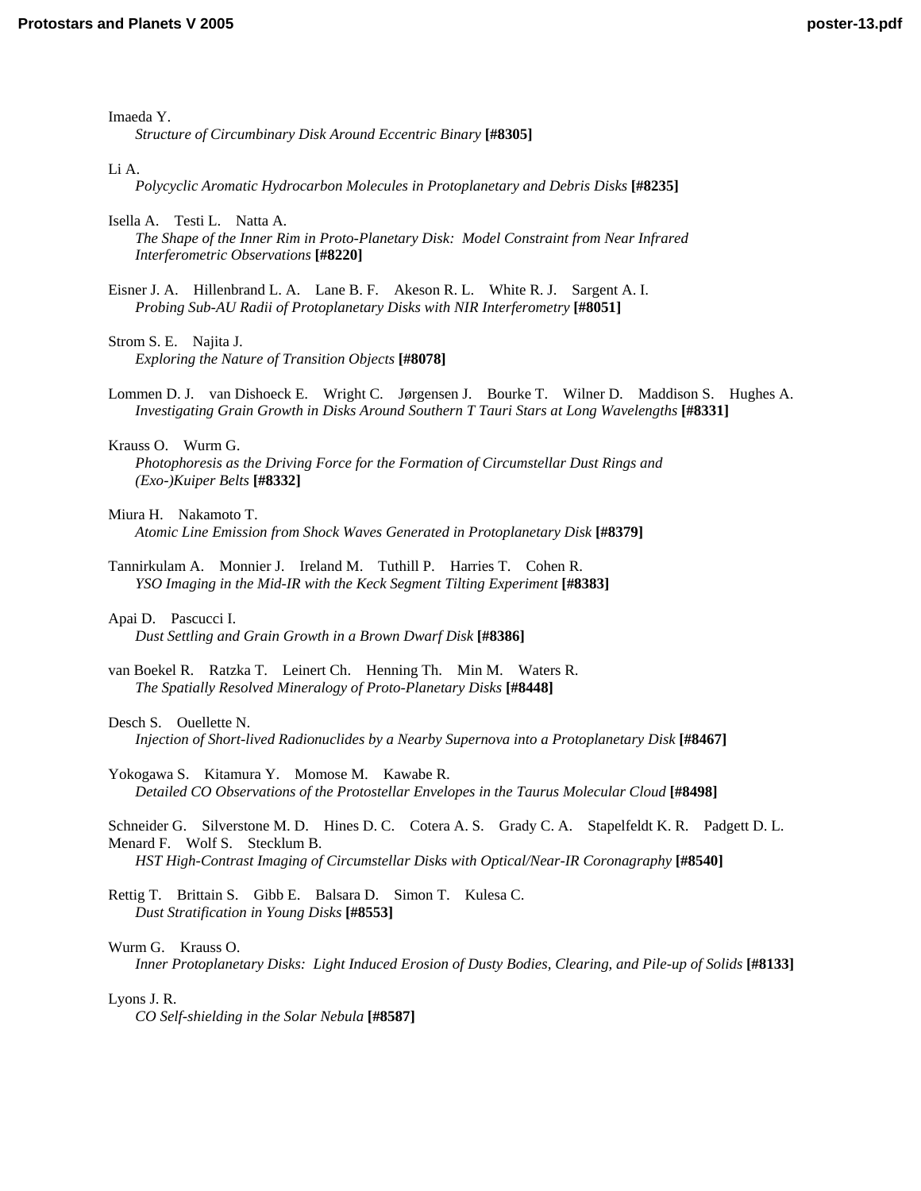Imaeda Y.
*Structure of Circumbinary Disk Around Eccentric Binary* **[#8305]**

Li A.
*Polycyclic Aromatic Hydrocarbon Molecules in Protoplanetary and Debris Disks* **[#8235]**

Isella A. Testi L. Natta A.
*The Shape of the Inner Rim in Proto-Planetary Disk: Model Constraint from Near Infrared Interferometric Observations* **[#8220]**

Eisner J. A. Hillenbrand L. A. Lane B. F. Akeson R. L. White R. J. Sargent A. I.
*Probing Sub-AU Radii of Protoplanetary Disks with NIR Interferometry* **[#8051]**

Strom S. E. Najita J.
*Exploring the Nature of Transition Objects* **[#8078]**

Lommen D. J. van Dishoeck E. Wright C. Jørgensen J. Bourke T. Wilner D. Maddison S. Hughes A.
*Investigating Grain Growth in Disks Around Southern T Tauri Stars at Long Wavelengths* **[#8331]**

Krauss O. Wurm G.
*Photophoresis as the Driving Force for the Formation of Circumstellar Dust Rings and (Exo-)Kuiper Belts* **[#8332]**

Miura H. Nakamoto T.
*Atomic Line Emission from Shock Waves Generated in Protoplanetary Disk* **[#8379]**

Tannirkulam A. Monnier J. Ireland M. Tuthill P. Harries T. Cohen R.
*YSO Imaging in the Mid-IR with the Keck Segment Tilting Experiment* **[#8383]**

Apai D. Pascucci I.
*Dust Settling and Grain Growth in a Brown Dwarf Disk* **[#8386]**

van Boekel R. Ratzka T. Leinert Ch. Henning Th. Min M. Waters R.
*The Spatially Resolved Mineralogy of Proto-Planetary Disks* **[#8448]**

Desch S. Ouellette N.
*Injection of Short-lived Radionuclides by a Nearby Supernova into a Protoplanetary Disk* **[#8467]**

Yokogawa S. Kitamura Y. Momose M. Kawabe R.
*Detailed CO Observations of the Protostellar Envelopes in the Taurus Molecular Cloud* **[#8498]**

Schneider G. Silverstone M. D. Hines D. C. Cotera A. S. Grady C. A. Stapelfeldt K. R. Padgett D. L. Menard F. Wolf S. Stecklum B.
*HST High-Contrast Imaging of Circumstellar Disks with Optical/Near-IR Coronagraphy* **[#8540]**

Rettig T. Brittain S. Gibb E. Balsara D. Simon T. Kulesa C.
*Dust Stratification in Young Disks* **[#8553]**

Wurm G. Krauss O.
*Inner Protoplanetary Disks: Light Induced Erosion of Dusty Bodies, Clearing, and Pile-up of Solids* **[#8133]**

Lyons J. R.
*CO Self-shielding in the Solar Nebula* **[#8587]**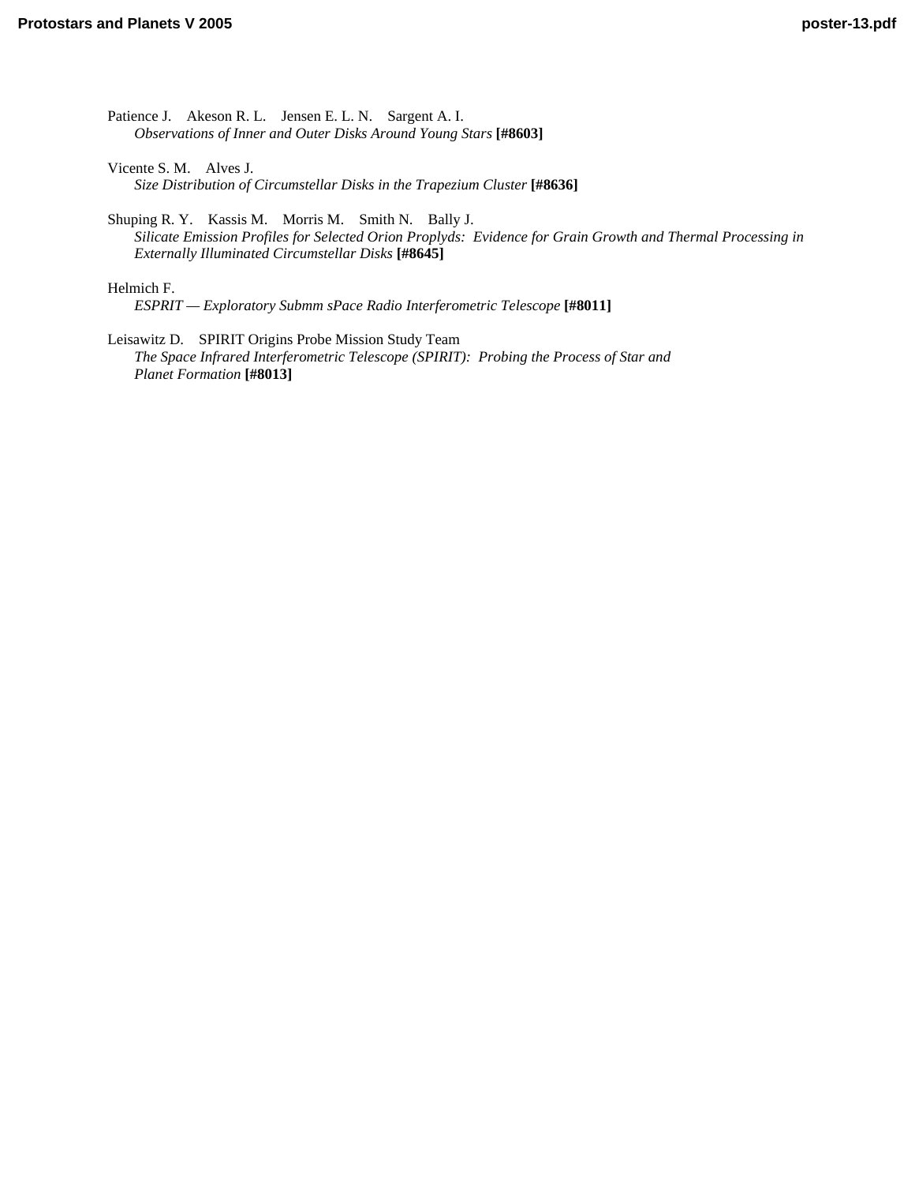Patience J. Akeson R. L. Jensen E. L. N. Sargent A. I.
*Observations of Inner and Outer Disks Around Young Stars* **[#8603]**

Vicente S. M. Alves J.
*Size Distribution of Circumstellar Disks in the Trapezium Cluster* **[#8636]**

Shuping R. Y. Kassis M. Morris M. Smith N. Bally J.
*Silicate Emission Profiles for Selected Orion Proplyds: Evidence for Grain Growth and Thermal Processing in Externally Illuminated Circumstellar Disks* **[#8645]**

Helmich F.
*ESPRIT — Exploratory Submm sPace Radio Interferometric Telescope* **[#8011]**

Leisawitz D. SPIRIT Origins Probe Mission Study Team
*The Space Infrared Interferometric Telescope (SPIRIT): Probing the Process of Star and Planet Formation* **[#8013]**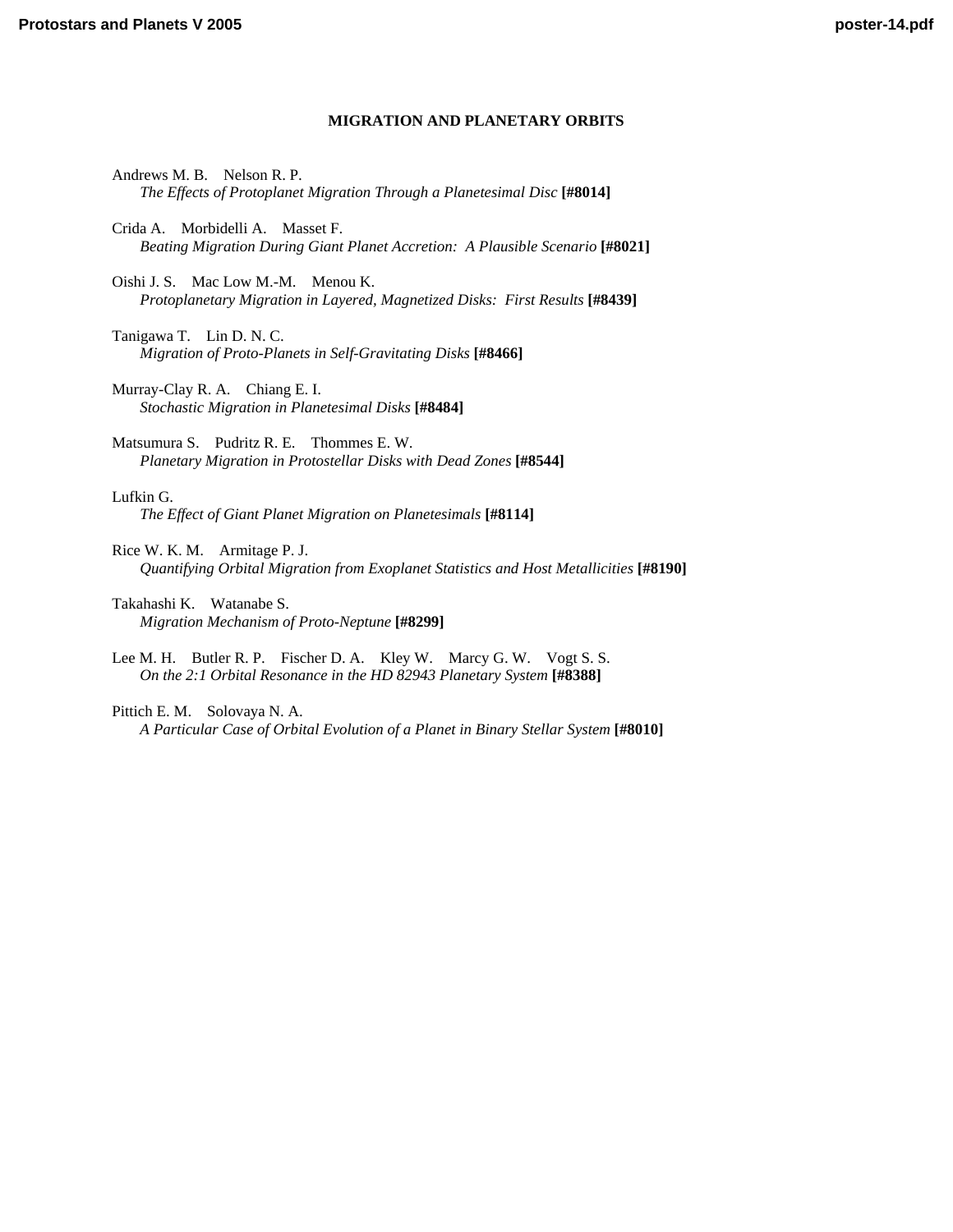# MIGRATION AND PLANETARY ORBITS

Andrews M. B.    Nelson R. P.  
*The Effects of Protoplanet Migration Through a Planetesimal Disc* **[#8014]**

Crida A.    Morbidelli A.    Masset F.  
*Beating Migration During Giant Planet Accretion: A Plausible Scenario* **[#8021]**

Oishi J. S.    Mac Low M.-M.    Menou K.  
*Protoplanetary Migration in Layered, Magnetized Disks: First Results* **[#8439]**

Tanigawa T.    Lin D. N. C.  
*Migration of Proto-Planets in Self-Gravitating Disks* **[#8466]**

Murray-Clay R. A.    Chiang E. I.  
*Stochastic Migration in Planetesimal Disks* **[#8484]**

Matsumura S.    Pudritz R. E.    Thommes E. W.  
*Planetary Migration in Protostellar Disks with Dead Zones* **[#8544]**

Lufkin G.  
*The Effect of Giant Planet Migration on Planetesimals* **[#8114]**

Rice W. K. M.    Armitage P. J.  
*Quantifying Orbital Migration from Exoplanet Statistics and Host Metallicities* **[#8190]**

Takahashi K.    Watanabe S.  
*Migration Mechanism of Proto-Neptune* **[#8299]**

Lee M. H.    Butler R. P.    Fischer D. A.    Kley W.    Marcy G. W.    Vogt S. S.  
*On the 2:1 Orbital Resonance in the HD 82943 Planetary System* **[#8388]**

Pittich E. M.    Solovaya N. A.  
*A Particular Case of Orbital Evolution of a Planet in Binary Stellar System* **[#8010]**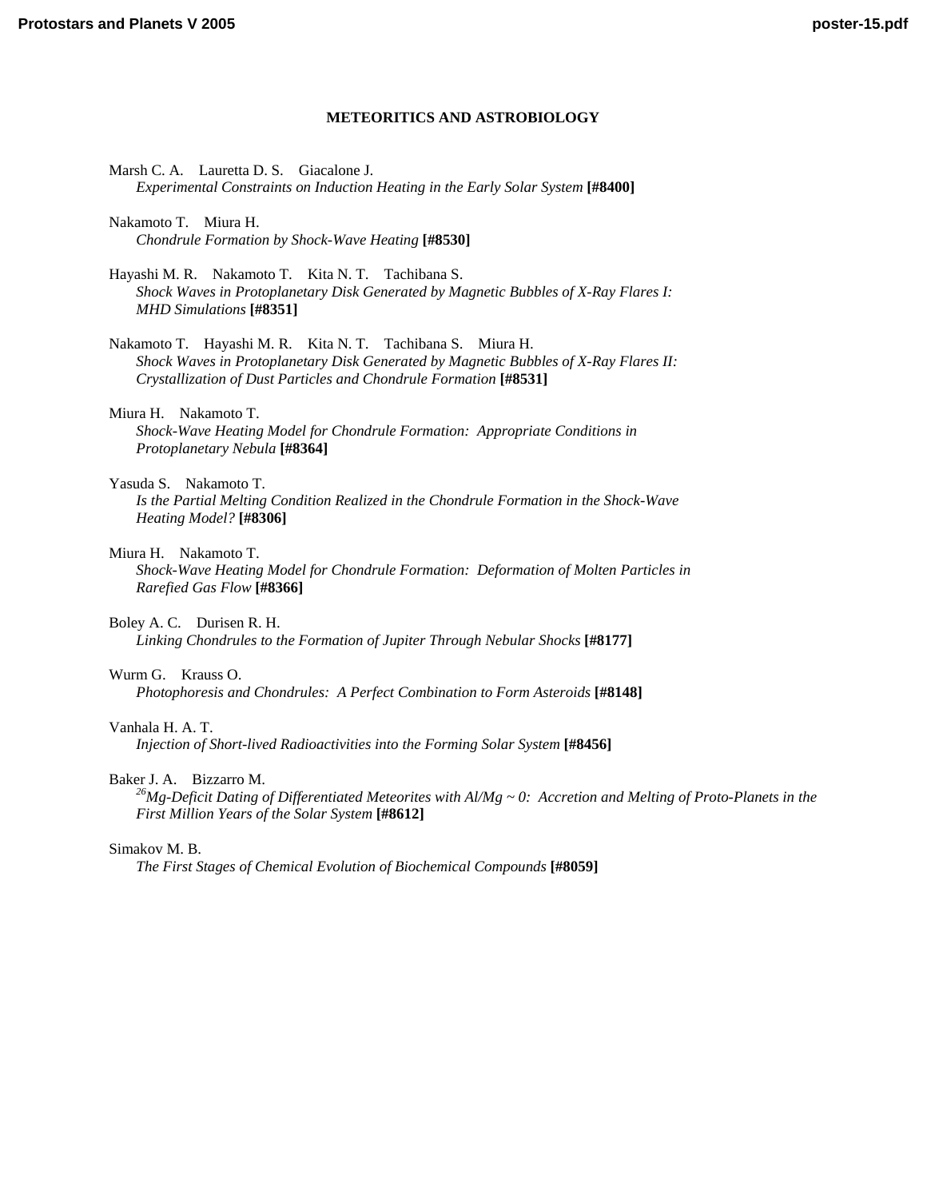## METEORITICS AND ASTROBIOLOGY

Marsh C. A. Lauretta D. S. Giacalone J.
*Experimental Constraints on Induction Heating in the Early Solar System* **[#8400]**

Nakamoto T. Miura H.
*Chondrule Formation by Shock-Wave Heating* **[#8530]**

Hayashi M. R. Nakamoto T. Kita N. T. Tachibana S.
*Shock Waves in Protoplanetary Disk Generated by Magnetic Bubbles of X-Ray Flares I: MHD Simulations* **[#8351]**

Nakamoto T. Hayashi M. R. Kita N. T. Tachibana S. Miura H.
*Shock Waves in Protoplanetary Disk Generated by Magnetic Bubbles of X-Ray Flares II: Crystallization of Dust Particles and Chondrule Formation* **[#8531]**

Miura H. Nakamoto T.
*Shock-Wave Heating Model for Chondrule Formation: Appropriate Conditions in Protoplanetary Nebula* **[#8364]**

Yasuda S. Nakamoto T.
*Is the Partial Melting Condition Realized in the Chondrule Formation in the Shock-Wave Heating Model?* **[#8306]**

Miura H. Nakamoto T.
*Shock-Wave Heating Model for Chondrule Formation: Deformation of Molten Particles in Rarefied Gas Flow* **[#8366]**

Boley A. C. Durisen R. H.
*Linking Chondrules to the Formation of Jupiter Through Nebular Shocks* **[#8177]**

Wurm G. Krauss O.
*Photophoresis and Chondrules: A Perfect Combination to Form Asteroids* **[#8148]**

Vanhala H. A. T.
*Injection of Short-lived Radioactivities into the Forming Solar System* **[#8456]**

Baker J. A. Bizzarro M.
*$^{26}$Mg-Deficit Dating of Differentiated Meteorites with Al/Mg ~ 0: Accretion and Melting of Proto-Planets in the First Million Years of the Solar System* **[#8612]**

Simakov M. B.
*The First Stages of Chemical Evolution of Biochemical Compounds* **[#8059]**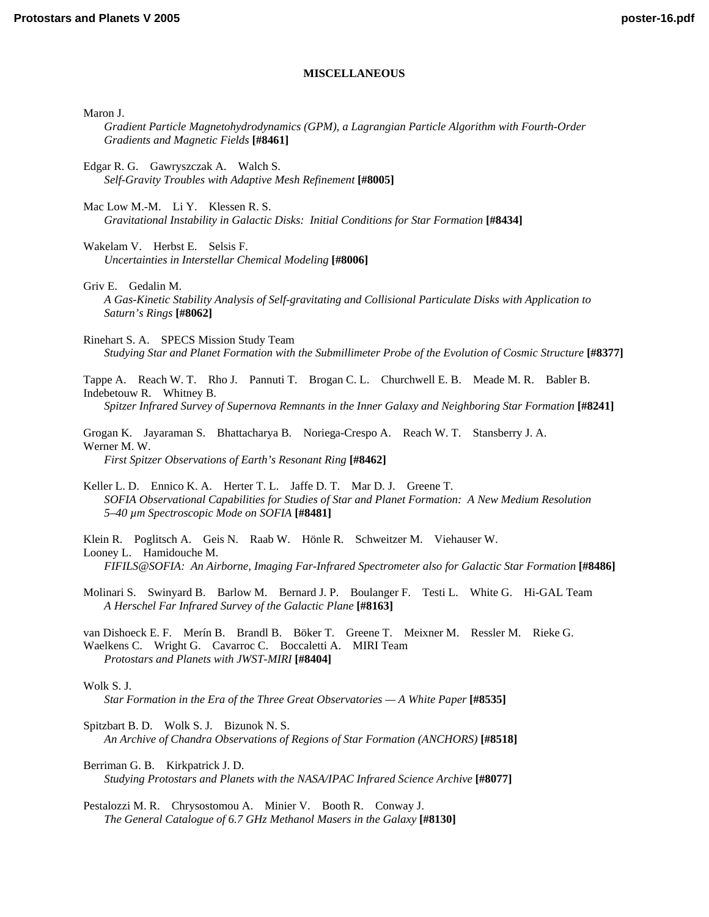## MISCELLANEOUS

Maron J.
*Gradient Particle Magnetohydrodynamics (GPM), a Lagrangian Particle Algorithm with Fourth-Order Gradients and Magnetic Fields* **[#8461]**

Edgar R. G. Gawryszczak A. Walch S.
*Self-Gravity Troubles with Adaptive Mesh Refinement* **[#8005]**

Mac Low M.-M. Li Y. Klessen R. S.
*Gravitational Instability in Galactic Disks: Initial Conditions for Star Formation* **[#8434]**

Wakelam V. Herbst E. Selsis F.
*Uncertainties in Interstellar Chemical Modeling* **[#8006]**

Griv E. Gedalin M.
*A Gas-Kinetic Stability Analysis of Self-gravitating and Collisional Particulate Disks with Application to Saturn's Rings* **[#8062]**

Rinehart S. A. SPECS Mission Study Team
*Studying Star and Planet Formation with the Submillimeter Probe of the Evolution of Cosmic Structure* **[#8377]**

Tappe A. Reach W. T. Rho J. Pannuti T. Brogan C. L. Churchwell E. B. Meade M. R. Babler B. Indebetouw R. Whitney B.
*Spitzer Infrared Survey of Supernova Remnants in the Inner Galaxy and Neighboring Star Formation* **[#8241]**

Grogan K. Jayaraman S. Bhattacharya B. Noriega-Crespo A. Reach W. T. Stansberry J. A. Werner M. W.
*First Spitzer Observations of Earth's Resonant Ring* **[#8462]**

Keller L. D. Ennico K. A. Herter T. L. Jaffe D. T. Mar D. J. Greene T.
*SOFIA Observational Capabilities for Studies of Star and Planet Formation: A New Medium Resolution 5–40 µm Spectroscopic Mode on SOFIA* **[#8481]**

Klein R. Poglitsch A. Geis N. Raab W. Hönle R. Schweitzer M. Viehauser W. Looney L. Hamidouche M.
*FIFILS@SOFIA: An Airborne, Imaging Far-Infrared Spectrometer also for Galactic Star Formation* **[#8486]**

Molinari S. Swinyard B. Barlow M. Bernard J. P. Boulanger F. Testi L. White G. Hi-GAL Team
*A Herschel Far Infrared Survey of the Galactic Plane* **[#8163]**

van Dishoeck E. F. Merín B. Brandl B. Böker T. Greene T. Meixner M. Ressler M. Rieke G. Waelkens C. Wright G. Cavarroc C. Boccaletti A. MIRI Team
*Protostars and Planets with JWST-MIRI* **[#8404]**

Wolk S. J.
*Star Formation in the Era of the Three Great Observatories — A White Paper* **[#8535]**

Spitzbart B. D. Wolk S. J. Bizunok N. S.
*An Archive of Chandra Observations of Regions of Star Formation (ANCHORS)* **[#8518]**

Berriman G. B. Kirkpatrick J. D.
*Studying Protostars and Planets with the NASA/IPAC Infrared Science Archive* **[#8077]**

Pestalozzi M. R. Chrysostomou A. Minier V. Booth R. Conway J.
*The General Catalogue of 6.7 GHz Methanol Masers in the Galaxy* **[#8130]**